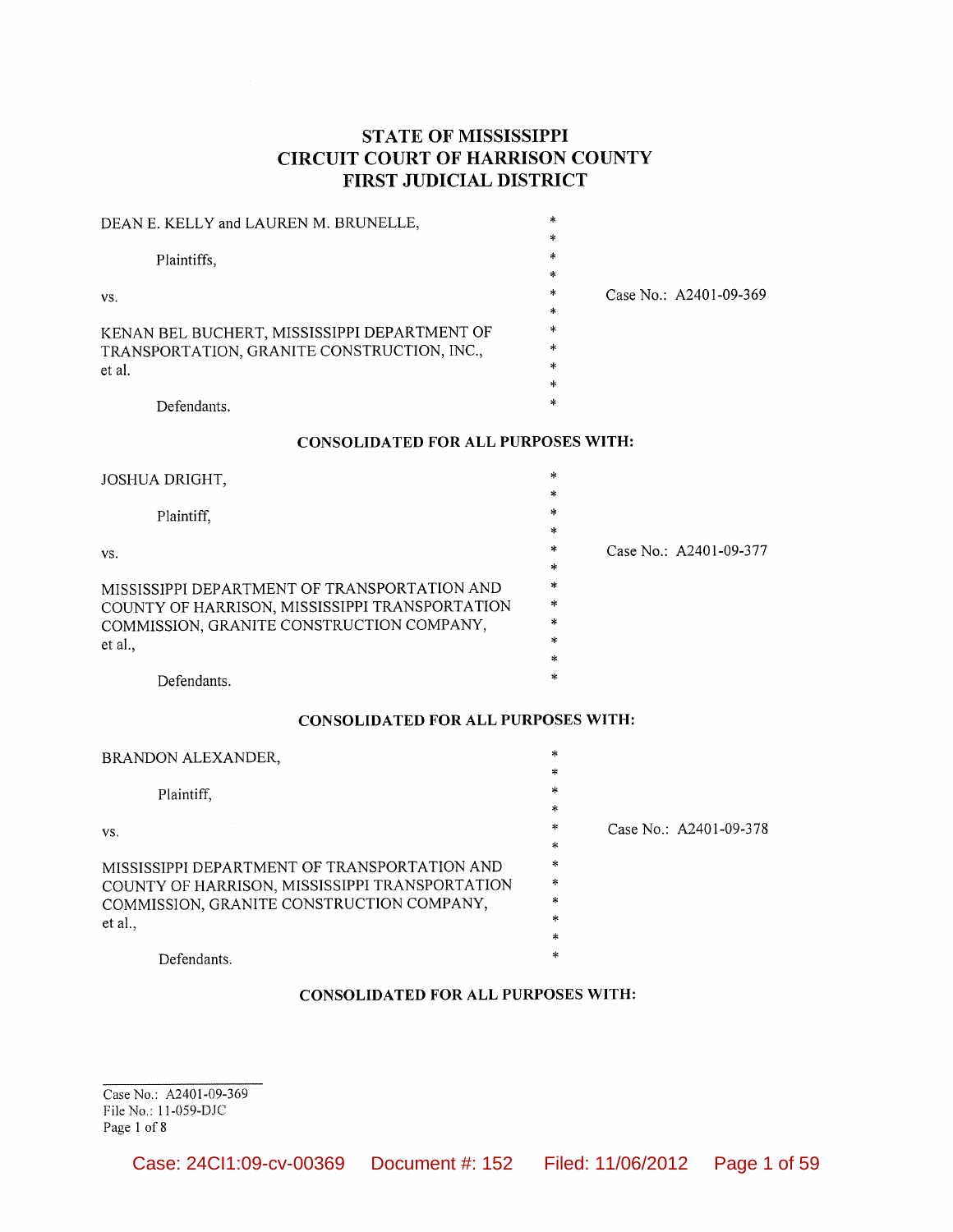# STATE OF MISSISSIPPI
# CIRCUIT COURT OF HARRISON COUNTY
# FIRST JUDICIAL DISTRICT

DEAN E. KELLY and LAUREN M. BRUNELLE,

Plaintiffs,

vs. — Case No.: A2401-09-369

KENAN BEL BUCHERT, MISSISSIPPI DEPARTMENT OF TRANSPORTATION, GRANITE CONSTRUCTION, INC., et al.

Defendants.

**CONSOLIDATED FOR ALL PURPOSES WITH:**

JOSHUA DRIGHT,

Plaintiff,

vs. — Case No.: A2401-09-377

MISSISSIPPI DEPARTMENT OF TRANSPORTATION AND COUNTY OF HARRISON, MISSISSIPPI TRANSPORTATION COMMISSION, GRANITE CONSTRUCTION COMPANY, et al.,

Defendants.

**CONSOLIDATED FOR ALL PURPOSES WITH:**

BRANDON ALEXANDER,

Plaintiff,

vs. — Case No.: A2401-09-378

MISSISSIPPI DEPARTMENT OF TRANSPORTATION AND COUNTY OF HARRISON, MISSISSIPPI TRANSPORTATION COMMISSION, GRANITE CONSTRUCTION COMPANY, et al.,

Defendants.

**CONSOLIDATED FOR ALL PURPOSES WITH:**

Case No.: A2401-09-369
File No.: 11-059-DJC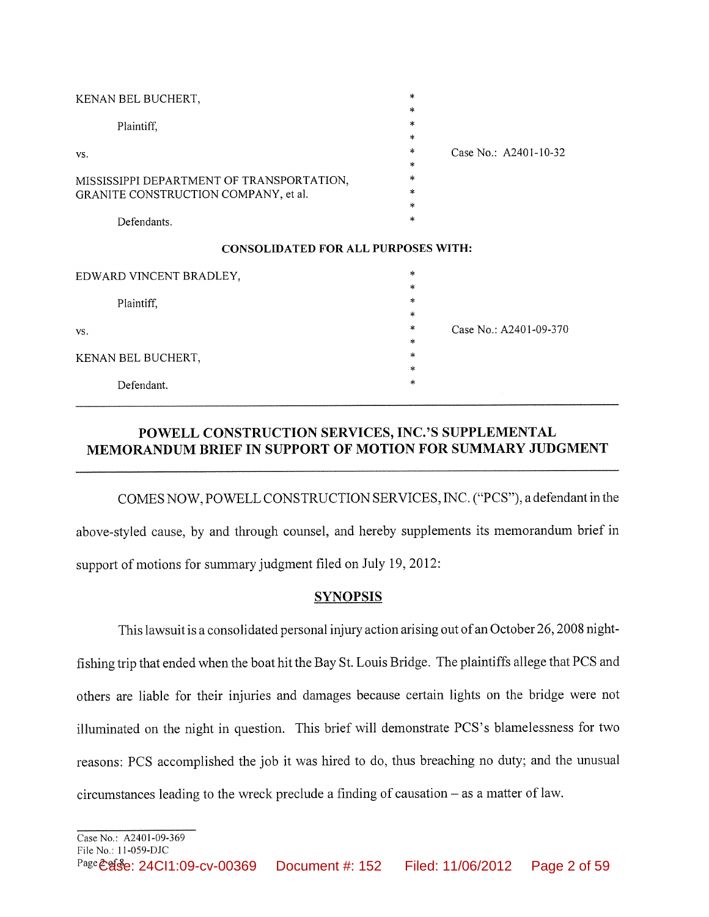KENAN BEL BUCHERT,

Plaintiff,

vs.

MISSISSIPPI DEPARTMENT OF TRANSPORTATION,
GRANITE CONSTRUCTION COMPANY, et al.

Defendants.

Case No.: A2401-10-32

**CONSOLIDATED FOR ALL PURPOSES WITH:**

EDWARD VINCENT BRADLEY,

Plaintiff,

vs.

KENAN BEL BUCHERT,

Defendant.

Case No.: A2401-09-370

---

## POWELL CONSTRUCTION SERVICES, INC.'S SUPPLEMENTAL MEMORANDUM BRIEF IN SUPPORT OF MOTION FOR SUMMARY JUDGMENT

---

COMES NOW, POWELL CONSTRUCTION SERVICES, INC. ("PCS"), a defendant in the above-styled cause, by and through counsel, and hereby supplements its memorandum brief in support of motions for summary judgment filed on July 19, 2012:

### SYNOPSIS

This lawsuit is a consolidated personal injury action arising out of an October 26, 2008 night-fishing trip that ended when the boat hit the Bay St. Louis Bridge. The plaintiffs allege that PCS and others are liable for their injuries and damages because certain lights on the bridge were not illuminated on the night in question. This brief will demonstrate PCS's blamelessness for two reasons: PCS accomplished the job it was hired to do, thus breaching no duty; and the unusual circumstances leading to the wreck preclude a finding of causation – as a matter of law.

Case No.: A2401-09-369
File No.: 11-059-DJC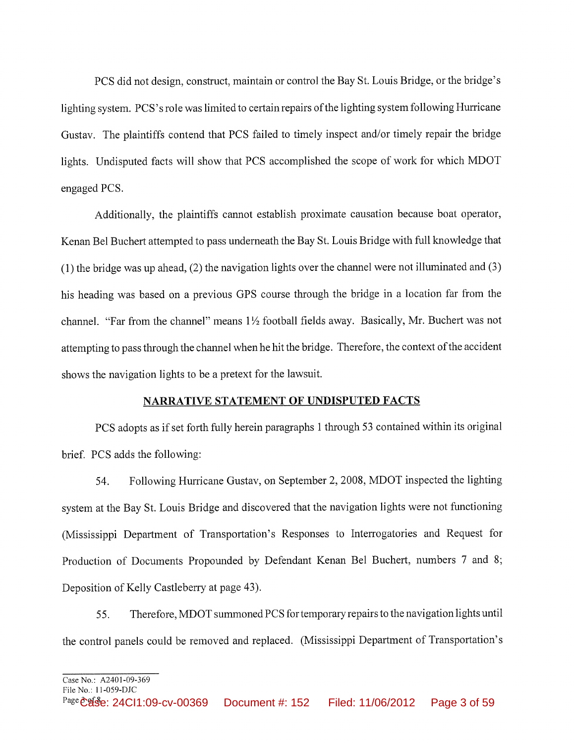PCS did not design, construct, maintain or control the Bay St. Louis Bridge, or the bridge's lighting system. PCS's role was limited to certain repairs of the lighting system following Hurricane Gustav. The plaintiffs contend that PCS failed to timely inspect and/or timely repair the bridge lights. Undisputed facts will show that PCS accomplished the scope of work for which MDOT engaged PCS.

Additionally, the plaintiffs cannot establish proximate causation because boat operator, Kenan Bel Buchert attempted to pass underneath the Bay St. Louis Bridge with full knowledge that (1) the bridge was up ahead, (2) the navigation lights over the channel were not illuminated and (3) his heading was based on a previous GPS course through the bridge in a location far from the channel. "Far from the channel" means 1½ football fields away. Basically, Mr. Buchert was not attempting to pass through the channel when he hit the bridge. Therefore, the context of the accident shows the navigation lights to be a pretext for the lawsuit.

## NARRATIVE STATEMENT OF UNDISPUTED FACTS

PCS adopts as if set forth fully herein paragraphs 1 through 53 contained within its original brief. PCS adds the following:

54. Following Hurricane Gustav, on September 2, 2008, MDOT inspected the lighting system at the Bay St. Louis Bridge and discovered that the navigation lights were not functioning (Mississippi Department of Transportation's Responses to Interrogatories and Request for Production of Documents Propounded by Defendant Kenan Bel Buchert, numbers 7 and 8; Deposition of Kelly Castleberry at page 43).

55. Therefore, MDOT summoned PCS for temporary repairs to the navigation lights until the control panels could be removed and replaced. (Mississippi Department of Transportation's

Case No.: A2401-09-369
File No.: 11-059-DJC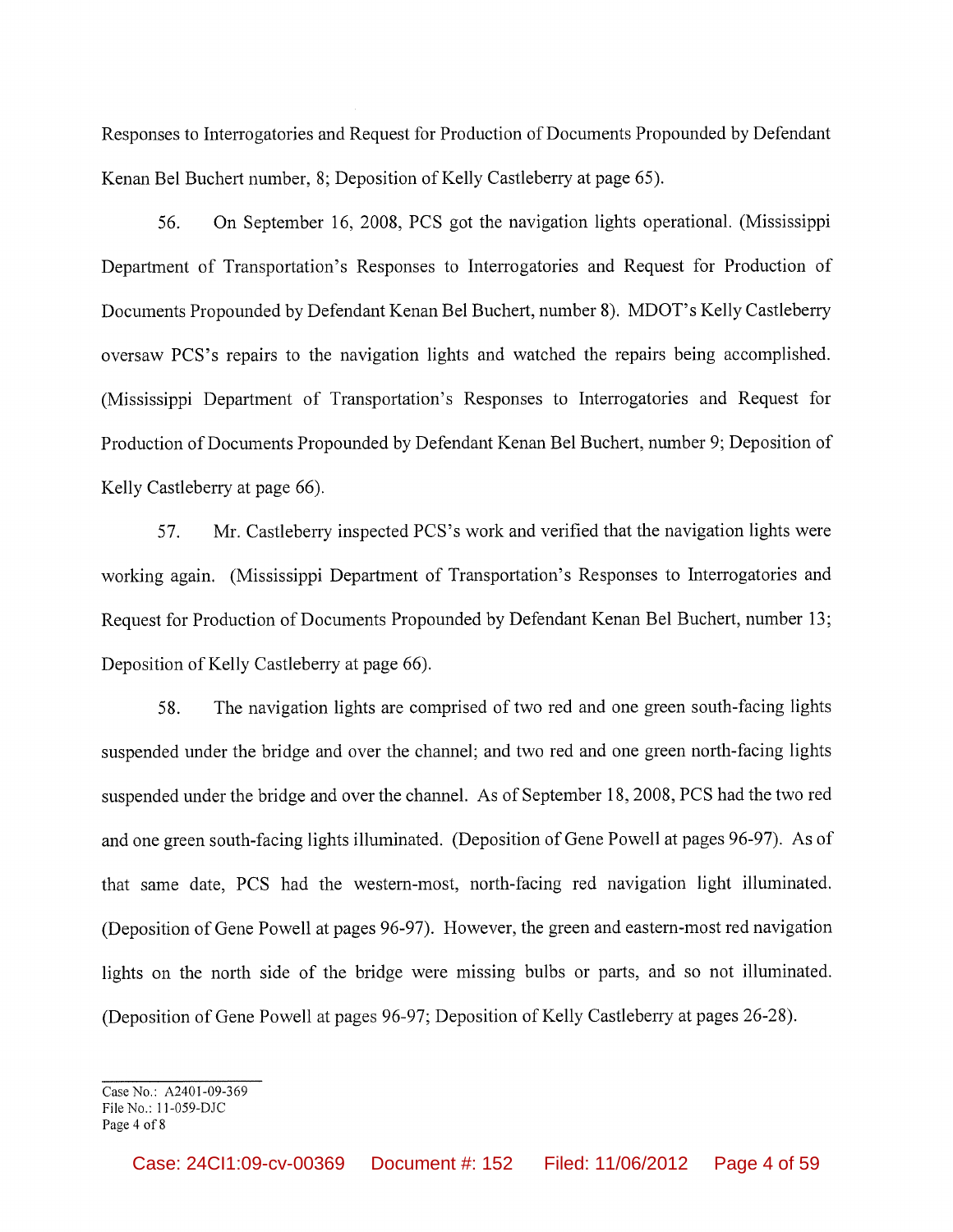Responses to Interrogatories and Request for Production of Documents Propounded by Defendant Kenan Bel Buchert number, 8; Deposition of Kelly Castleberry at page 65).

56. On September 16, 2008, PCS got the navigation lights operational. (Mississippi Department of Transportation's Responses to Interrogatories and Request for Production of Documents Propounded by Defendant Kenan Bel Buchert, number 8). MDOT's Kelly Castleberry oversaw PCS's repairs to the navigation lights and watched the repairs being accomplished. (Mississippi Department of Transportation's Responses to Interrogatories and Request for Production of Documents Propounded by Defendant Kenan Bel Buchert, number 9; Deposition of Kelly Castleberry at page 66).

57. Mr. Castleberry inspected PCS's work and verified that the navigation lights were working again. (Mississippi Department of Transportation's Responses to Interrogatories and Request for Production of Documents Propounded by Defendant Kenan Bel Buchert, number 13; Deposition of Kelly Castleberry at page 66).

58. The navigation lights are comprised of two red and one green south-facing lights suspended under the bridge and over the channel; and two red and one green north-facing lights suspended under the bridge and over the channel. As of September 18, 2008, PCS had the two red and one green south-facing lights illuminated. (Deposition of Gene Powell at pages 96-97). As of that same date, PCS had the western-most, north-facing red navigation light illuminated. (Deposition of Gene Powell at pages 96-97). However, the green and eastern-most red navigation lights on the north side of the bridge were missing bulbs or parts, and so not illuminated. (Deposition of Gene Powell at pages 96-97; Deposition of Kelly Castleberry at pages 26-28).

Case No.: A2401-09-369
File No.: 11-059-DJC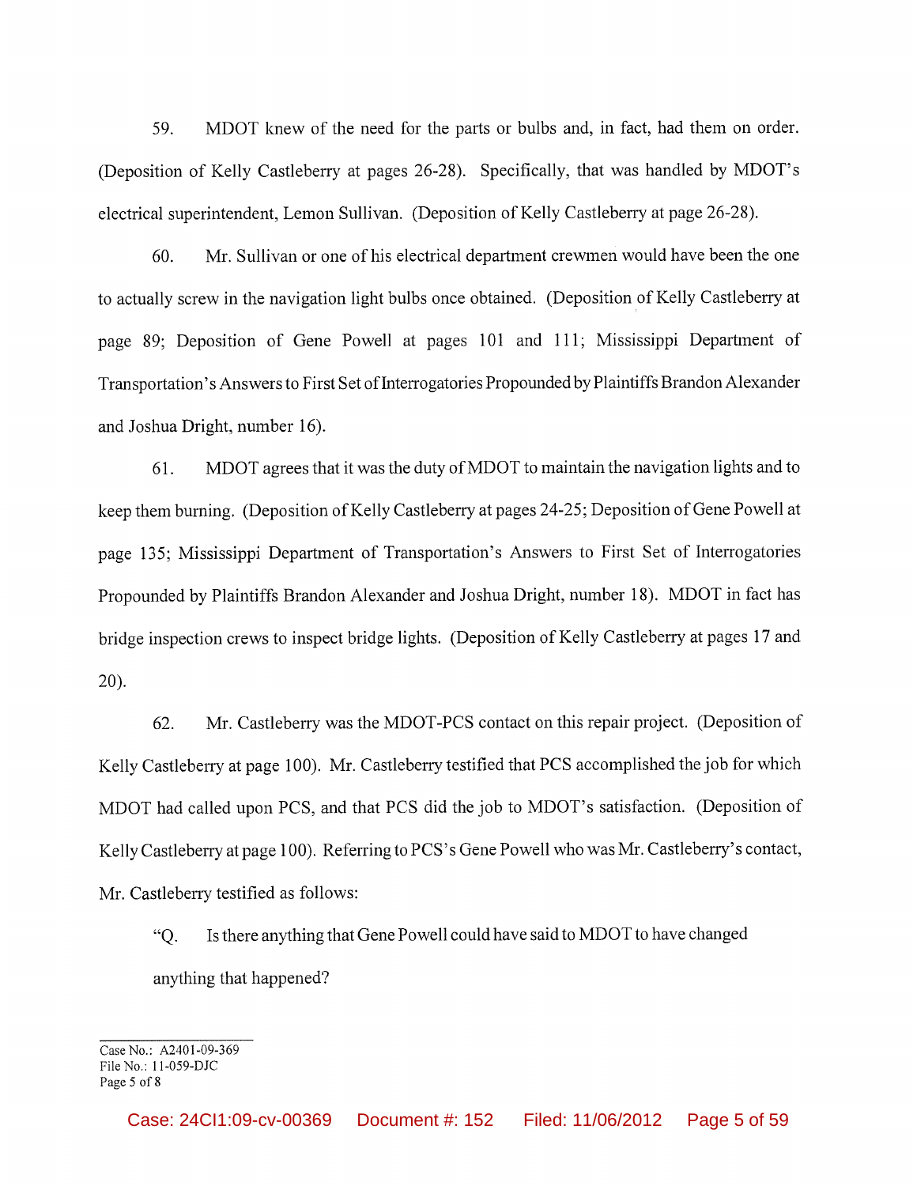59. MDOT knew of the need for the parts or bulbs and, in fact, had them on order. (Deposition of Kelly Castleberry at pages 26-28). Specifically, that was handled by MDOT's electrical superintendent, Lemon Sullivan. (Deposition of Kelly Castleberry at page 26-28).

60. Mr. Sullivan or one of his electrical department crewmen would have been the one to actually screw in the navigation light bulbs once obtained. (Deposition of Kelly Castleberry at page 89; Deposition of Gene Powell at pages 101 and 111; Mississippi Department of Transportation's Answers to First Set of Interrogatories Propounded by Plaintiffs Brandon Alexander and Joshua Dright, number 16).

61. MDOT agrees that it was the duty of MDOT to maintain the navigation lights and to keep them burning. (Deposition of Kelly Castleberry at pages 24-25; Deposition of Gene Powell at page 135; Mississippi Department of Transportation's Answers to First Set of Interrogatories Propounded by Plaintiffs Brandon Alexander and Joshua Dright, number 18). MDOT in fact has bridge inspection crews to inspect bridge lights. (Deposition of Kelly Castleberry at pages 17 and 20).

62. Mr. Castleberry was the MDOT-PCS contact on this repair project. (Deposition of Kelly Castleberry at page 100). Mr. Castleberry testified that PCS accomplished the job for which MDOT had called upon PCS, and that PCS did the job to MDOT's satisfaction. (Deposition of Kelly Castleberry at page 100). Referring to PCS's Gene Powell who was Mr. Castleberry's contact, Mr. Castleberry testified as follows:

> "Q. Is there anything that Gene Powell could have said to MDOT to have changed anything that happened?

Case No.: A2401-09-369
File No.: 11-059-DJC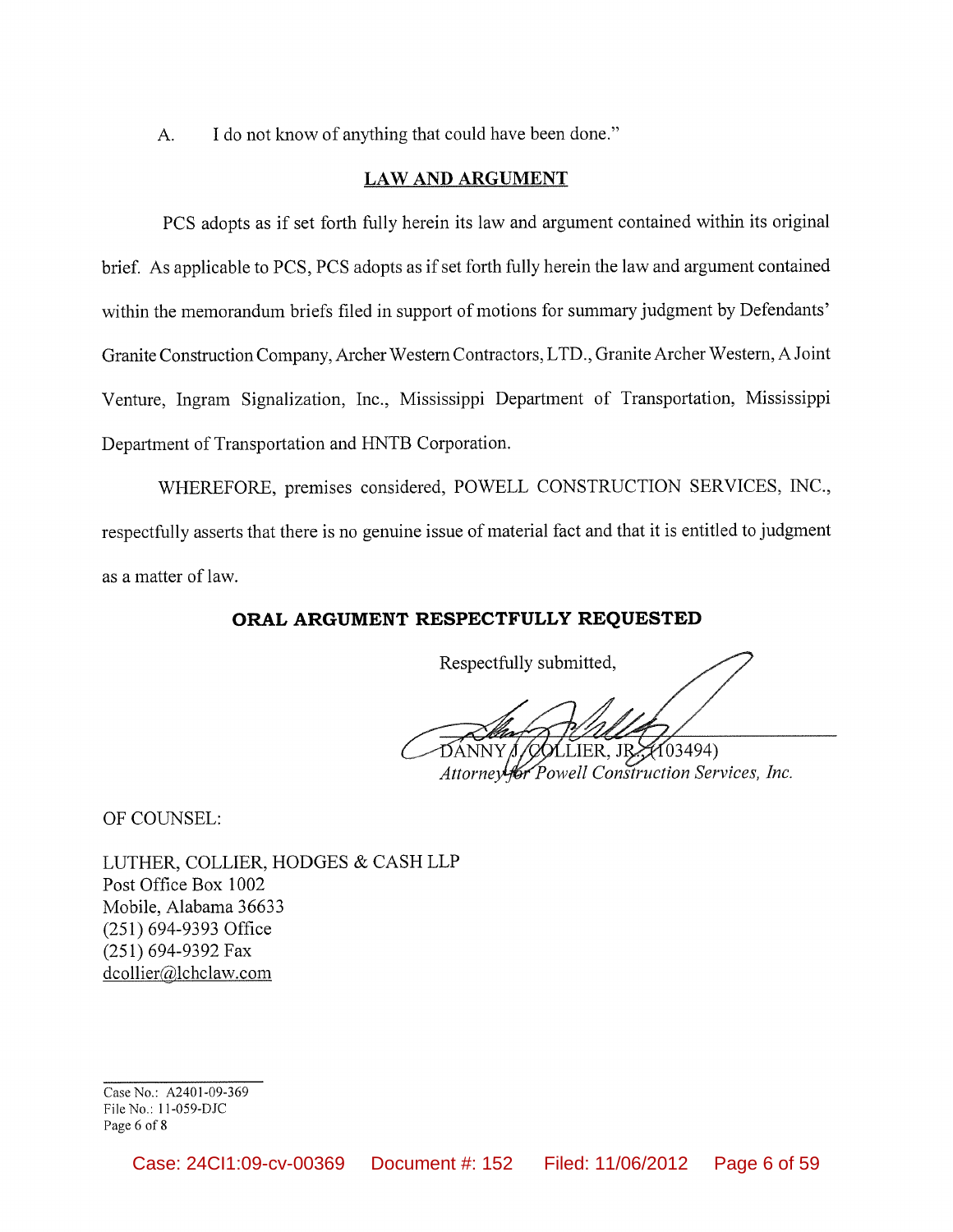A. I do not know of anything that could have been done."

## LAW AND ARGUMENT

PCS adopts as if set forth fully herein its law and argument contained within its original brief. As applicable to PCS, PCS adopts as if set forth fully herein the law and argument contained within the memorandum briefs filed in support of motions for summary judgment by Defendants' Granite Construction Company, Archer Western Contractors, LTD., Granite Archer Western, A Joint Venture, Ingram Signalization, Inc., Mississippi Department of Transportation, Mississippi Department of Transportation and HNTB Corporation.

WHEREFORE, premises considered, POWELL CONSTRUCTION SERVICES, INC., respectfully asserts that there is no genuine issue of material fact and that it is entitled to judgment as a matter of law.

**ORAL ARGUMENT RESPECTFULLY REQUESTED**

Respectfully submitted,

DANNY J. COLLIER, JR. (103494)
*Attorney for Powell Construction Services, Inc.*

OF COUNSEL:

LUTHER, COLLIER, HODGES & CASH LLP
Post Office Box 1002
Mobile, Alabama 36633
(251) 694-9393 Office
(251) 694-9392 Fax
dcollier@lchclaw.com

Case No.: A2401-09-369
File No.: 11-059-DJC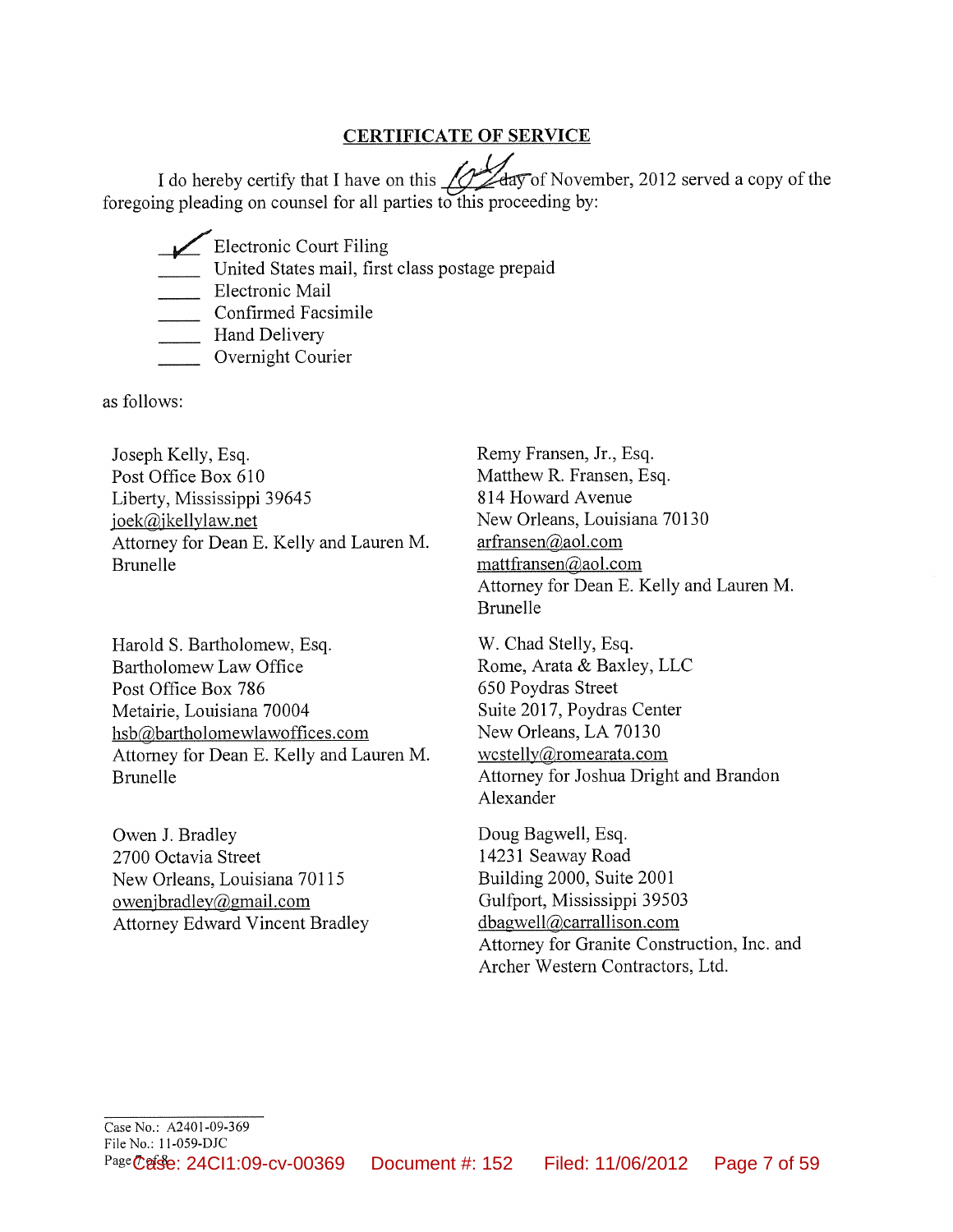## CERTIFICATE OF SERVICE

I do hereby certify that I have on this 6th day of November, 2012 served a copy of the foregoing pleading on counsel for all parties to this proceeding by:

- ✓ Electronic Court Filing
- \_\_\_\_ United States mail, first class postage prepaid
- \_\_\_\_ Electronic Mail
- \_\_\_\_ Confirmed Facsimile
- \_\_\_\_ Hand Delivery
- \_\_\_\_ Overnight Courier

as follows:

Joseph Kelly, Esq.
Post Office Box 610
Liberty, Mississippi 39645
joek@jkellylaw.net
Attorney for Dean E. Kelly and Lauren M. Brunelle

Remy Fransen, Jr., Esq.
Matthew R. Fransen, Esq.
814 Howard Avenue
New Orleans, Louisiana 70130
arfransen@aol.com
mattfransen@aol.com
Attorney for Dean E. Kelly and Lauren M. Brunelle

Harold S. Bartholomew, Esq.
Bartholomew Law Office
Post Office Box 786
Metairie, Louisiana 70004
hsb@bartholomewlawoffices.com
Attorney for Dean E. Kelly and Lauren M. Brunelle

W. Chad Stelly, Esq.
Rome, Arata & Baxley, LLC
650 Poydras Street
Suite 2017, Poydras Center
New Orleans, LA 70130
wcstelly@romearata.com
Attorney for Joshua Dright and Brandon Alexander

Owen J. Bradley
2700 Octavia Street
New Orleans, Louisiana 70115
owenjbradley@gmail.com
Attorney Edward Vincent Bradley

Doug Bagwell, Esq.
14231 Seaway Road
Building 2000, Suite 2001
Gulfport, Mississippi 39503
dbagwell@carrallison.com
Attorney for Granite Construction, Inc. and Archer Western Contractors, Ltd.

Case No.: A2401-09-369
File No.: 11-059-DJC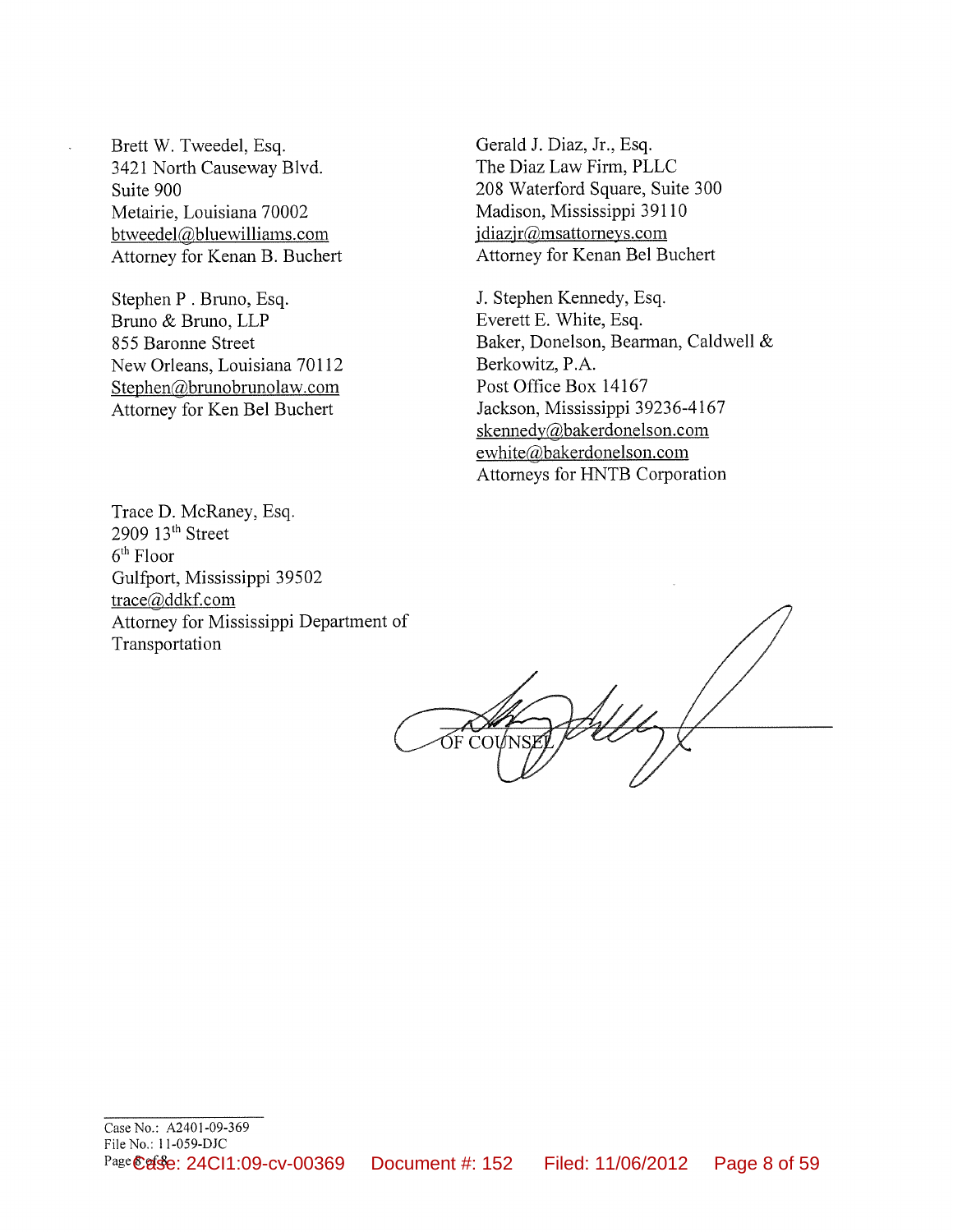Brett W. Tweedel, Esq.
3421 North Causeway Blvd.
Suite 900
Metairie, Louisiana 70002
btweedel@bluewilliams.com
Attorney for Kenan B. Buchert

Gerald J. Diaz, Jr., Esq.
The Diaz Law Firm, PLLC
208 Waterford Square, Suite 300
Madison, Mississippi 39110
jdiazjr@msattorneys.com
Attorney for Kenan Bel Buchert

Stephen P . Bruno, Esq.
Bruno & Bruno, LLP
855 Baronne Street
New Orleans, Louisiana 70112
Stephen@brunobrunolaw.com
Attorney for Ken Bel Buchert

J. Stephen Kennedy, Esq.
Everett E. White, Esq.
Baker, Donelson, Bearman, Caldwell & Berkowitz, P.A.
Post Office Box 14167
Jackson, Mississippi 39236-4167
skennedy@bakerdonelson.com
ewhite@bakerdonelson.com
Attorneys for HNTB Corporation

Trace D. McRaney, Esq.
2909 13th Street
6th Floor
Gulfport, Mississippi 39502
trace@ddkf.com
Attorney for Mississippi Department of Transportation

OF COUNSEL

Case No.: A2401-09-369
File No.: 11-059-DJC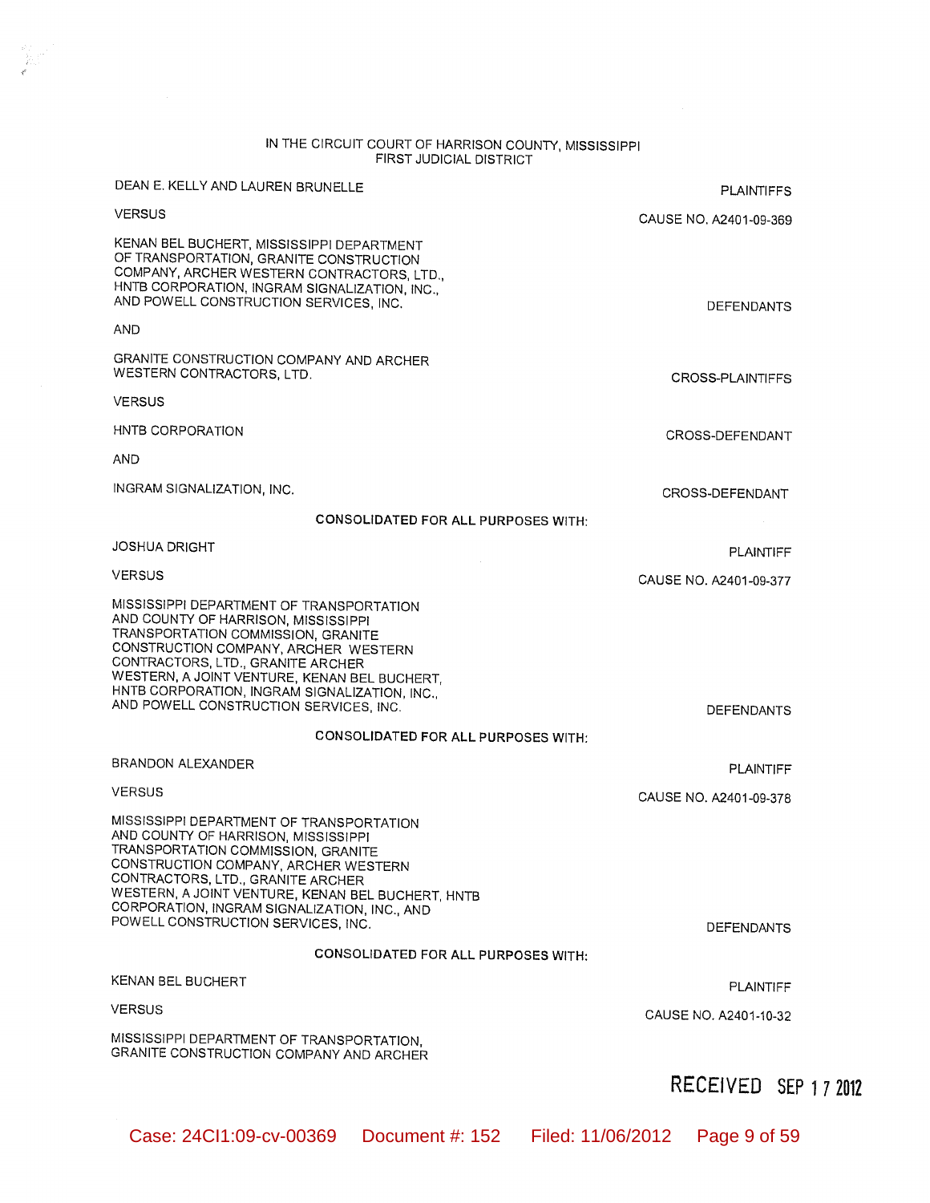IN THE CIRCUIT COURT OF HARRISON COUNTY, MISSISSIPPI
FIRST JUDICIAL DISTRICT

DEAN E. KELLY AND LAUREN BRUNELLE — PLAINTIFFS

VERSUS — CAUSE NO. A2401-09-369

KENAN BEL BUCHERT, MISSISSIPPI DEPARTMENT OF TRANSPORTATION, GRANITE CONSTRUCTION COMPANY, ARCHER WESTERN CONTRACTORS, LTD., HNTB CORPORATION, INGRAM SIGNALIZATION, INC., AND POWELL CONSTRUCTION SERVICES, INC. — DEFENDANTS

AND

GRANITE CONSTRUCTION COMPANY AND ARCHER WESTERN CONTRACTORS, LTD. — CROSS-PLAINTIFFS

VERSUS

HNTB CORPORATION — CROSS-DEFENDANT

AND

INGRAM SIGNALIZATION, INC. — CROSS-DEFENDANT

**CONSOLIDATED FOR ALL PURPOSES WITH:**

JOSHUA DRIGHT — PLAINTIFF

VERSUS — CAUSE NO. A2401-09-377

MISSISSIPPI DEPARTMENT OF TRANSPORTATION AND COUNTY OF HARRISON, MISSISSIPPI TRANSPORTATION COMMISSION, GRANITE CONSTRUCTION COMPANY, ARCHER WESTERN CONTRACTORS, LTD., GRANITE ARCHER WESTERN, A JOINT VENTURE, KENAN BEL BUCHERT, HNTB CORPORATION, INGRAM SIGNALIZATION, INC., AND POWELL CONSTRUCTION SERVICES, INC. — DEFENDANTS

**CONSOLIDATED FOR ALL PURPOSES WITH:**

BRANDON ALEXANDER — PLAINTIFF

VERSUS — CAUSE NO. A2401-09-378

MISSISSIPPI DEPARTMENT OF TRANSPORTATION AND COUNTY OF HARRISON, MISSISSIPPI TRANSPORTATION COMMISSION, GRANITE CONSTRUCTION COMPANY, ARCHER WESTERN CONTRACTORS, LTD., GRANITE ARCHER WESTERN, A JOINT VENTURE, KENAN BEL BUCHERT, HNTB CORPORATION, INGRAM SIGNALIZATION, INC., AND POWELL CONSTRUCTION SERVICES, INC. — DEFENDANTS

**CONSOLIDATED FOR ALL PURPOSES WITH:**

KENAN BEL BUCHERT — PLAINTIFF

VERSUS — CAUSE NO. A2401-10-32

MISSISSIPPI DEPARTMENT OF TRANSPORTATION, GRANITE CONSTRUCTION COMPANY AND ARCHER

RECEIVED SEP 17 2012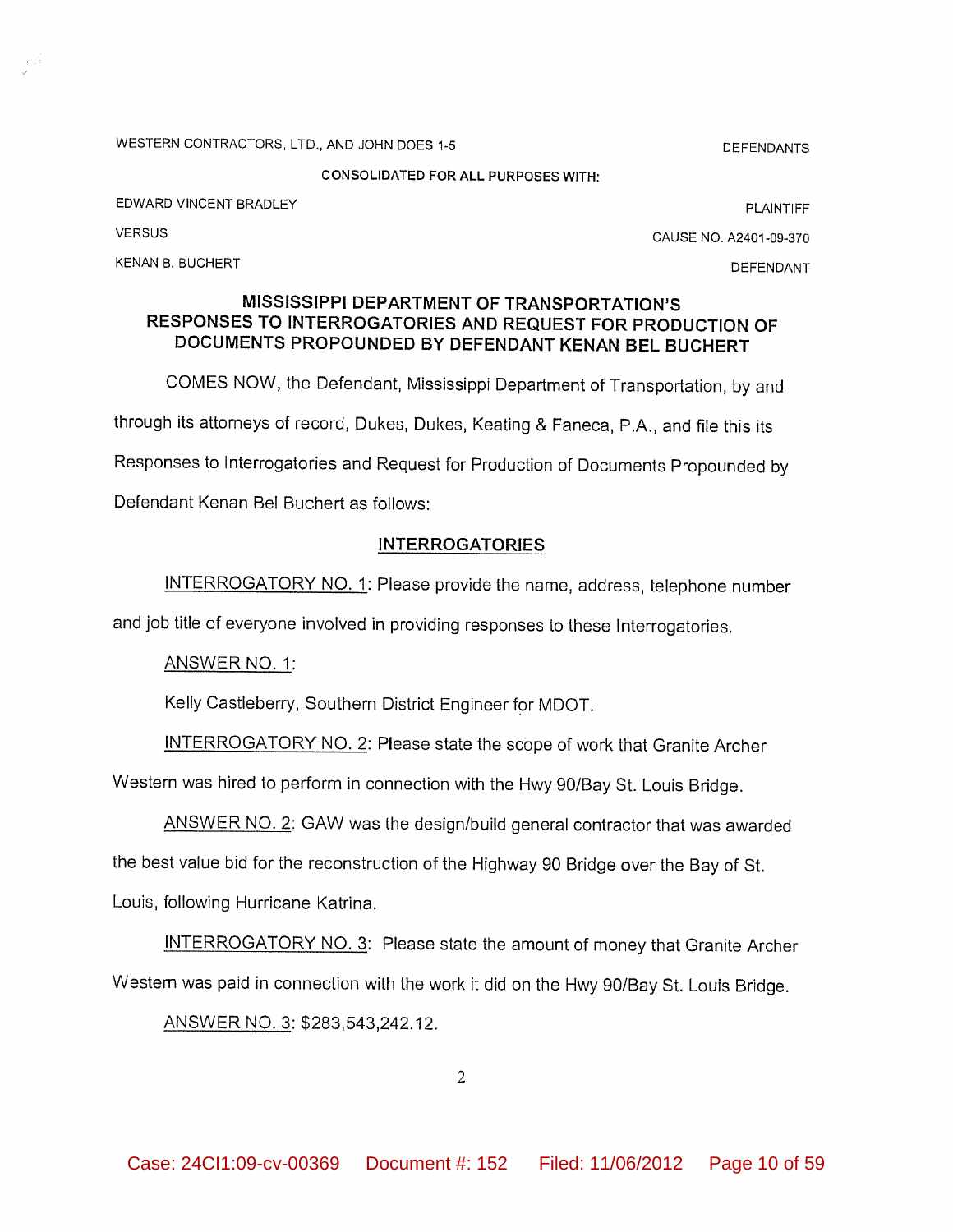WESTERN CONTRACTORS, LTD., AND JOHN DOES 1-5 DEFENDANTS

CONSOLIDATED FOR ALL PURPOSES WITH:

EDWARD VINCENT BRADLEY PLAINTIFF

VERSUS CAUSE NO. A2401-09-370

KENAN B. BUCHERT DEFENDANT

## MISSISSIPPI DEPARTMENT OF TRANSPORTATION'S RESPONSES TO INTERROGATORIES AND REQUEST FOR PRODUCTION OF DOCUMENTS PROPOUNDED BY DEFENDANT KENAN BEL BUCHERT

COMES NOW, the Defendant, Mississippi Department of Transportation, by and through its attorneys of record, Dukes, Dukes, Keating & Faneca, P.A., and file this its Responses to Interrogatories and Request for Production of Documents Propounded by Defendant Kenan Bel Buchert as follows:

## INTERROGATORIES

INTERROGATORY NO. 1: Please provide the name, address, telephone number and job title of everyone involved in providing responses to these Interrogatories.

ANSWER NO. 1:

Kelly Castleberry, Southern District Engineer for MDOT.

INTERROGATORY NO. 2: Please state the scope of work that Granite Archer Western was hired to perform in connection with the Hwy 90/Bay St. Louis Bridge.

ANSWER NO. 2: GAW was the design/build general contractor that was awarded the best value bid for the reconstruction of the Highway 90 Bridge over the Bay of St. Louis, following Hurricane Katrina.

INTERROGATORY NO. 3: Please state the amount of money that Granite Archer Western was paid in connection with the work it did on the Hwy 90/Bay St. Louis Bridge.

ANSWER NO. 3: $283,543,242.12.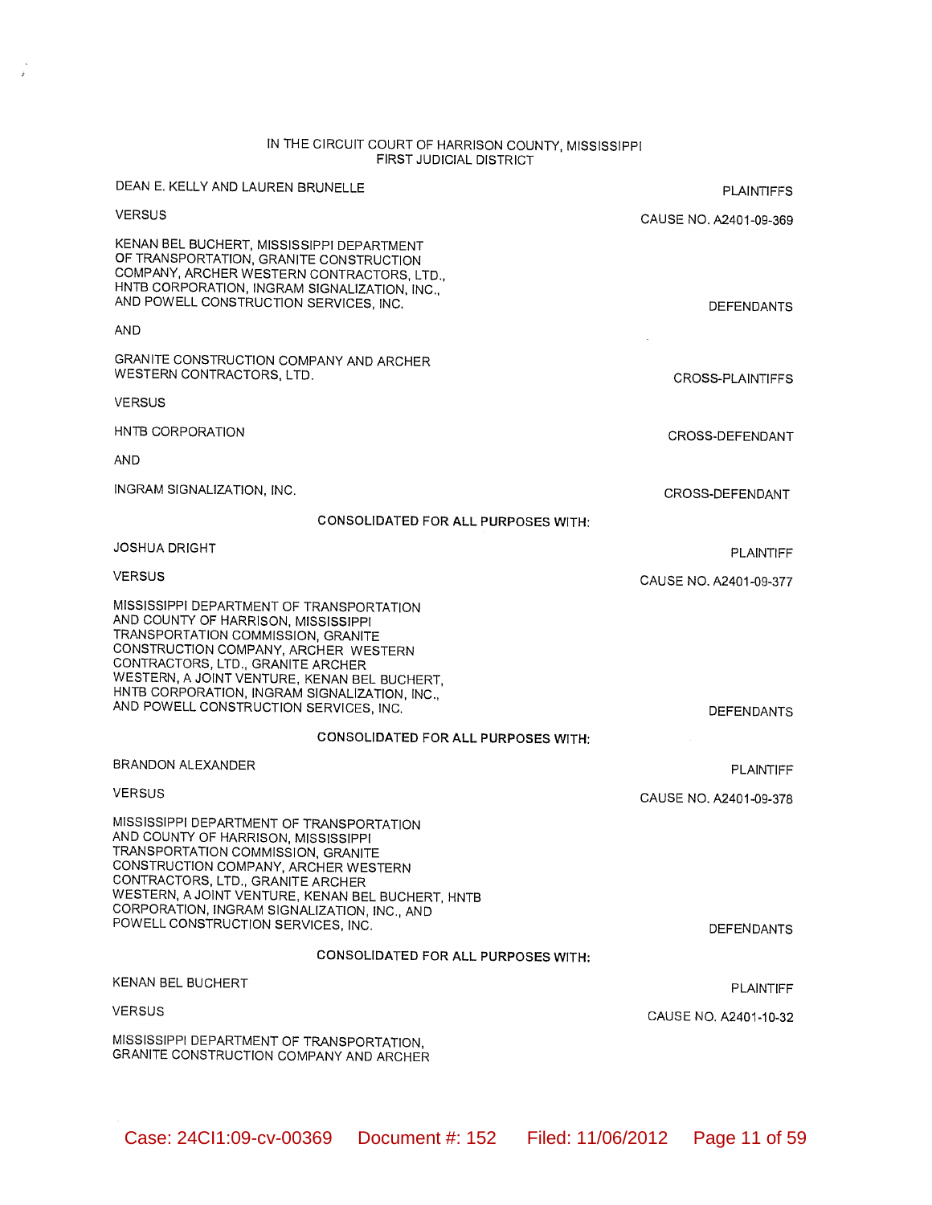IN THE CIRCUIT COURT OF HARRISON COUNTY, MISSISSIPPI
FIRST JUDICIAL DISTRICT

| | |
|---|---|
| DEAN E. KELLY AND LAUREN BRUNELLE | PLAINTIFFS |
| VERSUS | CAUSE NO. A2401-09-369 |
| KENAN BEL BUCHERT, MISSISSIPPI DEPARTMENT OF TRANSPORTATION, GRANITE CONSTRUCTION COMPANY, ARCHER WESTERN CONTRACTORS, LTD., HNTB CORPORATION, INGRAM SIGNALIZATION, INC., AND POWELL CONSTRUCTION SERVICES, INC. | DEFENDANTS |
| AND | |
| GRANITE CONSTRUCTION COMPANY AND ARCHER WESTERN CONTRACTORS, LTD. | CROSS-PLAINTIFFS |
| VERSUS | |
| HNTB CORPORATION | CROSS-DEFENDANT |
| AND | |
| INGRAM SIGNALIZATION, INC. | CROSS-DEFENDANT |

CONSOLIDATED FOR ALL PURPOSES WITH:

| | |
|---|---|
| JOSHUA DRIGHT | PLAINTIFF |
| VERSUS | CAUSE NO. A2401-09-377 |
| MISSISSIPPI DEPARTMENT OF TRANSPORTATION AND COUNTY OF HARRISON, MISSISSIPPI TRANSPORTATION COMMISSION, GRANITE CONSTRUCTION COMPANY, ARCHER WESTERN CONTRACTORS, LTD., GRANITE ARCHER WESTERN, A JOINT VENTURE, KENAN BEL BUCHERT, HNTB CORPORATION, INGRAM SIGNALIZATION, INC., AND POWELL CONSTRUCTION SERVICES, INC. | DEFENDANTS |

CONSOLIDATED FOR ALL PURPOSES WITH:

| | |
|---|---|
| BRANDON ALEXANDER | PLAINTIFF |
| VERSUS | CAUSE NO. A2401-09-378 |
| MISSISSIPPI DEPARTMENT OF TRANSPORTATION AND COUNTY OF HARRISON, MISSISSIPPI TRANSPORTATION COMMISSION, GRANITE CONSTRUCTION COMPANY, ARCHER WESTERN CONTRACTORS, LTD., GRANITE ARCHER WESTERN, A JOINT VENTURE, KENAN BEL BUCHERT, HNTB CORPORATION, INGRAM SIGNALIZATION, INC., AND POWELL CONSTRUCTION SERVICES, INC. | DEFENDANTS |

CONSOLIDATED FOR ALL PURPOSES WITH:

| | |
|---|---|
| KENAN BEL BUCHERT | PLAINTIFF |
| VERSUS | CAUSE NO. A2401-10-32 |
| MISSISSIPPI DEPARTMENT OF TRANSPORTATION, GRANITE CONSTRUCTION COMPANY AND ARCHER | |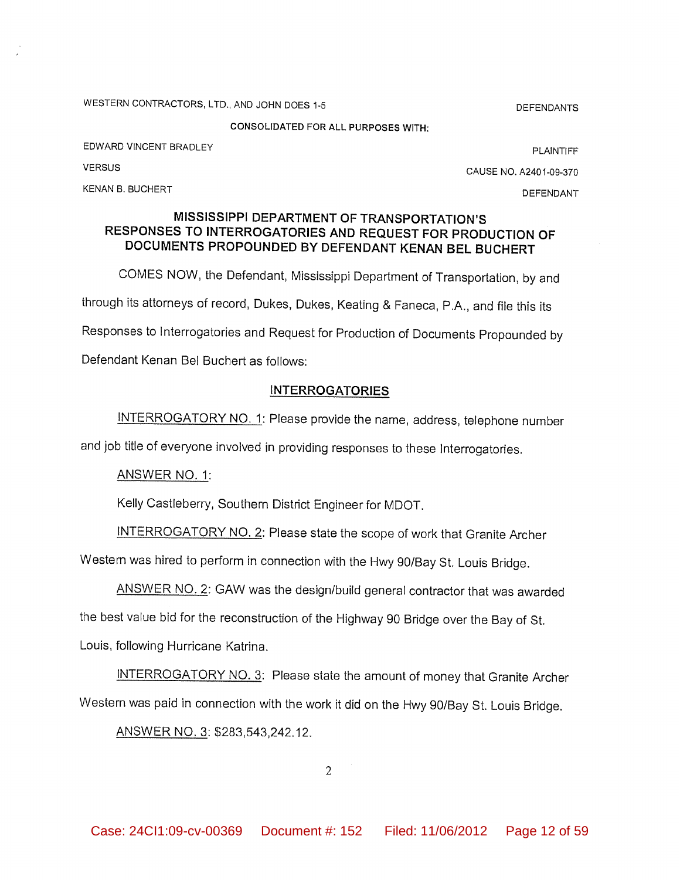WESTERN CONTRACTORS, LTD., AND JOHN DOES 1-5 DEFENDANTS

CONSOLIDATED FOR ALL PURPOSES WITH:

EDWARD VINCENT BRADLEY PLAINTIFF

VERSUS CAUSE NO. A2401-09-370

KENAN B. BUCHERT DEFENDANT

## MISSISSIPPI DEPARTMENT OF TRANSPORTATION'S RESPONSES TO INTERROGATORIES AND REQUEST FOR PRODUCTION OF DOCUMENTS PROPOUNDED BY DEFENDANT KENAN BEL BUCHERT

COMES NOW, the Defendant, Mississippi Department of Transportation, by and through its attorneys of record, Dukes, Dukes, Keating & Faneca, P.A., and file this its Responses to Interrogatories and Request for Production of Documents Propounded by Defendant Kenan Bel Buchert as follows:

### INTERROGATORIES

INTERROGATORY NO. 1: Please provide the name, address, telephone number and job title of everyone involved in providing responses to these Interrogatories.

ANSWER NO. 1:

Kelly Castleberry, Southern District Engineer for MDOT.

INTERROGATORY NO. 2: Please state the scope of work that Granite Archer Western was hired to perform in connection with the Hwy 90/Bay St. Louis Bridge.

ANSWER NO. 2: GAW was the design/build general contractor that was awarded the best value bid for the reconstruction of the Highway 90 Bridge over the Bay of St. Louis, following Hurricane Katrina.

INTERROGATORY NO. 3: Please state the amount of money that Granite Archer Western was paid in connection with the work it did on the Hwy 90/Bay St. Louis Bridge.

ANSWER NO. 3: $283,543,242.12.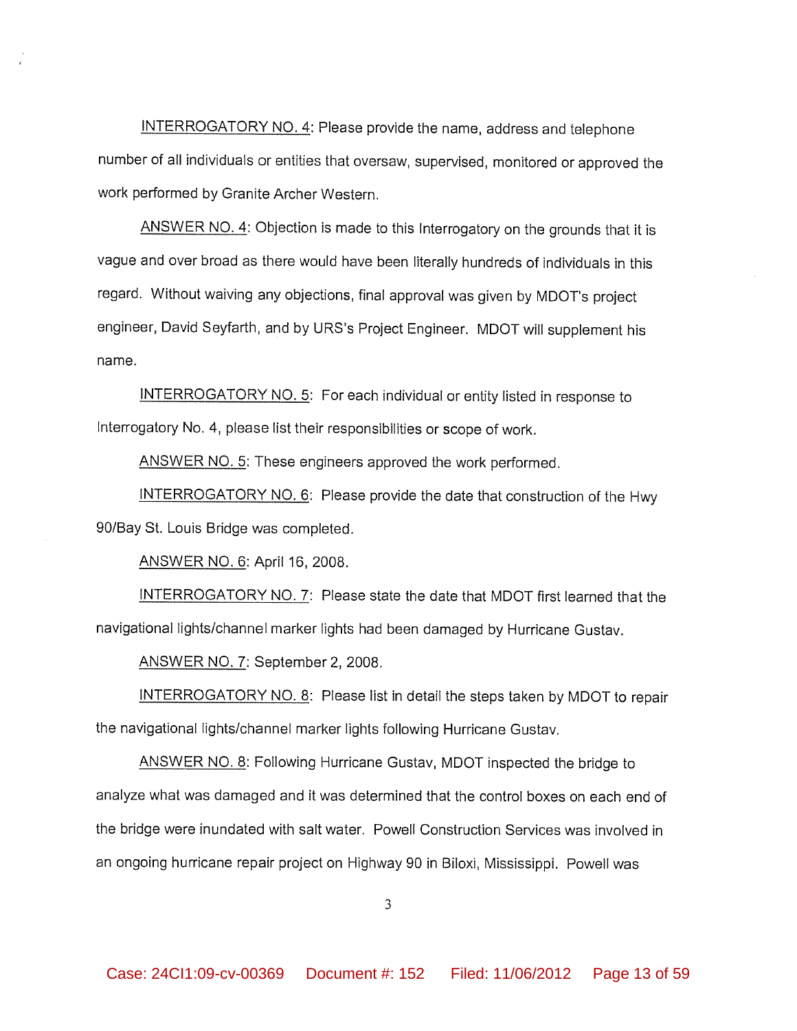INTERROGATORY NO. 4: Please provide the name, address and telephone number of all individuals or entities that oversaw, supervised, monitored or approved the work performed by Granite Archer Western.

ANSWER NO. 4: Objection is made to this Interrogatory on the grounds that it is vague and over broad as there would have been literally hundreds of individuals in this regard. Without waiving any objections, final approval was given by MDOT's project engineer, David Seyfarth, and by URS's Project Engineer. MDOT will supplement his name.

INTERROGATORY NO. 5: For each individual or entity listed in response to Interrogatory No. 4, please list their responsibilities or scope of work.

ANSWER NO. 5: These engineers approved the work performed.

INTERROGATORY NO. 6: Please provide the date that construction of the Hwy 90/Bay St. Louis Bridge was completed.

ANSWER NO. 6: April 16, 2008.

INTERROGATORY NO. 7: Please state the date that MDOT first learned that the navigational lights/channel marker lights had been damaged by Hurricane Gustav.

ANSWER NO. 7: September 2, 2008.

INTERROGATORY NO. 8: Please list in detail the steps taken by MDOT to repair the navigational lights/channel marker lights following Hurricane Gustav.

ANSWER NO. 8: Following Hurricane Gustav, MDOT inspected the bridge to analyze what was damaged and it was determined that the control boxes on each end of the bridge were inundated with salt water. Powell Construction Services was involved in an ongoing hurricane repair project on Highway 90 in Biloxi, Mississippi. Powell was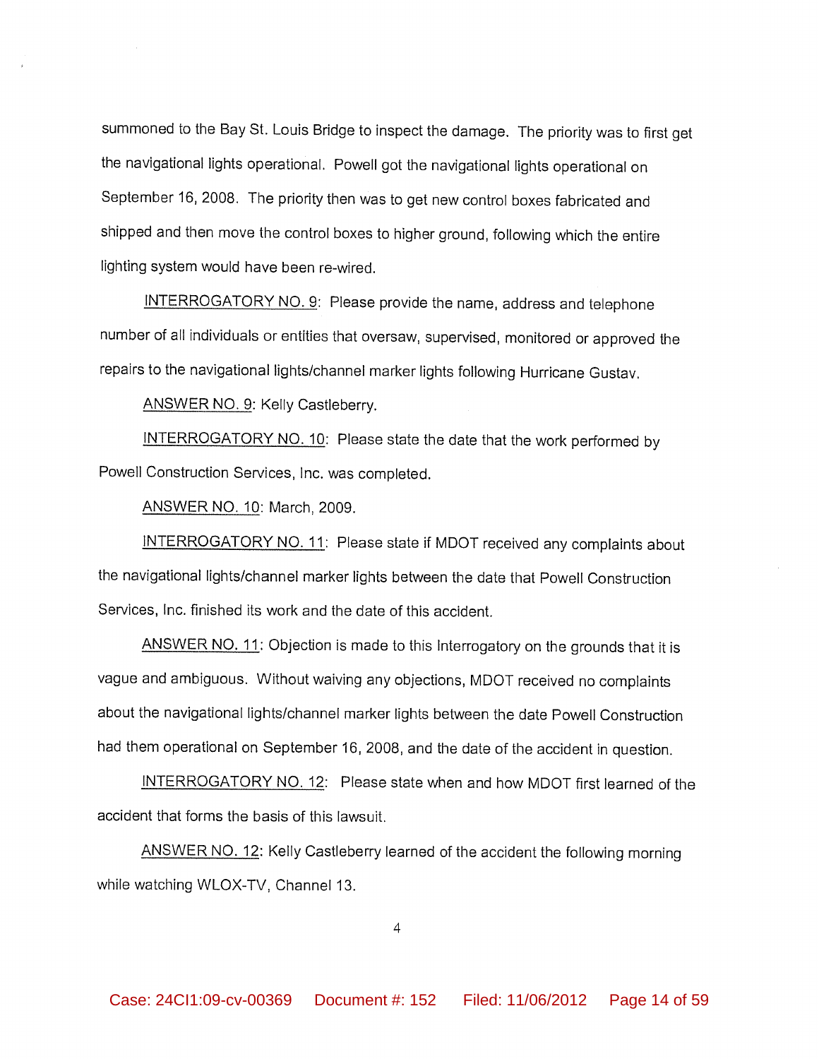summoned to the Bay St. Louis Bridge to inspect the damage. The priority was to first get the navigational lights operational. Powell got the navigational lights operational on September 16, 2008. The priority then was to get new control boxes fabricated and shipped and then move the control boxes to higher ground, following which the entire lighting system would have been re-wired.

INTERROGATORY NO. 9: Please provide the name, address and telephone number of all individuals or entities that oversaw, supervised, monitored or approved the repairs to the navigational lights/channel marker lights following Hurricane Gustav.

ANSWER NO. 9: Kelly Castleberry.

INTERROGATORY NO. 10: Please state the date that the work performed by Powell Construction Services, Inc. was completed.

ANSWER NO. 10: March, 2009.

INTERROGATORY NO. 11: Please state if MDOT received any complaints about the navigational lights/channel marker lights between the date that Powell Construction Services, Inc. finished its work and the date of this accident.

ANSWER NO. 11: Objection is made to this Interrogatory on the grounds that it is vague and ambiguous. Without waiving any objections, MDOT received no complaints about the navigational lights/channel marker lights between the date Powell Construction had them operational on September 16, 2008, and the date of the accident in question.

INTERROGATORY NO. 12: Please state when and how MDOT first learned of the accident that forms the basis of this lawsuit.

ANSWER NO. 12: Kelly Castleberry learned of the accident the following morning while watching WLOX-TV, Channel 13.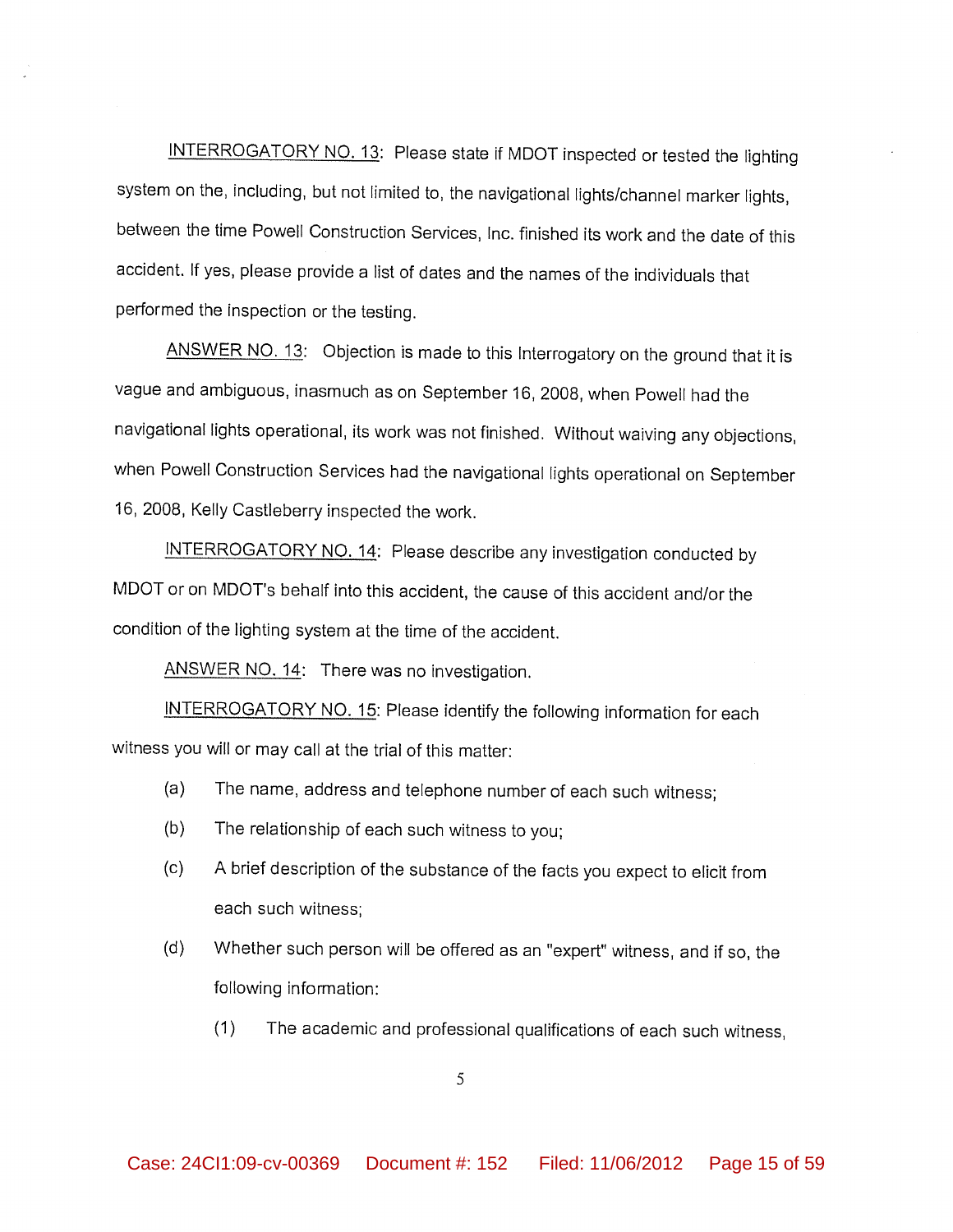<u>INTERROGATORY NO. 13</u>: Please state if MDOT inspected or tested the lighting system on the, including, but not limited to, the navigational lights/channel marker lights, between the time Powell Construction Services, Inc. finished its work and the date of this accident. If yes, please provide a list of dates and the names of the individuals that performed the inspection or the testing.

<u>ANSWER NO. 13</u>: Objection is made to this Interrogatory on the ground that it is vague and ambiguous, inasmuch as on September 16, 2008, when Powell had the navigational lights operational, its work was not finished. Without waiving any objections, when Powell Construction Services had the navigational lights operational on September 16, 2008, Kelly Castleberry inspected the work.

<u>INTERROGATORY NO. 14</u>: Please describe any investigation conducted by MDOT or on MDOT's behalf into this accident, the cause of this accident and/or the condition of the lighting system at the time of the accident.

<u>ANSWER NO. 14</u>: There was no investigation.

<u>INTERROGATORY NO. 15</u>: Please identify the following information for each witness you will or may call at the trial of this matter:

(a) The name, address and telephone number of each such witness;

(b) The relationship of each such witness to you;

(c) A brief description of the substance of the facts you expect to elicit from each such witness;

(d) Whether such person will be offered as an "expert" witness, and if so, the following information:

(1) The academic and professional qualifications of each such witness,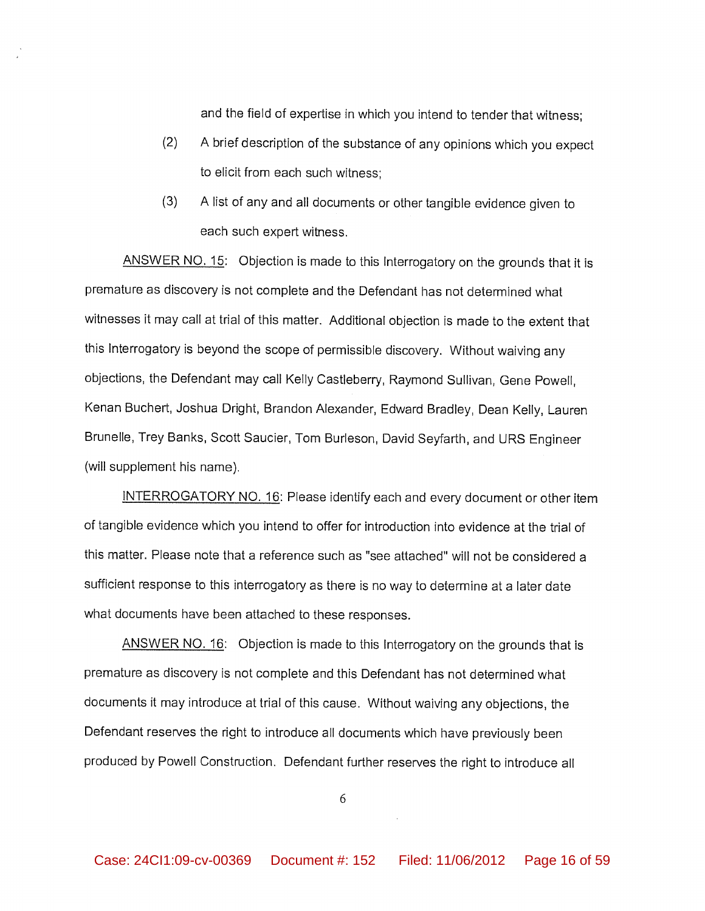and the field of expertise in which you intend to tender that witness;

(2) A brief description of the substance of any opinions which you expect to elicit from each such witness;

(3) A list of any and all documents or other tangible evidence given to each such expert witness.

ANSWER NO. 15: Objection is made to this Interrogatory on the grounds that it is premature as discovery is not complete and the Defendant has not determined what witnesses it may call at trial of this matter. Additional objection is made to the extent that this Interrogatory is beyond the scope of permissible discovery. Without waiving any objections, the Defendant may call Kelly Castleberry, Raymond Sullivan, Gene Powell, Kenan Buchert, Joshua Dright, Brandon Alexander, Edward Bradley, Dean Kelly, Lauren Brunelle, Trey Banks, Scott Saucier, Tom Burleson, David Seyfarth, and URS Engineer (will supplement his name).

INTERROGATORY NO. 16: Please identify each and every document or other item of tangible evidence which you intend to offer for introduction into evidence at the trial of this matter. Please note that a reference such as "see attached" will not be considered a sufficient response to this interrogatory as there is no way to determine at a later date what documents have been attached to these responses.

ANSWER NO. 16: Objection is made to this Interrogatory on the grounds that is premature as discovery is not complete and this Defendant has not determined what documents it may introduce at trial of this cause. Without waiving any objections, the Defendant reserves the right to introduce all documents which have previously been produced by Powell Construction. Defendant further reserves the right to introduce all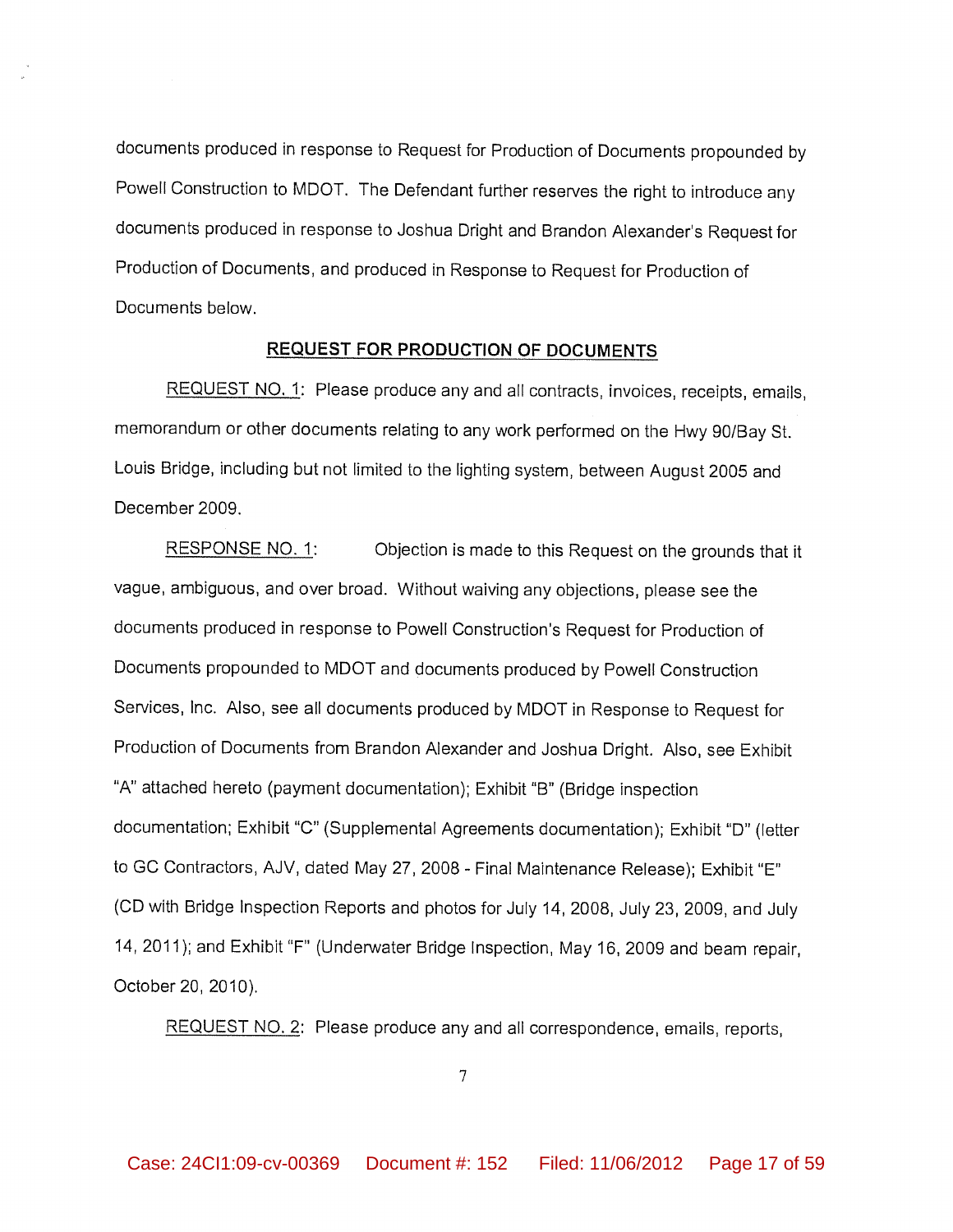documents produced in response to Request for Production of Documents propounded by Powell Construction to MDOT. The Defendant further reserves the right to introduce any documents produced in response to Joshua Dright and Brandon Alexander's Request for Production of Documents, and produced in Response to Request for Production of Documents below.

## REQUEST FOR PRODUCTION OF DOCUMENTS

REQUEST NO. 1: Please produce any and all contracts, invoices, receipts, emails, memorandum or other documents relating to any work performed on the Hwy 90/Bay St. Louis Bridge, including but not limited to the lighting system, between August 2005 and December 2009.

RESPONSE NO. 1: Objection is made to this Request on the grounds that it vague, ambiguous, and over broad. Without waiving any objections, please see the documents produced in response to Powell Construction's Request for Production of Documents propounded to MDOT and documents produced by Powell Construction Services, Inc. Also, see all documents produced by MDOT in Response to Request for Production of Documents from Brandon Alexander and Joshua Dright. Also, see Exhibit "A" attached hereto (payment documentation); Exhibit "B" (Bridge inspection documentation; Exhibit "C" (Supplemental Agreements documentation); Exhibit "D" (letter to GC Contractors, AJV, dated May 27, 2008 - Final Maintenance Release); Exhibit "E" (CD with Bridge Inspection Reports and photos for July 14, 2008, July 23, 2009, and July 14, 2011); and Exhibit "F" (Underwater Bridge Inspection, May 16, 2009 and beam repair, October 20, 2010).

REQUEST NO. 2: Please produce any and all correspondence, emails, reports,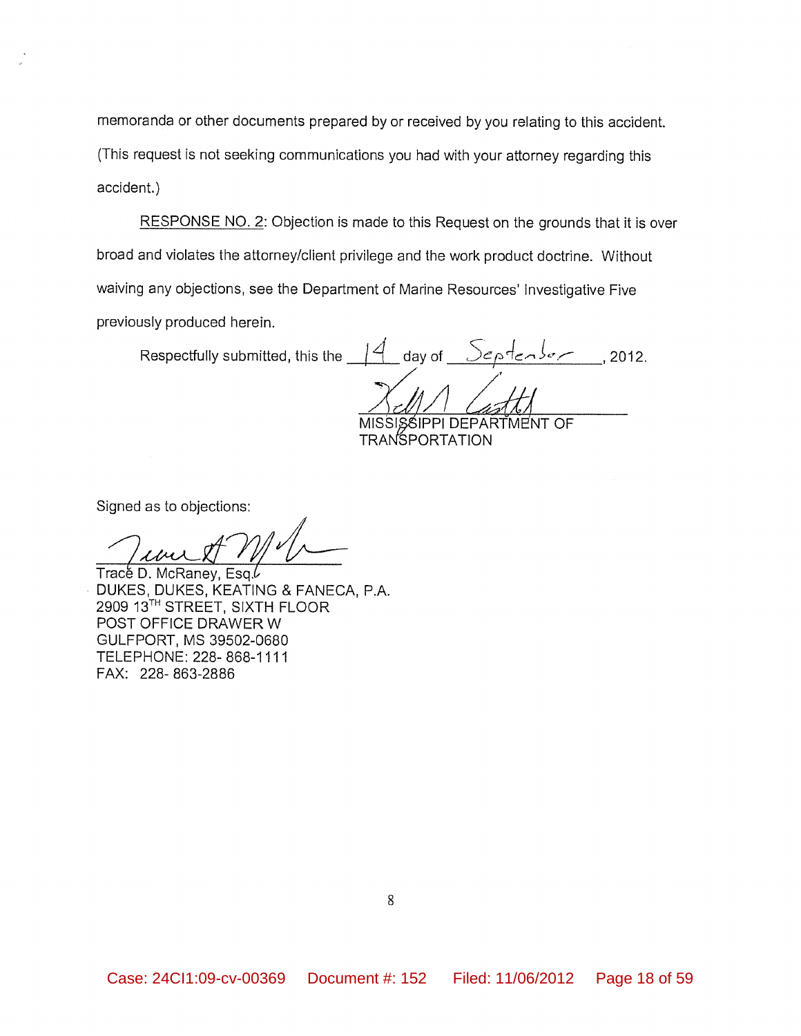memoranda or other documents prepared by or received by you relating to this accident. (This request is not seeking communications you had with your attorney regarding this accident.)

RESPONSE NO. 2: Objection is made to this Request on the grounds that it is over broad and violates the attorney/client privilege and the work product doctrine. Without waiving any objections, see the Department of Marine Resources' Investigative Five previously produced herein.

Respectfully submitted, this the 14 day of September, 2012.

MISSISSIPPI DEPARTMENT OF TRANSPORTATION

Signed as to objections:

Tracé D. McRaney, Esq.
DUKES, DUKES, KEATING & FANECA, P.A.
2909 13TH STREET, SIXTH FLOOR
POST OFFICE DRAWER W
GULFPORT, MS 39502-0680
TELEPHONE: 228- 868-1111
FAX: 228- 863-2886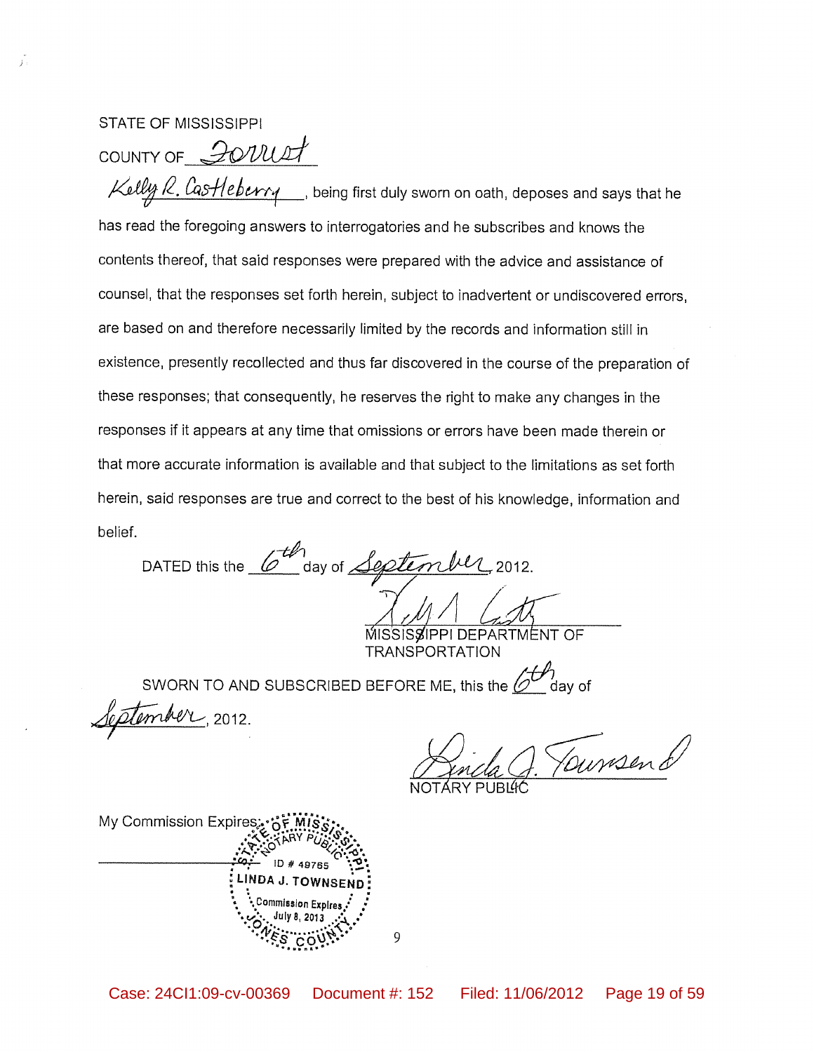STATE OF MISSISSIPPI

COUNTY OF Forrest

Kelly R. Castleberry, being first duly sworn on oath, deposes and says that he has read the foregoing answers to interrogatories and he subscribes and knows the contents thereof, that said responses were prepared with the advice and assistance of counsel, that the responses set forth herein, subject to inadvertent or undiscovered errors, are based on and therefore necessarily limited by the records and information still in existence, presently recollected and thus far discovered in the course of the preparation of these responses; that consequently, he reserves the right to make any changes in the responses if it appears at any time that omissions or errors have been made therein or that more accurate information is available and that subject to the limitations as set forth herein, said responses are true and correct to the best of his knowledge, information and belief.

DATED this the 6th day of September, 2012.

MISSISSIPPI DEPARTMENT OF TRANSPORTATION

SWORN TO AND SUBSCRIBED BEFORE ME, this the 6th day of September, 2012.

NOTARY PUBLIC

My Commission Expires:

STATE OF MISSISSIPPI NOTARY PUBLIC ID # 49765 LINDA J. TOWNSEND Commission Expires July 8, 2013 JONES COUNTY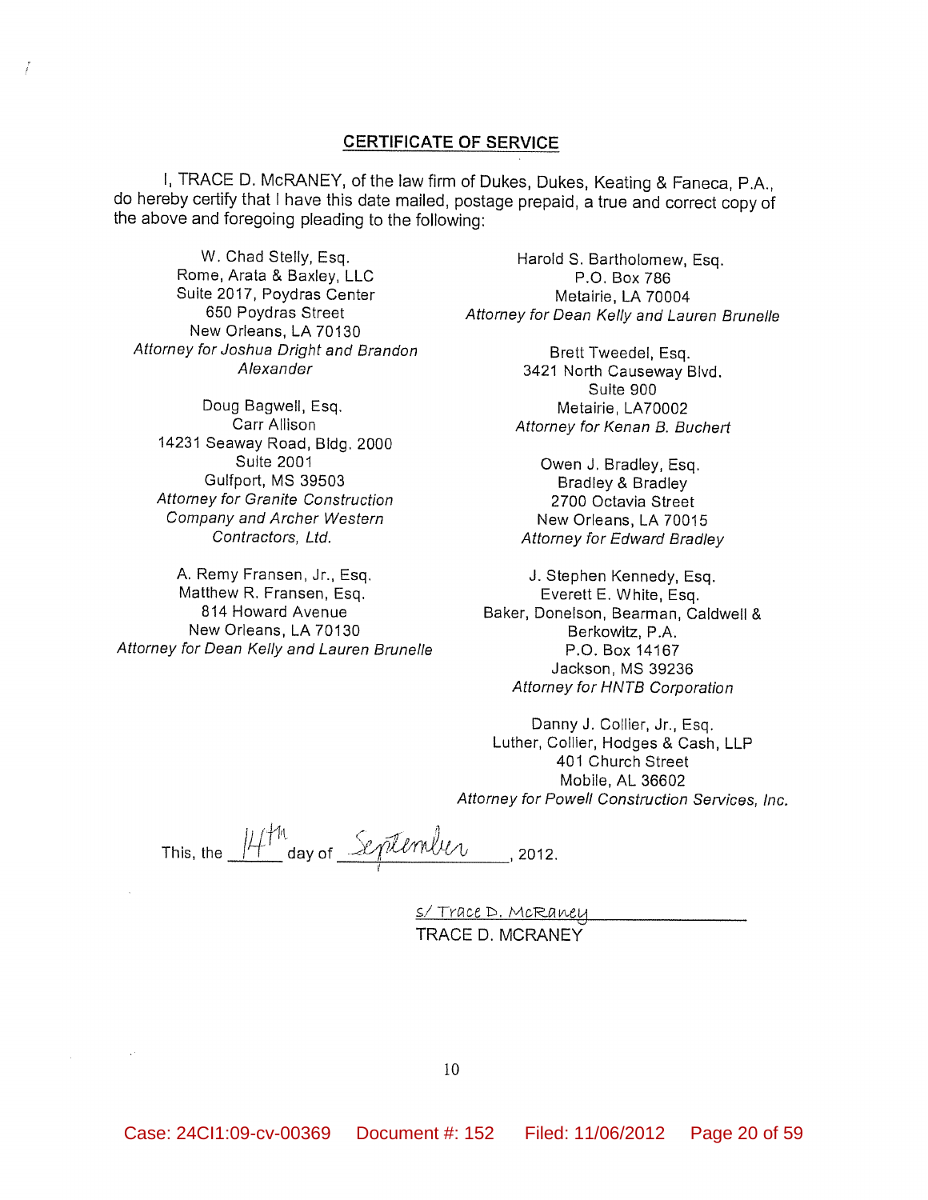## CERTIFICATE OF SERVICE

I, TRACE D. McRANEY, of the law firm of Dukes, Dukes, Keating & Faneca, P.A., do hereby certify that I have this date mailed, postage prepaid, a true and correct copy of the above and foregoing pleading to the following:

W. Chad Stelly, Esq.
Rome, Arata & Baxley, LLC
Suite 2017, Poydras Center
650 Poydras Street
New Orleans, LA 70130
*Attorney for Joshua Dright and Brandon Alexander*

Doug Bagwell, Esq.
Carr Allison
14231 Seaway Road, Bldg. 2000
Suite 2001
Gulfport, MS 39503
*Attorney for Granite Construction Company and Archer Western Contractors, Ltd.*

A. Remy Fransen, Jr., Esq.
Matthew R. Fransen, Esq.
814 Howard Avenue
New Orleans, LA 70130
*Attorney for Dean Kelly and Lauren Brunelle*

Harold S. Bartholomew, Esq.
P.O. Box 786
Metairie, LA 70004
*Attorney for Dean Kelly and Lauren Brunelle*

Brett Tweedel, Esq.
3421 North Causeway Blvd.
Suite 900
Metairie, LA70002
*Attorney for Kenan B. Buchert*

Owen J. Bradley, Esq.
Bradley & Bradley
2700 Octavia Street
New Orleans, LA 70015
*Attorney for Edward Bradley*

J. Stephen Kennedy, Esq.
Everett E. White, Esq.
Baker, Donelson, Bearman, Caldwell & Berkowitz, P.A.
P.O. Box 14167
Jackson, MS 39236
*Attorney for HNTB Corporation*

Danny J. Collier, Jr., Esq.
Luther, Collier, Hodges & Cash, LLP
401 Church Street
Mobile, AL 36602
*Attorney for Powell Construction Services, Inc.*

This, the 14th day of September, 2012.

s/ Trace D. McRaney
TRACE D. MCRANEY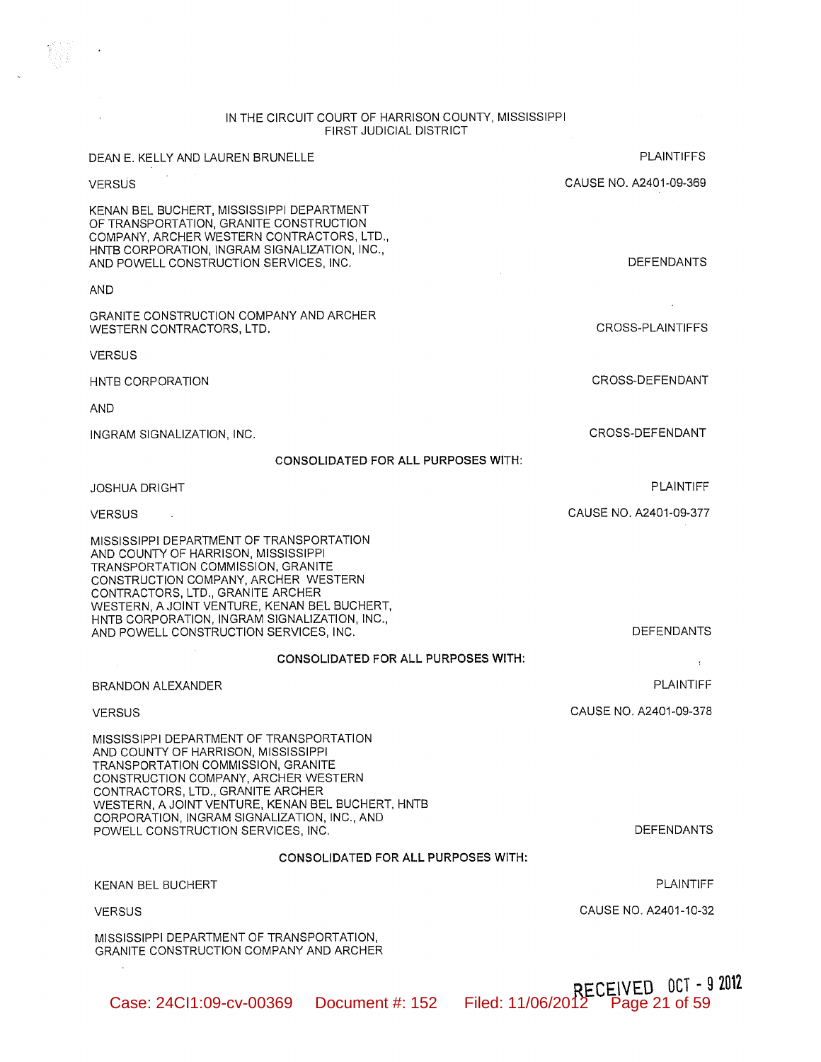IN THE CIRCUIT COURT OF HARRISON COUNTY, MISSISSIPPI
FIRST JUDICIAL DISTRICT

| | |
|---|---|
| DEAN E. KELLY AND LAUREN BRUNELLE | PLAINTIFFS |
| VERSUS | CAUSE NO. A2401-09-369 |
| KENAN BEL BUCHERT, MISSISSIPPI DEPARTMENT OF TRANSPORTATION, GRANITE CONSTRUCTION COMPANY, ARCHER WESTERN CONTRACTORS, LTD., HNTB CORPORATION, INGRAM SIGNALIZATION, INC., AND POWELL CONSTRUCTION SERVICES, INC. | DEFENDANTS |
| AND | |
| GRANITE CONSTRUCTION COMPANY AND ARCHER WESTERN CONTRACTORS, LTD. | CROSS-PLAINTIFFS |
| VERSUS | |
| HNTB CORPORATION | CROSS-DEFENDANT |
| AND | |
| INGRAM SIGNALIZATION, INC. | CROSS-DEFENDANT |

**CONSOLIDATED FOR ALL PURPOSES WITH:**

| | |
|---|---|
| JOSHUA DRIGHT | PLAINTIFF |
| VERSUS | CAUSE NO. A2401-09-377 |
| MISSISSIPPI DEPARTMENT OF TRANSPORTATION AND COUNTY OF HARRISON, MISSISSIPPI TRANSPORTATION COMMISSION, GRANITE CONSTRUCTION COMPANY, ARCHER WESTERN CONTRACTORS, LTD., GRANITE ARCHER WESTERN, A JOINT VENTURE, KENAN BEL BUCHERT, HNTB CORPORATION, INGRAM SIGNALIZATION, INC., AND POWELL CONSTRUCTION SERVICES, INC. | DEFENDANTS |

**CONSOLIDATED FOR ALL PURPOSES WITH:**

| | |
|---|---|
| BRANDON ALEXANDER | PLAINTIFF |
| VERSUS | CAUSE NO. A2401-09-378 |
| MISSISSIPPI DEPARTMENT OF TRANSPORTATION AND COUNTY OF HARRISON, MISSISSIPPI TRANSPORTATION COMMISSION, GRANITE CONSTRUCTION COMPANY, ARCHER WESTERN CONTRACTORS, LTD., GRANITE ARCHER WESTERN, A JOINT VENTURE, KENAN BEL BUCHERT, HNTB CORPORATION, INGRAM SIGNALIZATION, INC., AND POWELL CONSTRUCTION SERVICES, INC. | DEFENDANTS |

**CONSOLIDATED FOR ALL PURPOSES WITH:**

| | |
|---|---|
| KENAN BEL BUCHERT | PLAINTIFF |
| VERSUS | CAUSE NO. A2401-10-32 |
| MISSISSIPPI DEPARTMENT OF TRANSPORTATION, GRANITE CONSTRUCTION COMPANY AND ARCHER | |

RECEIVED OCT - 9 2012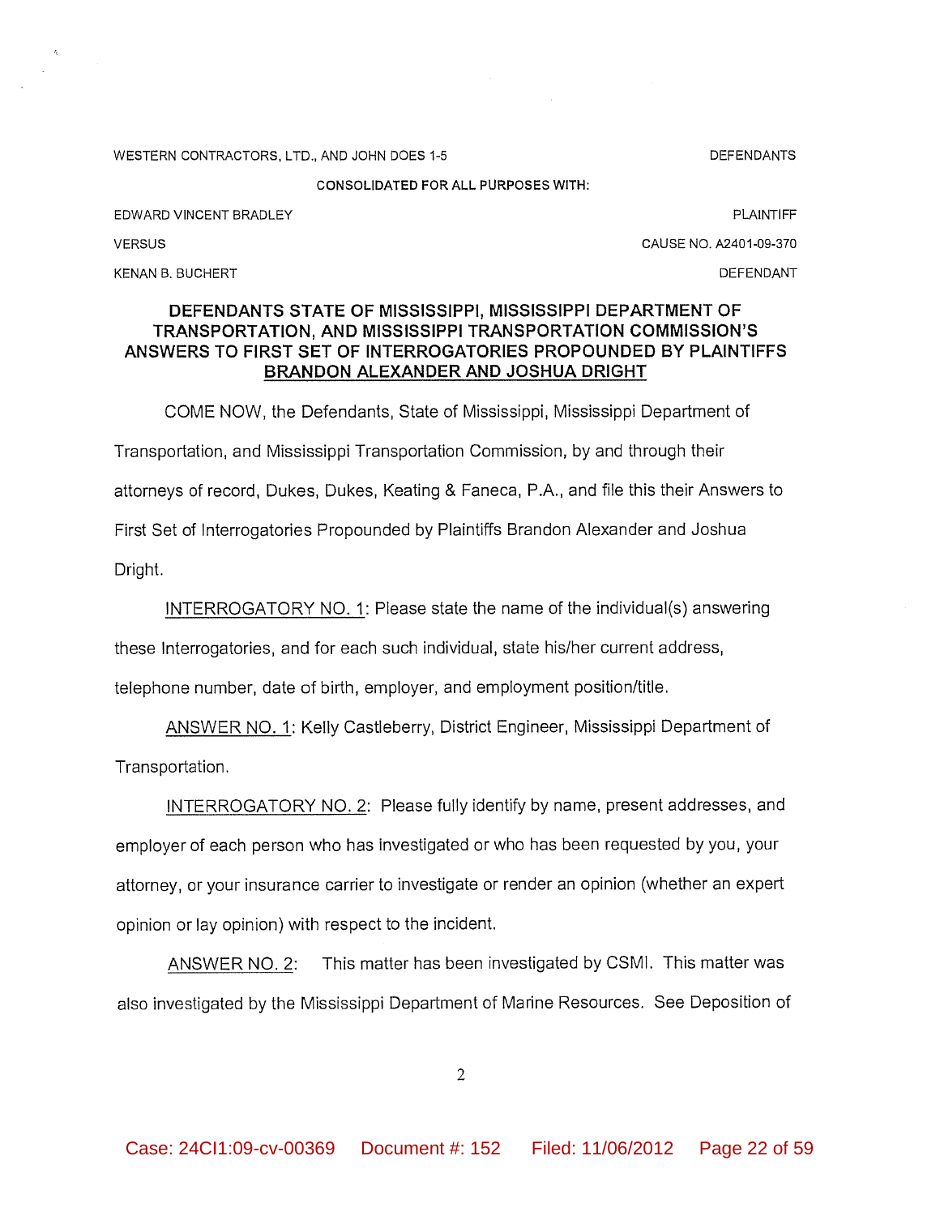WESTERN CONTRACTORS, LTD., AND JOHN DOES 1-5 DEFENDANTS

CONSOLIDATED FOR ALL PURPOSES WITH:

EDWARD VINCENT BRADLEY PLAINTIFF

VERSUS CAUSE NO. A2401-09-370

KENAN B. BUCHERT DEFENDANT

## DEFENDANTS STATE OF MISSISSIPPI, MISSISSIPPI DEPARTMENT OF TRANSPORTATION, AND MISSISSIPPI TRANSPORTATION COMMISSION'S ANSWERS TO FIRST SET OF INTERROGATORIES PROPOUNDED BY PLAINTIFFS BRANDON ALEXANDER AND JOSHUA DRIGHT

COME NOW, the Defendants, State of Mississippi, Mississippi Department of Transportation, and Mississippi Transportation Commission, by and through their attorneys of record, Dukes, Dukes, Keating & Faneca, P.A., and file this their Answers to First Set of Interrogatories Propounded by Plaintiffs Brandon Alexander and Joshua Dright.

INTERROGATORY NO. 1: Please state the name of the individual(s) answering these Interrogatories, and for each such individual, state his/her current address, telephone number, date of birth, employer, and employment position/title.

ANSWER NO. 1: Kelly Castleberry, District Engineer, Mississippi Department of Transportation.

INTERROGATORY NO. 2: Please fully identify by name, present addresses, and employer of each person who has investigated or who has been requested by you, your attorney, or your insurance carrier to investigate or render an opinion (whether an expert opinion or lay opinion) with respect to the incident.

ANSWER NO. 2: This matter has been investigated by CSMI. This matter was also investigated by the Mississippi Department of Marine Resources. See Deposition of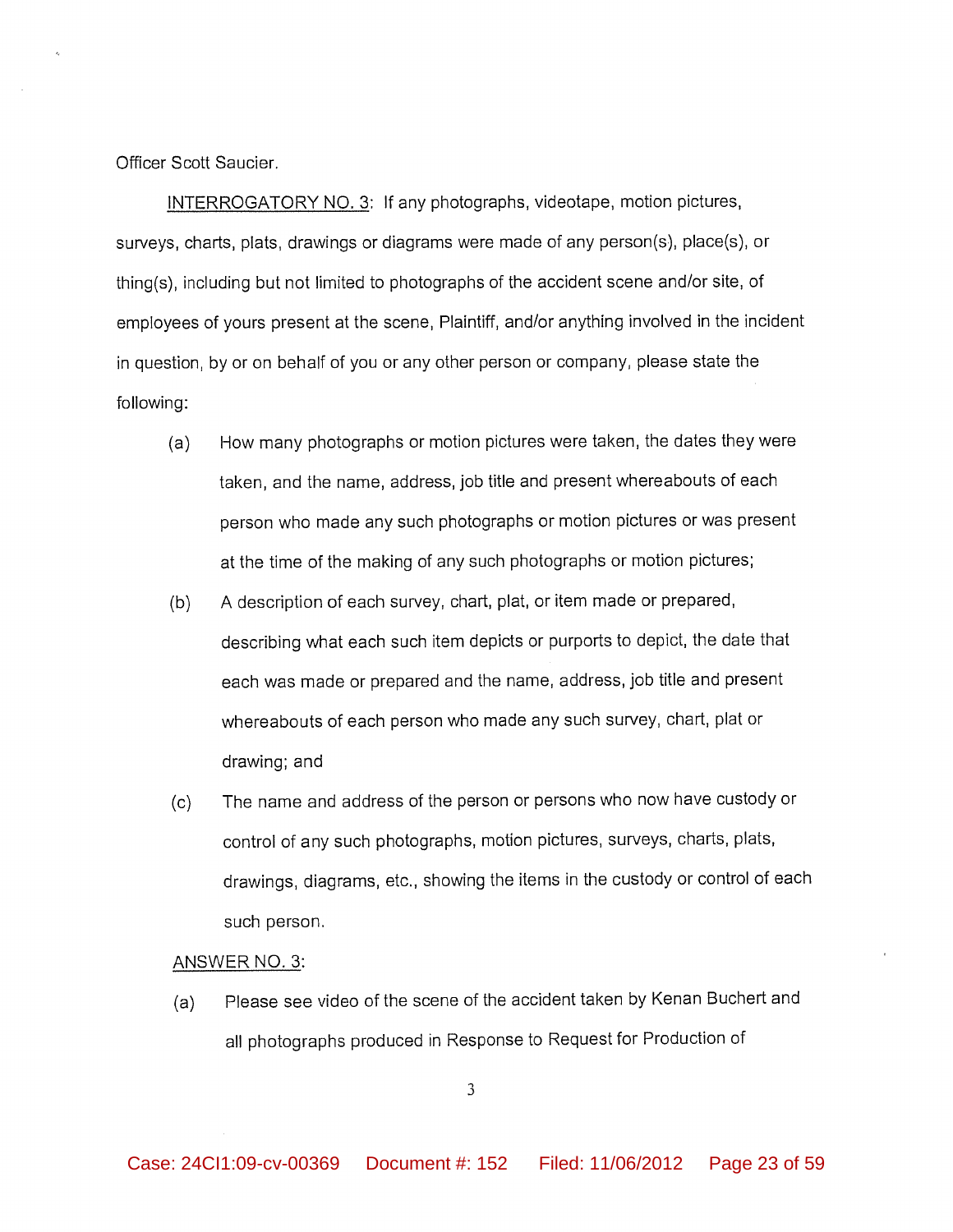Officer Scott Saucier.

INTERROGATORY NO. 3: If any photographs, videotape, motion pictures, surveys, charts, plats, drawings or diagrams were made of any person(s), place(s), or thing(s), including but not limited to photographs of the accident scene and/or site, of employees of yours present at the scene, Plaintiff, and/or anything involved in the incident in question, by or on behalf of you or any other person or company, please state the following:

(a) How many photographs or motion pictures were taken, the dates they were taken, and the name, address, job title and present whereabouts of each person who made any such photographs or motion pictures or was present at the time of the making of any such photographs or motion pictures;

(b) A description of each survey, chart, plat, or item made or prepared, describing what each such item depicts or purports to depict, the date that each was made or prepared and the name, address, job title and present whereabouts of each person who made any such survey, chart, plat or drawing; and

(c) The name and address of the person or persons who now have custody or control of any such photographs, motion pictures, surveys, charts, plats, drawings, diagrams, etc., showing the items in the custody or control of each such person.

ANSWER NO. 3:

(a) Please see video of the scene of the accident taken by Kenan Buchert and all photographs produced in Response to Request for Production of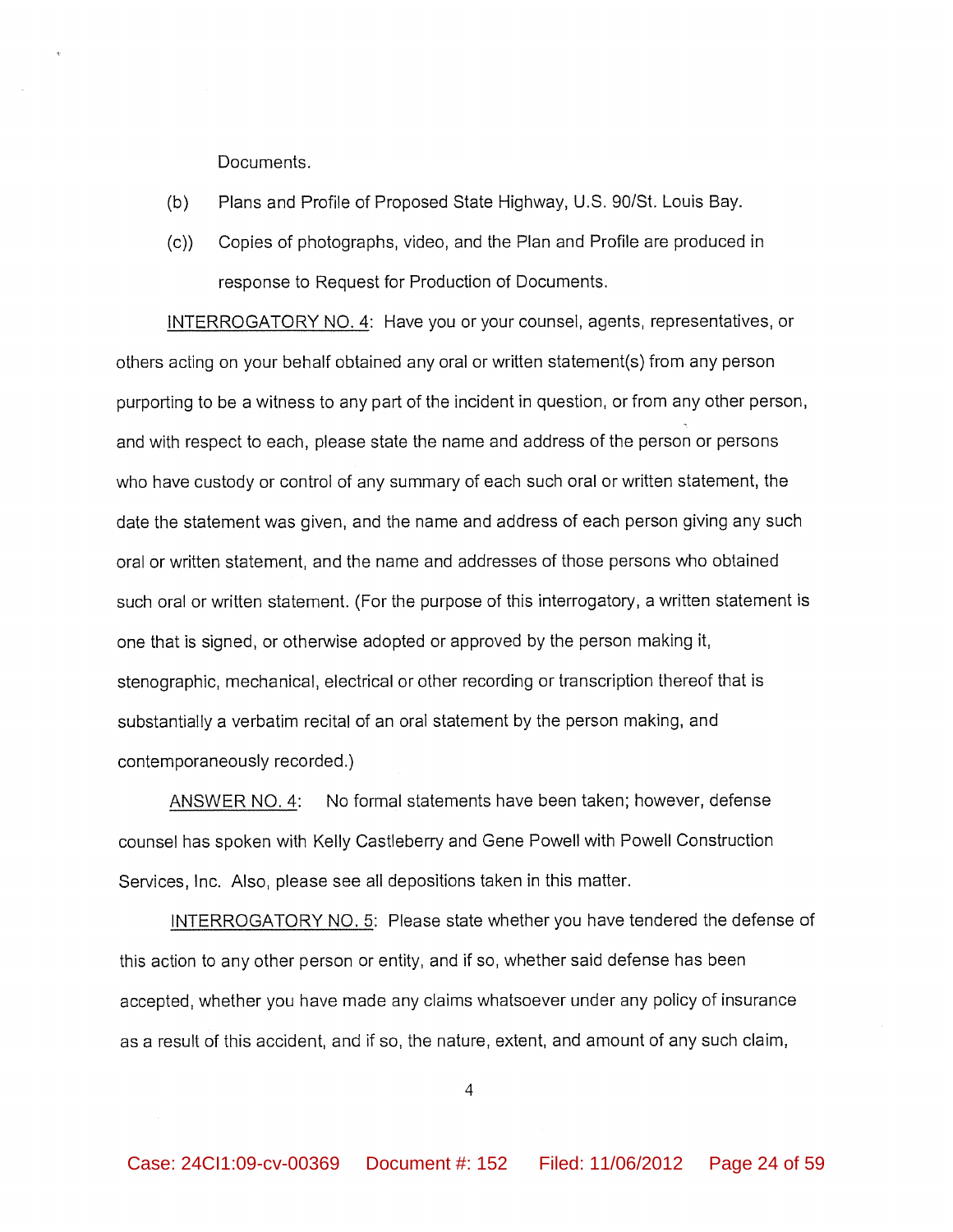Documents.

(b) Plans and Profile of Proposed State Highway, U.S. 90/St. Louis Bay.

(c)) Copies of photographs, video, and the Plan and Profile are produced in response to Request for Production of Documents.

INTERROGATORY NO. 4: Have you or your counsel, agents, representatives, or others acting on your behalf obtained any oral or written statement(s) from any person purporting to be a witness to any part of the incident in question, or from any other person, and with respect to each, please state the name and address of the person or persons who have custody or control of any summary of each such oral or written statement, the date the statement was given, and the name and address of each person giving any such oral or written statement, and the name and addresses of those persons who obtained such oral or written statement. (For the purpose of this interrogatory, a written statement is one that is signed, or otherwise adopted or approved by the person making it, stenographic, mechanical, electrical or other recording or transcription thereof that is substantially a verbatim recital of an oral statement by the person making, and contemporaneously recorded.)

ANSWER NO. 4: No formal statements have been taken; however, defense counsel has spoken with Kelly Castleberry and Gene Powell with Powell Construction Services, Inc. Also, please see all depositions taken in this matter.

INTERROGATORY NO. 5: Please state whether you have tendered the defense of this action to any other person or entity, and if so, whether said defense has been accepted, whether you have made any claims whatsoever under any policy of insurance as a result of this accident, and if so, the nature, extent, and amount of any such claim,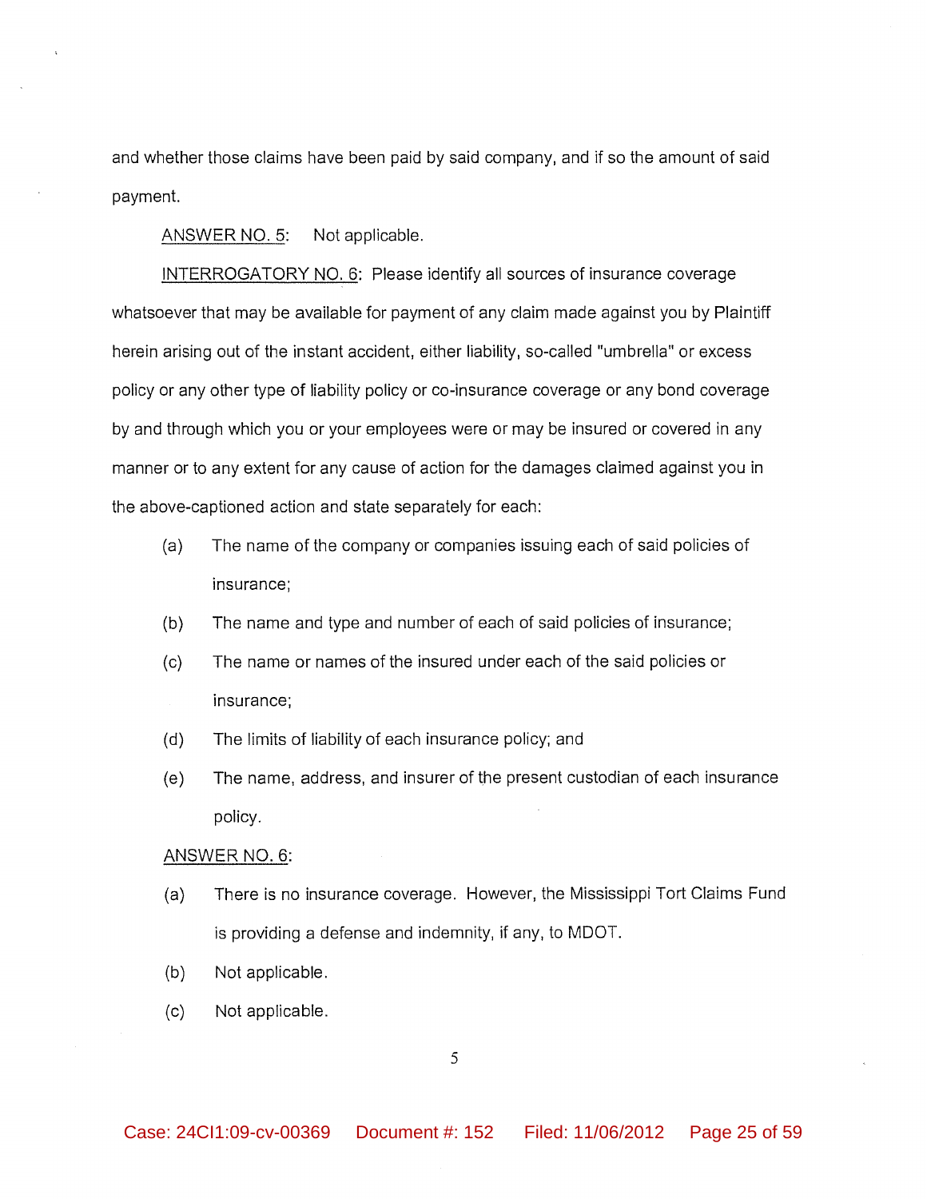and whether those claims have been paid by said company, and if so the amount of said payment.

<u>ANSWER NO. 5</u>: Not applicable.

<u>INTERROGATORY NO. 6</u>: Please identify all sources of insurance coverage whatsoever that may be available for payment of any claim made against you by Plaintiff herein arising out of the instant accident, either liability, so-called "umbrella" or excess policy or any other type of liability policy or co-insurance coverage or any bond coverage by and through which you or your employees were or may be insured or covered in any manner or to any extent for any cause of action for the damages claimed against you in the above-captioned action and state separately for each:

(a) The name of the company or companies issuing each of said policies of insurance;

(b) The name and type and number of each of said policies of insurance;

(c) The name or names of the insured under each of the said policies or insurance;

(d) The limits of liability of each insurance policy; and

(e) The name, address, and insurer of the present custodian of each insurance policy.

<u>ANSWER NO. 6</u>:

(a) There is no insurance coverage. However, the Mississippi Tort Claims Fund is providing a defense and indemnity, if any, to MDOT.

(b) Not applicable.

(c) Not applicable.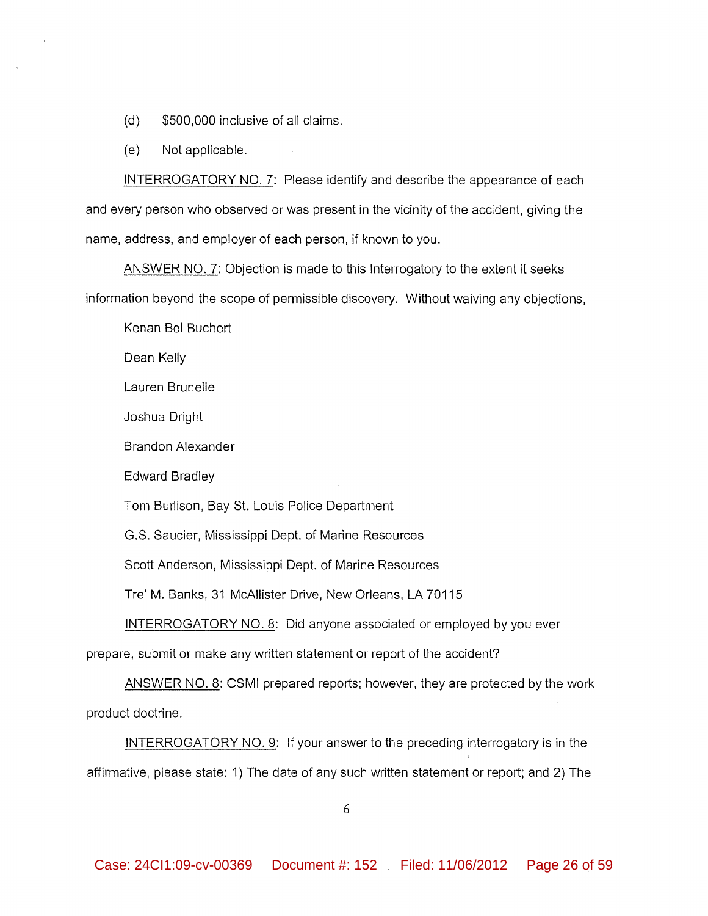(d) $500,000 inclusive of all claims.

(e) Not applicable.

<u>INTERROGATORY NO. 7</u>: Please identify and describe the appearance of each and every person who observed or was present in the vicinity of the accident, giving the name, address, and employer of each person, if known to you.

<u>ANSWER NO. 7</u>: Objection is made to this Interrogatory to the extent it seeks information beyond the scope of permissible discovery. Without waiving any objections,

Kenan Bel Buchert

Dean Kelly

Lauren Brunelle

Joshua Dright

Brandon Alexander

Edward Bradley

Tom Burlison, Bay St. Louis Police Department

G.S. Saucier, Mississippi Dept. of Marine Resources

Scott Anderson, Mississippi Dept. of Marine Resources

Tre' M. Banks, 31 McAllister Drive, New Orleans, LA 70115

<u>INTERROGATORY NO. 8</u>: Did anyone associated or employed by you ever prepare, submit or make any written statement or report of the accident?

<u>ANSWER NO. 8</u>: CSMI prepared reports; however, they are protected by the work product doctrine.

<u>INTERROGATORY NO. 9</u>: If your answer to the preceding interrogatory is in the affirmative, please state: 1) The date of any such written statement or report; and 2) The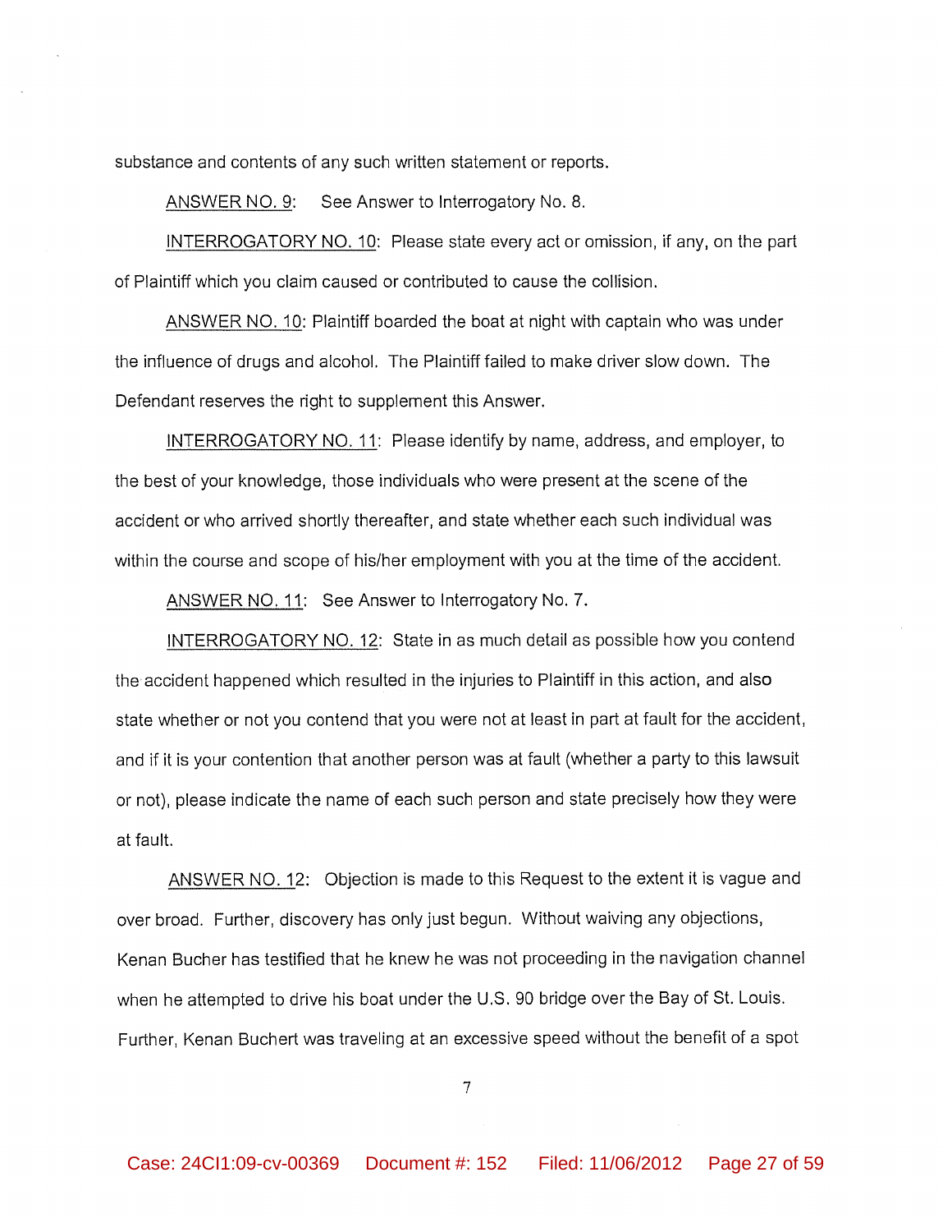substance and contents of any such written statement or reports.

ANSWER NO. 9: See Answer to Interrogatory No. 8.

INTERROGATORY NO. 10: Please state every act or omission, if any, on the part of Plaintiff which you claim caused or contributed to cause the collision.

ANSWER NO. 10: Plaintiff boarded the boat at night with captain who was under the influence of drugs and alcohol. The Plaintiff failed to make driver slow down. The Defendant reserves the right to supplement this Answer.

INTERROGATORY NO. 11: Please identify by name, address, and employer, to the best of your knowledge, those individuals who were present at the scene of the accident or who arrived shortly thereafter, and state whether each such individual was within the course and scope of his/her employment with you at the time of the accident.

ANSWER NO. 11: See Answer to Interrogatory No. 7.

INTERROGATORY NO. 12: State in as much detail as possible how you contend the accident happened which resulted in the injuries to Plaintiff in this action, and also state whether or not you contend that you were not at least in part at fault for the accident, and if it is your contention that another person was at fault (whether a party to this lawsuit or not), please indicate the name of each such person and state precisely how they were at fault.

ANSWER NO. 12: Objection is made to this Request to the extent it is vague and over broad. Further, discovery has only just begun. Without waiving any objections, Kenan Bucher has testified that he knew he was not proceeding in the navigation channel when he attempted to drive his boat under the U.S. 90 bridge over the Bay of St. Louis. Further, Kenan Buchert was traveling at an excessive speed without the benefit of a spot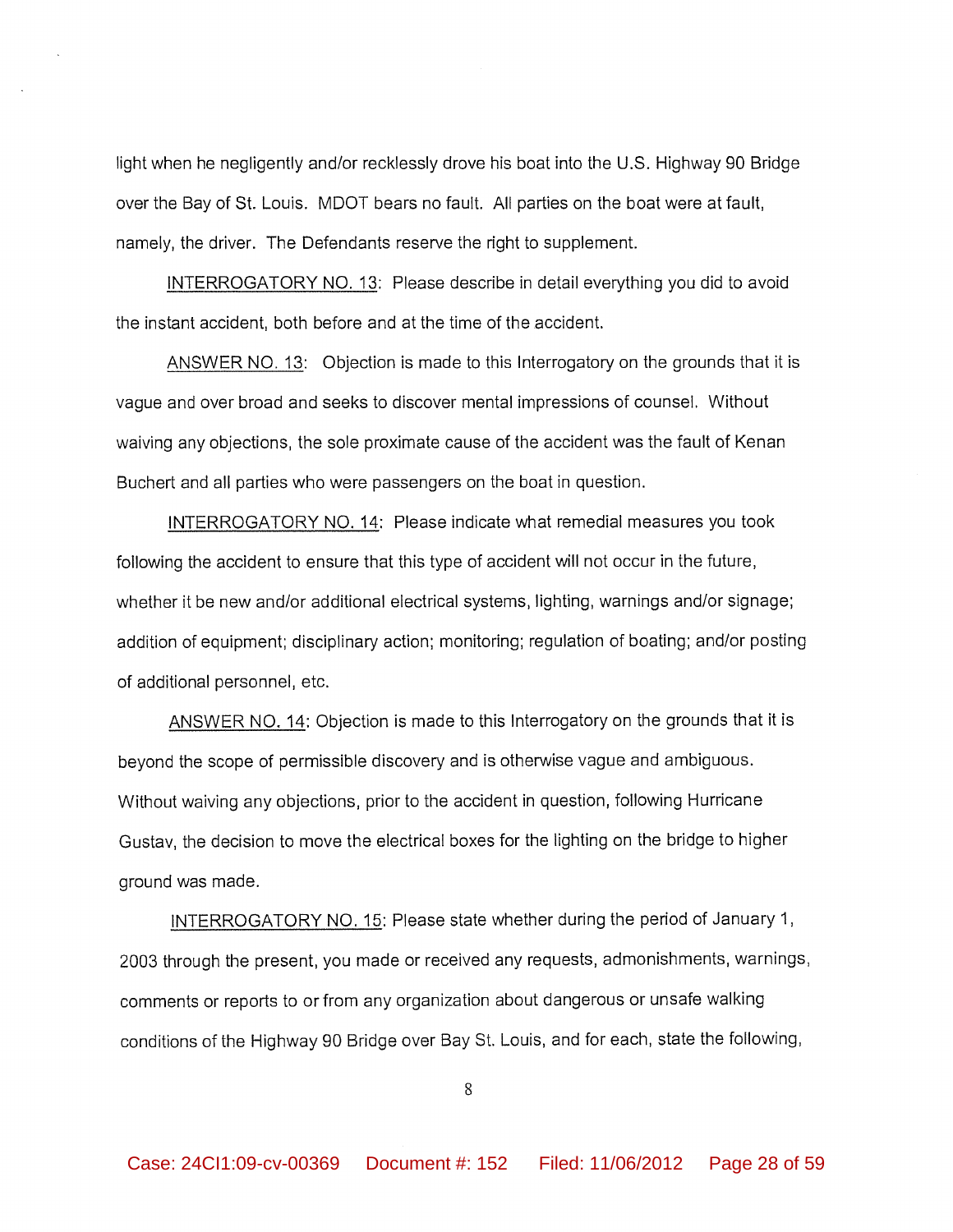light when he negligently and/or recklessly drove his boat into the U.S. Highway 90 Bridge over the Bay of St. Louis. MDOT bears no fault. All parties on the boat were at fault, namely, the driver. The Defendants reserve the right to supplement.

<u>INTERROGATORY NO. 13</u>: Please describe in detail everything you did to avoid the instant accident, both before and at the time of the accident.

<u>ANSWER NO. 13</u>: Objection is made to this Interrogatory on the grounds that it is vague and over broad and seeks to discover mental impressions of counsel. Without waiving any objections, the sole proximate cause of the accident was the fault of Kenan Buchert and all parties who were passengers on the boat in question.

<u>INTERROGATORY NO. 14</u>: Please indicate what remedial measures you took following the accident to ensure that this type of accident will not occur in the future, whether it be new and/or additional electrical systems, lighting, warnings and/or signage; addition of equipment; disciplinary action; monitoring; regulation of boating; and/or posting of additional personnel, etc.

<u>ANSWER NO. 14</u>: Objection is made to this Interrogatory on the grounds that it is beyond the scope of permissible discovery and is otherwise vague and ambiguous. Without waiving any objections, prior to the accident in question, following Hurricane Gustav, the decision to move the electrical boxes for the lighting on the bridge to higher ground was made.

<u>INTERROGATORY NO. 15</u>: Please state whether during the period of January 1, 2003 through the present, you made or received any requests, admonishments, warnings, comments or reports to or from any organization about dangerous or unsafe walking conditions of the Highway 90 Bridge over Bay St. Louis, and for each, state the following,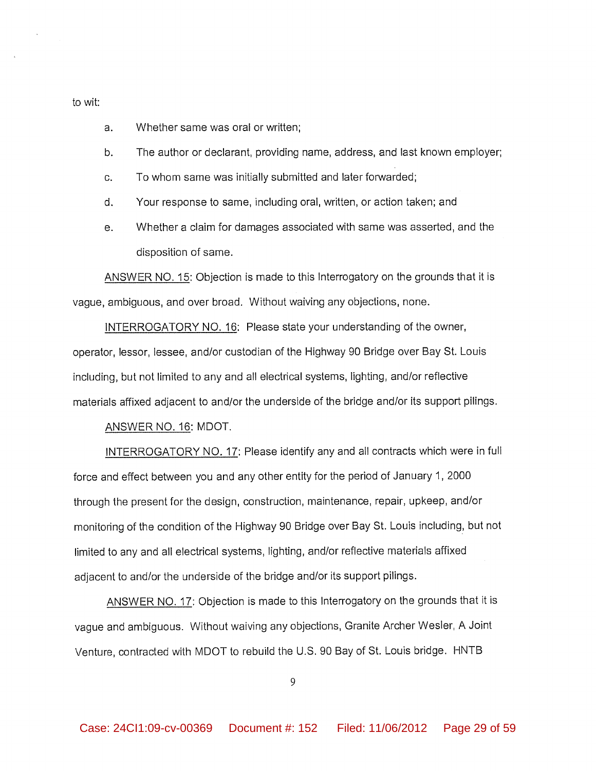to wit:

a. Whether same was oral or written;

b. The author or declarant, providing name, address, and last known employer;

c. To whom same was initially submitted and later forwarded;

d. Your response to same, including oral, written, or action taken; and

e. Whether a claim for damages associated with same was asserted, and the disposition of same.

ANSWER NO. 15: Objection is made to this Interrogatory on the grounds that it is vague, ambiguous, and over broad. Without waiving any objections, none.

INTERROGATORY NO. 16: Please state your understanding of the owner, operator, lessor, lessee, and/or custodian of the Highway 90 Bridge over Bay St. Louis including, but not limited to any and all electrical systems, lighting, and/or reflective materials affixed adjacent to and/or the underside of the bridge and/or its support pilings.

ANSWER NO. 16: MDOT.

INTERROGATORY NO. 17: Please identify any and all contracts which were in full force and effect between you and any other entity for the period of January 1, 2000 through the present for the design, construction, maintenance, repair, upkeep, and/or monitoring of the condition of the Highway 90 Bridge over Bay St. Louis including, but not limited to any and all electrical systems, lighting, and/or reflective materials affixed adjacent to and/or the underside of the bridge and/or its support pilings.

ANSWER NO. 17: Objection is made to this Interrogatory on the grounds that it is vague and ambiguous. Without waiving any objections, Granite Archer Wesler, A Joint Venture, contracted with MDOT to rebuild the U.S. 90 Bay of St. Louis bridge. HNTB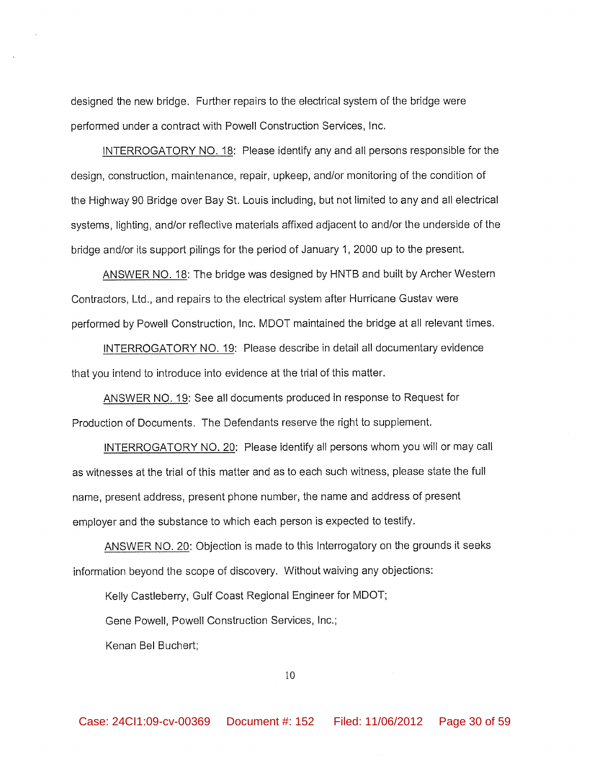designed the new bridge. Further repairs to the electrical system of the bridge were performed under a contract with Powell Construction Services, Inc.

INTERROGATORY NO. 18: Please identify any and all persons responsible for the design, construction, maintenance, repair, upkeep, and/or monitoring of the condition of the Highway 90 Bridge over Bay St. Louis including, but not limited to any and all electrical systems, lighting, and/or reflective materials affixed adjacent to and/or the underside of the bridge and/or its support pilings for the period of January 1, 2000 up to the present.

ANSWER NO. 18: The bridge was designed by HNTB and built by Archer Western Contractors, Ltd., and repairs to the electrical system after Hurricane Gustav were performed by Powell Construction, Inc. MDOT maintained the bridge at all relevant times.

INTERROGATORY NO. 19: Please describe in detail all documentary evidence that you intend to introduce into evidence at the trial of this matter.

ANSWER NO. 19: See all documents produced in response to Request for Production of Documents. The Defendants reserve the right to supplement.

INTERROGATORY NO. 20: Please identify all persons whom you will or may call as witnesses at the trial of this matter and as to each such witness, please state the full name, present address, present phone number, the name and address of present employer and the substance to which each person is expected to testify.

ANSWER NO. 20: Objection is made to this Interrogatory on the grounds it seeks information beyond the scope of discovery. Without waiving any objections:

Kelly Castleberry, Gulf Coast Regional Engineer for MDOT;

Gene Powell, Powell Construction Services, Inc.;

Kenan Bel Buchert;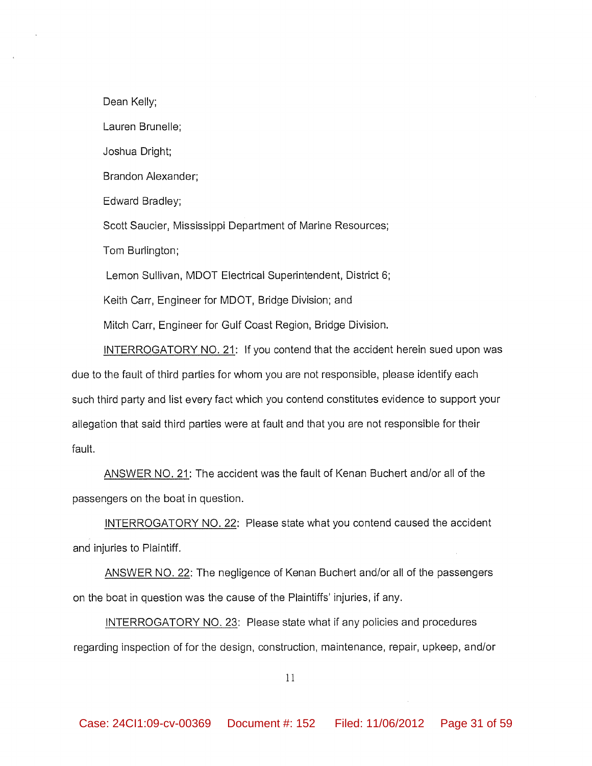Dean Kelly;

Lauren Brunelle;

Joshua Dright;

Brandon Alexander;

Edward Bradley;

Scott Saucier, Mississippi Department of Marine Resources;

Tom Burlington;

Lemon Sullivan, MDOT Electrical Superintendent, District 6;

Keith Carr, Engineer for MDOT, Bridge Division; and

Mitch Carr, Engineer for Gulf Coast Region, Bridge Division.

<u>INTERROGATORY NO. 21</u>: If you contend that the accident herein sued upon was due to the fault of third parties for whom you are not responsible, please identify each such third party and list every fact which you contend constitutes evidence to support your allegation that said third parties were at fault and that you are not responsible for their fault.

<u>ANSWER NO. 21</u>: The accident was the fault of Kenan Buchert and/or all of the passengers on the boat in question.

<u>INTERROGATORY NO. 22</u>: Please state what you contend caused the accident and injuries to Plaintiff.

<u>ANSWER NO. 22</u>: The negligence of Kenan Buchert and/or all of the passengers on the boat in question was the cause of the Plaintiffs' injuries, if any.

<u>INTERROGATORY NO. 23</u>: Please state what if any policies and procedures regarding inspection of for the design, construction, maintenance, repair, upkeep, and/or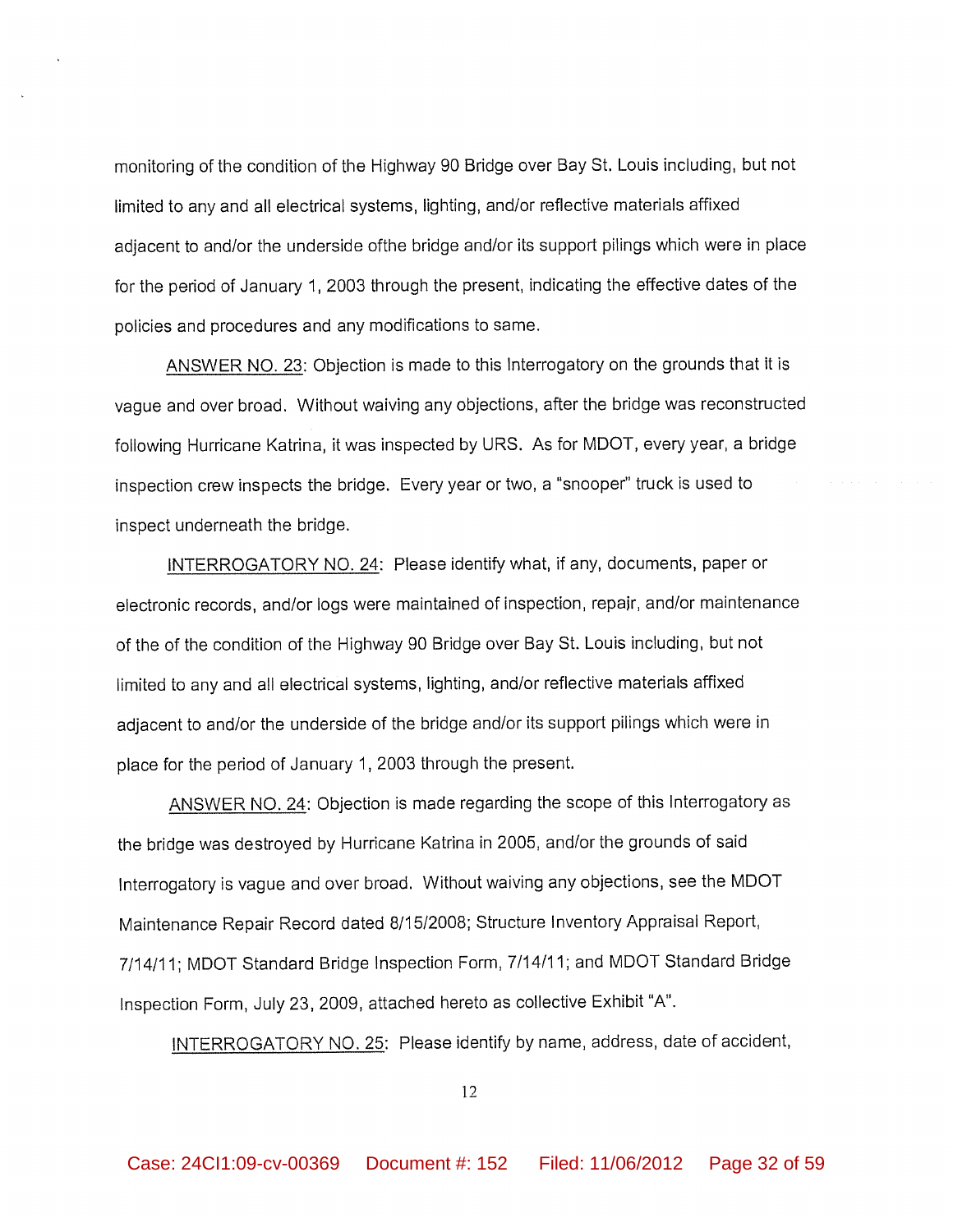monitoring of the condition of the Highway 90 Bridge over Bay St. Louis including, but not limited to any and all electrical systems, lighting, and/or reflective materials affixed adjacent to and/or the underside ofthe bridge and/or its support pilings which were in place for the period of January 1, 2003 through the present, indicating the effective dates of the policies and procedures and any modifications to same.

ANSWER NO. 23: Objection is made to this Interrogatory on the grounds that it is vague and over broad. Without waiving any objections, after the bridge was reconstructed following Hurricane Katrina, it was inspected by URS. As for MDOT, every year, a bridge inspection crew inspects the bridge. Every year or two, a "snooper" truck is used to inspect underneath the bridge.

INTERROGATORY NO. 24: Please identify what, if any, documents, paper or electronic records, and/or logs were maintained of inspection, repair, and/or maintenance of the of the condition of the Highway 90 Bridge over Bay St. Louis including, but not limited to any and all electrical systems, lighting, and/or reflective materials affixed adjacent to and/or the underside of the bridge and/or its support pilings which were in place for the period of January 1, 2003 through the present.

ANSWER NO. 24: Objection is made regarding the scope of this Interrogatory as the bridge was destroyed by Hurricane Katrina in 2005, and/or the grounds of said Interrogatory is vague and over broad. Without waiving any objections, see the MDOT Maintenance Repair Record dated 8/15/2008; Structure Inventory Appraisal Report, 7/14/11; MDOT Standard Bridge Inspection Form, 7/14/11; and MDOT Standard Bridge Inspection Form, July 23, 2009, attached hereto as collective Exhibit "A".

INTERROGATORY NO. 25: Please identify by name, address, date of accident,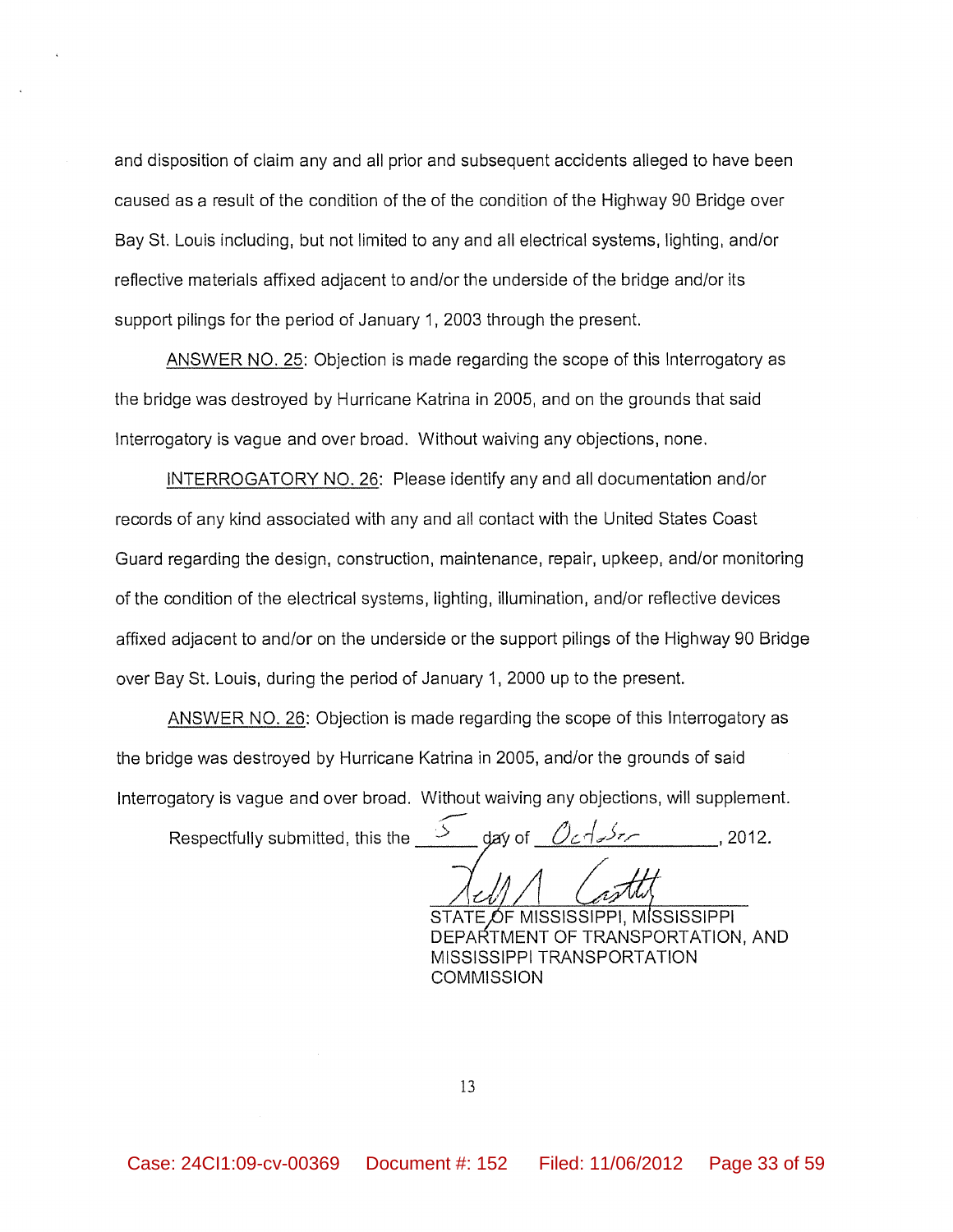and disposition of claim any and all prior and subsequent accidents alleged to have been caused as a result of the condition of the of the condition of the Highway 90 Bridge over Bay St. Louis including, but not limited to any and all electrical systems, lighting, and/or reflective materials affixed adjacent to and/or the underside of the bridge and/or its support pilings for the period of January 1, 2003 through the present.

ANSWER NO. 25: Objection is made regarding the scope of this Interrogatory as the bridge was destroyed by Hurricane Katrina in 2005, and on the grounds that said Interrogatory is vague and over broad. Without waiving any objections, none.

INTERROGATORY NO. 26: Please identify any and all documentation and/or records of any kind associated with any and all contact with the United States Coast Guard regarding the design, construction, maintenance, repair, upkeep, and/or monitoring of the condition of the electrical systems, lighting, illumination, and/or reflective devices affixed adjacent to and/or on the underside or the support pilings of the Highway 90 Bridge over Bay St. Louis, during the period of January 1, 2000 up to the present.

ANSWER NO. 26: Objection is made regarding the scope of this Interrogatory as the bridge was destroyed by Hurricane Katrina in 2005, and/or the grounds of said Interrogatory is vague and over broad. Without waiving any objections, will supplement.

Respectfully submitted, this the 5 day of October, 2012.

STATE OF MISSISSIPPI, MISSISSIPPI DEPARTMENT OF TRANSPORTATION, AND MISSISSIPPI TRANSPORTATION COMMISSION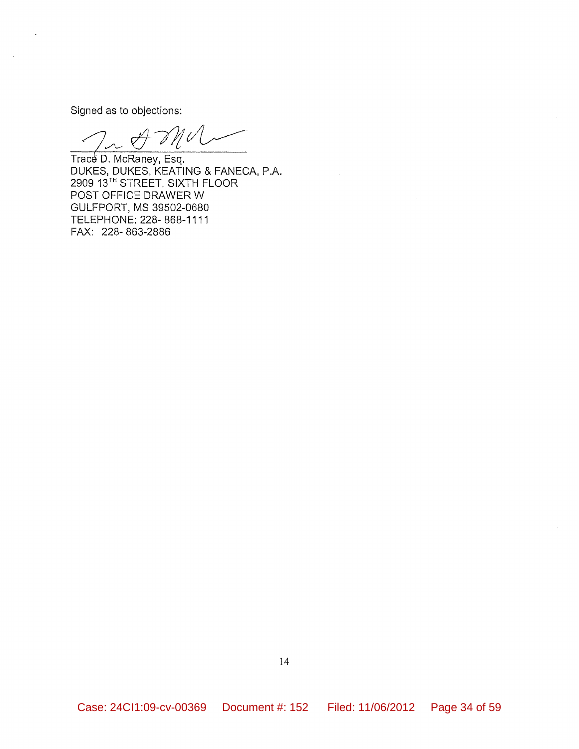Signed as to objections:

\_\_\_\_\_\_\_\_\_\_\_\_\_\_\_\_\_\_\_\_\_\_\_\_\_\_\_\_\_\_

Trace D. McRaney, Esq.
DUKES, DUKES, KEATING & FANECA, P.A.
2909 13TH STREET, SIXTH FLOOR
POST OFFICE DRAWER W
GULFPORT, MS 39502-0680
TELEPHONE: 228- 868-1111
FAX: 228- 863-2886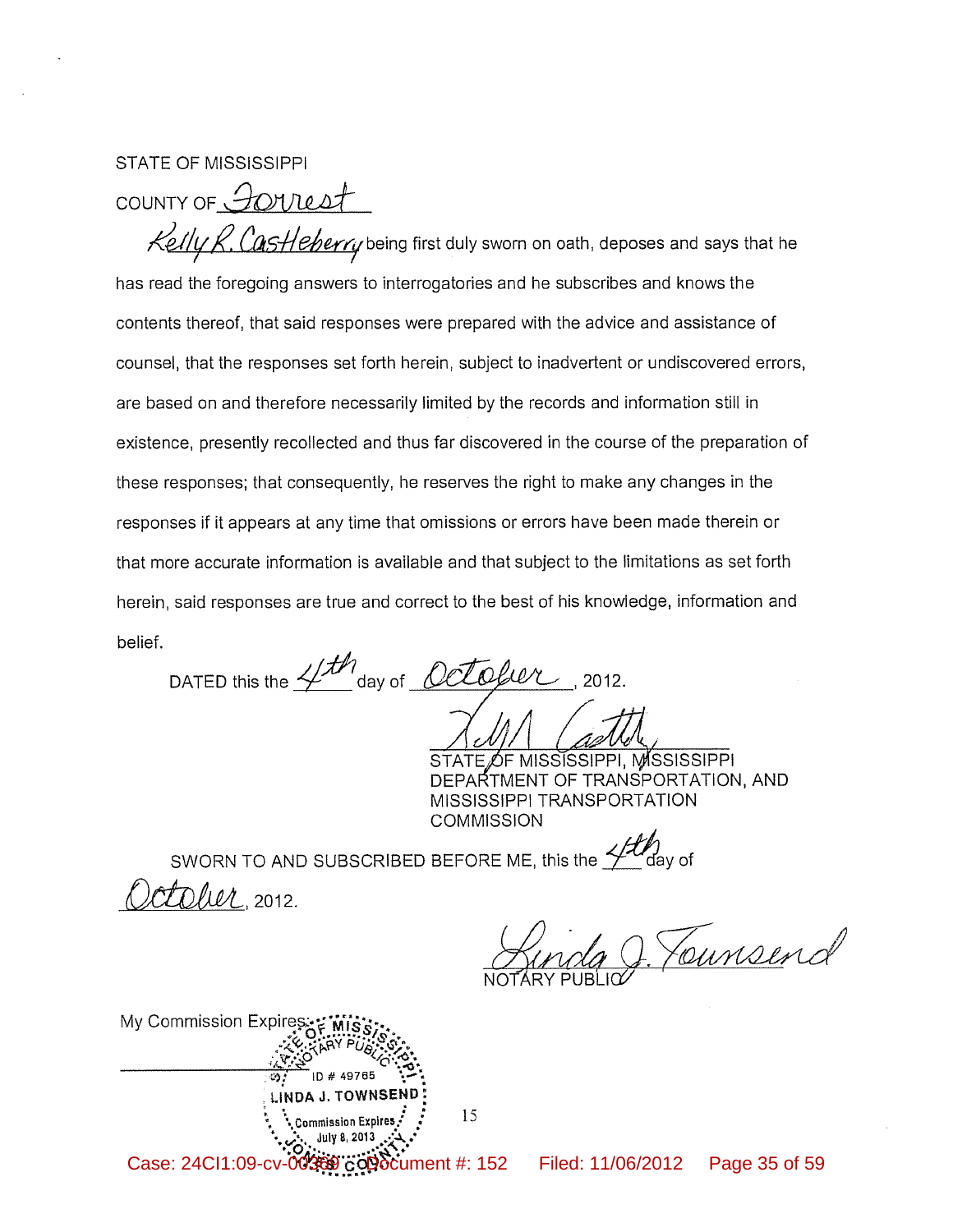STATE OF MISSISSIPPI

COUNTY OF Forrest

Kelly R. Castleberry being first duly sworn on oath, deposes and says that he has read the foregoing answers to interrogatories and he subscribes and knows the contents thereof, that said responses were prepared with the advice and assistance of counsel, that the responses set forth herein, subject to inadvertent or undiscovered errors, are based on and therefore necessarily limited by the records and information still in existence, presently recollected and thus far discovered in the course of the preparation of these responses; that consequently, he reserves the right to make any changes in the responses if it appears at any time that omissions or errors have been made therein or that more accurate information is available and that subject to the limitations as set forth herein, said responses are true and correct to the best of his knowledge, information and belief.

DATED this the 4th day of October, 2012.

STATE OF MISSISSIPPI, MISSISSIPPI DEPARTMENT OF TRANSPORTATION, AND MISSISSIPPI TRANSPORTATION COMMISSION

SWORN TO AND SUBSCRIBED BEFORE ME, this the 4th day of October, 2012.

Linda J. Townsend
NOTARY PUBLIC

My Commission Expires:

STATE OF MISSISSIPPI NOTARY PUBLIC
ID # 49765
LINDA J. TOWNSEND
Commission Expires
July 8, 2013
JONES COUNTY

Case: 24CI1:09-cv-00369 Document #: 152 Filed: 11/06/2012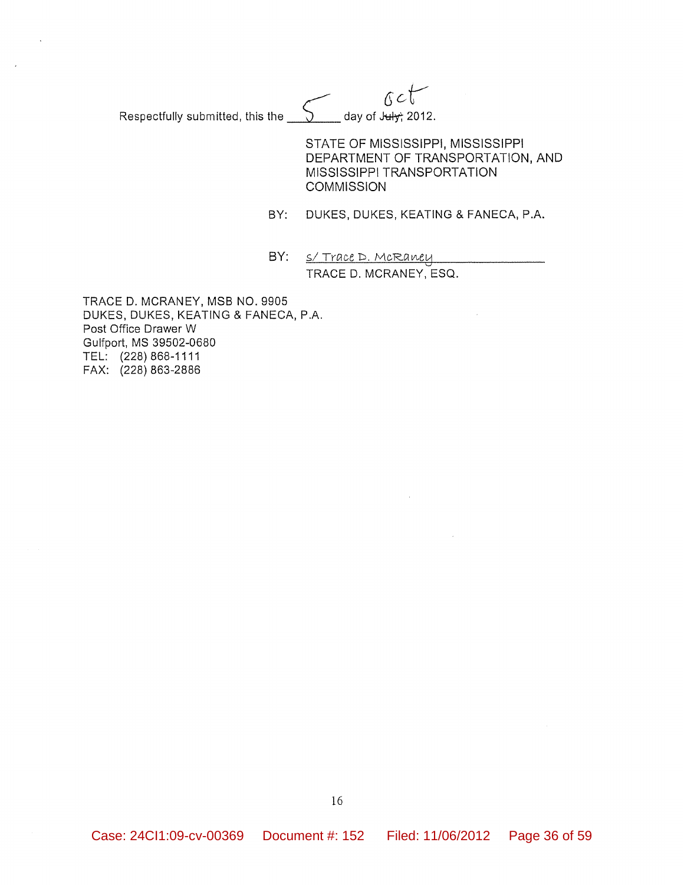Respectfully submitted, this the 5 day of ~~July,~~ Oct 2012.

STATE OF MISSISSIPPI, MISSISSIPPI DEPARTMENT OF TRANSPORTATION, AND MISSISSIPPI TRANSPORTATION COMMISSION

BY: DUKES, DUKES, KEATING & FANECA, P.A.

BY: s/ Trace D. McRaney
TRACE D. MCRANEY, ESQ.

TRACE D. MCRANEY, MSB NO. 9905
DUKES, DUKES, KEATING & FANECA, P.A.
Post Office Drawer W
Gulfport, MS 39502-0680
TEL: (228) 868-1111
FAX: (228) 863-2886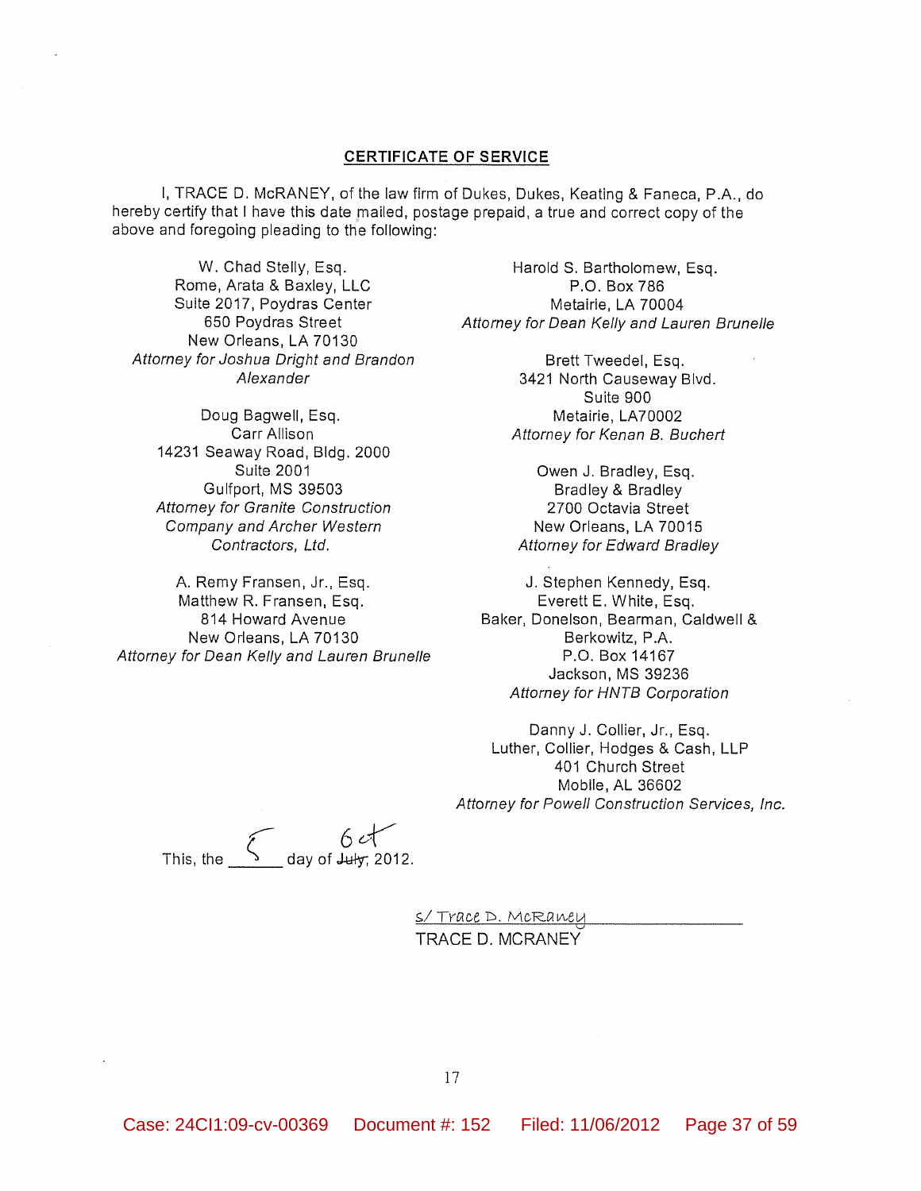**CERTIFICATE OF SERVICE**

I, TRACE D. McRANEY, of the law firm of Dukes, Dukes, Keating & Faneca, P.A., do hereby certify that I have this date mailed, postage prepaid, a true and correct copy of the above and foregoing pleading to the following:

W. Chad Stelly, Esq.
Rome, Arata & Baxley, LLC
Suite 2017, Poydras Center
650 Poydras Street
New Orleans, LA 70130
*Attorney for Joshua Dright and Brandon Alexander*

Doug Bagwell, Esq.
Carr Allison
14231 Seaway Road, Bldg. 2000
Suite 2001
Gulfport, MS 39503
*Attorney for Granite Construction Company and Archer Western Contractors, Ltd.*

A. Remy Fransen, Jr., Esq.
Matthew R. Fransen, Esq.
814 Howard Avenue
New Orleans, LA 70130
*Attorney for Dean Kelly and Lauren Brunelle*

Harold S. Bartholomew, Esq.
P.O. Box 786
Metairie, LA 70004
*Attorney for Dean Kelly and Lauren Brunelle*

Brett Tweedel, Esq.
3421 North Causeway Blvd.
Suite 900
Metairie, LA70002
*Attorney for Kenan B. Buchert*

Owen J. Bradley, Esq.
Bradley & Bradley
2700 Octavia Street
New Orleans, LA 70015
*Attorney for Edward Bradley*

J. Stephen Kennedy, Esq.
Everett E. White, Esq.
Baker, Donelson, Bearman, Caldwell & Berkowitz, P.A.
P.O. Box 14167
Jackson, MS 39236
*Attorney for HNTB Corporation*

Danny J. Collier, Jr., Esq.
Luther, Collier, Hodges & Cash, LLP
401 Church Street
Mobile, AL 36602
*Attorney for Powell Construction Services, Inc.*

This, the 5 day of ~~July~~ Oct, 2012.

s/ Trace D. McRaney
TRACE D. MCRANEY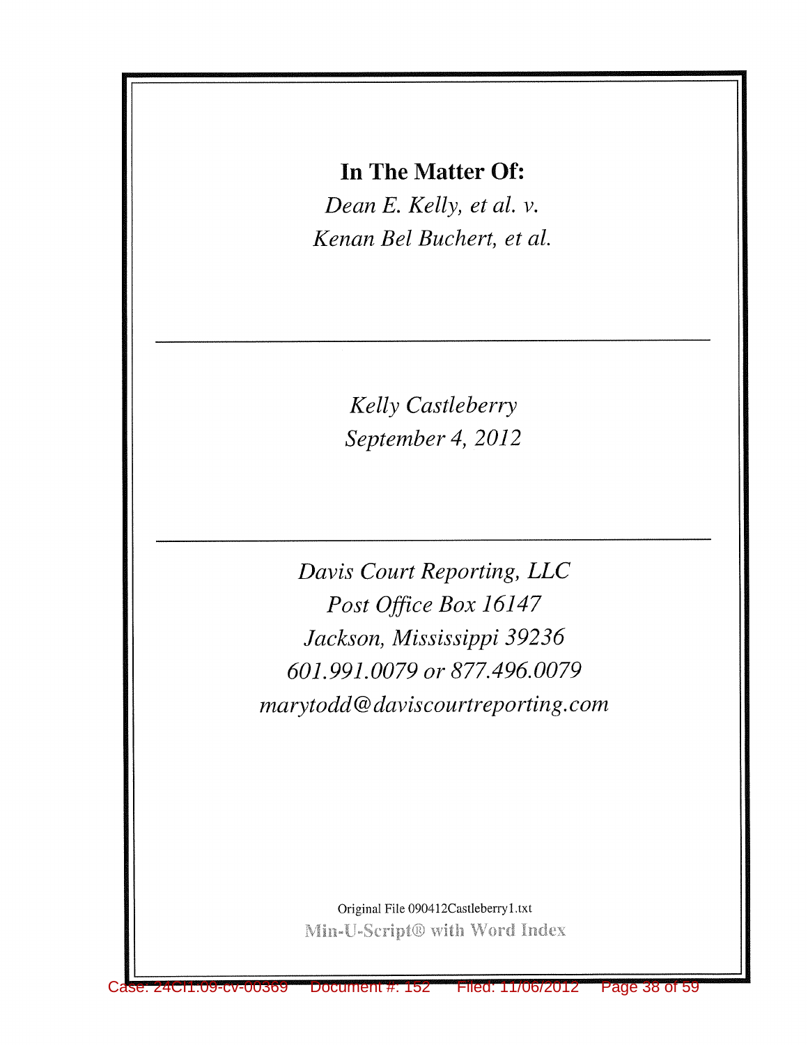**In The Matter Of:**

*Dean E. Kelly, et al. v.*

*Kenan Bel Buchert, et al.*

---

*Kelly Castleberry*

*September 4, 2012*

---

*Davis Court Reporting, LLC*

*Post Office Box 16147*

*Jackson, Mississippi 39236*

*601.991.0079 or 877.496.0079*

*marytodd@daviscourtreporting.com*

Original File 090412Castleberry1.txt

Min-U-Script® with Word Index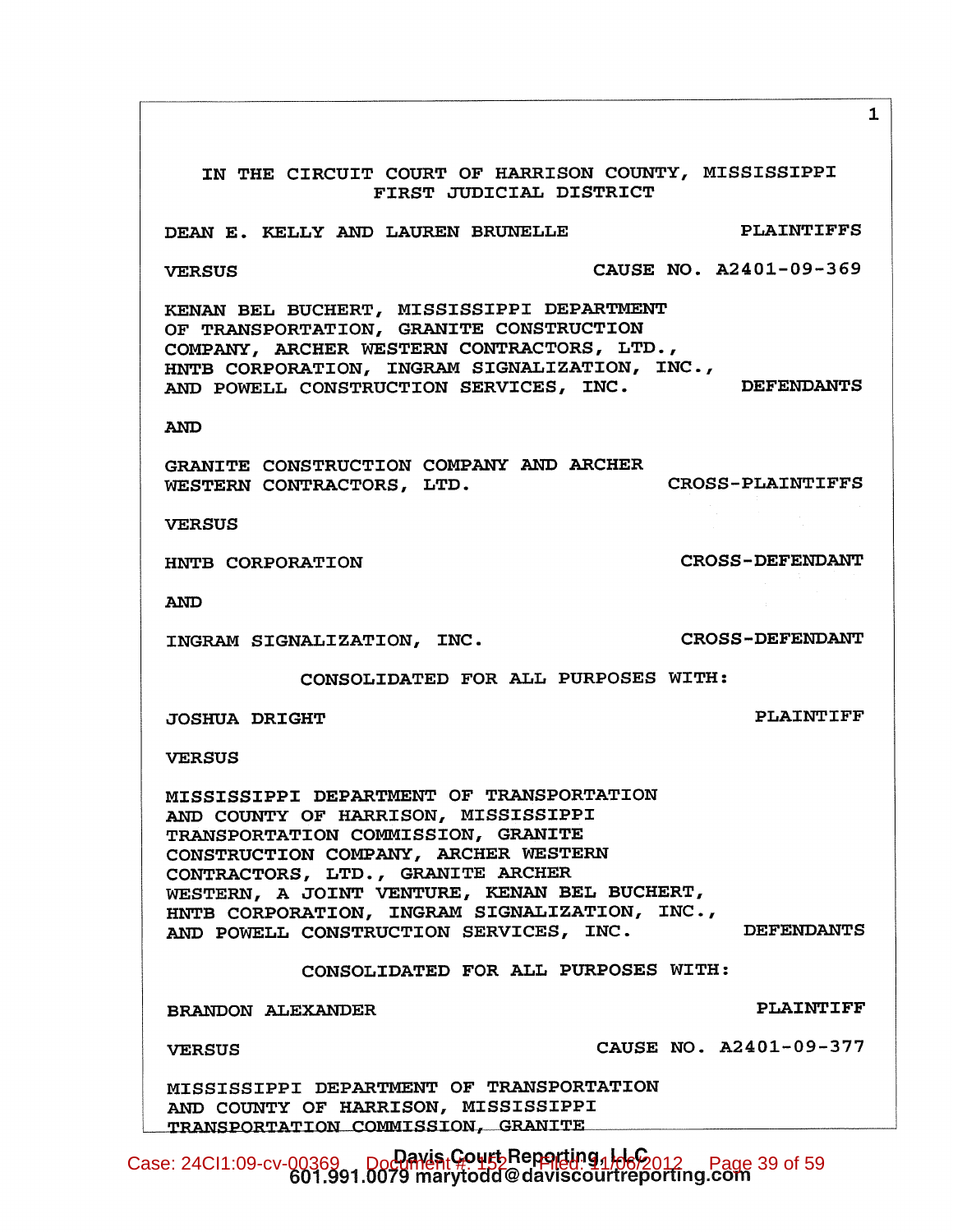IN THE CIRCUIT COURT OF HARRISON COUNTY, MISSISSIPPI
FIRST JUDICIAL DISTRICT

DEAN E. KELLY AND LAUREN BRUNELLE — PLAINTIFFS

VERSUS — CAUSE NO. A2401-09-369

KENAN BEL BUCHERT, MISSISSIPPI DEPARTMENT OF TRANSPORTATION, GRANITE CONSTRUCTION COMPANY, ARCHER WESTERN CONTRACTORS, LTD., HNTB CORPORATION, INGRAM SIGNALIZATION, INC., AND POWELL CONSTRUCTION SERVICES, INC. — DEFENDANTS

AND

GRANITE CONSTRUCTION COMPANY AND ARCHER WESTERN CONTRACTORS, LTD. — CROSS-PLAINTIFFS

VERSUS

HNTB CORPORATION — CROSS-DEFENDANT

AND

INGRAM SIGNALIZATION, INC. — CROSS-DEFENDANT

CONSOLIDATED FOR ALL PURPOSES WITH:

JOSHUA DRIGHT — PLAINTIFF

VERSUS

MISSISSIPPI DEPARTMENT OF TRANSPORTATION AND COUNTY OF HARRISON, MISSISSIPPI TRANSPORTATION COMMISSION, GRANITE CONSTRUCTION COMPANY, ARCHER WESTERN CONTRACTORS, LTD., GRANITE ARCHER WESTERN, A JOINT VENTURE, KENAN BEL BUCHERT, HNTB CORPORATION, INGRAM SIGNALIZATION, INC., AND POWELL CONSTRUCTION SERVICES, INC. — DEFENDANTS

CONSOLIDATED FOR ALL PURPOSES WITH:

BRANDON ALEXANDER — PLAINTIFF

VERSUS — CAUSE NO. A2401-09-377

MISSISSIPPI DEPARTMENT OF TRANSPORTATION AND COUNTY OF HARRISON, MISSISSIPPI TRANSPORTATION COMMISSION, GRANITE

Davis Court Reporting, LLC
601.991.0079 marytodd@daviscourtreporting.com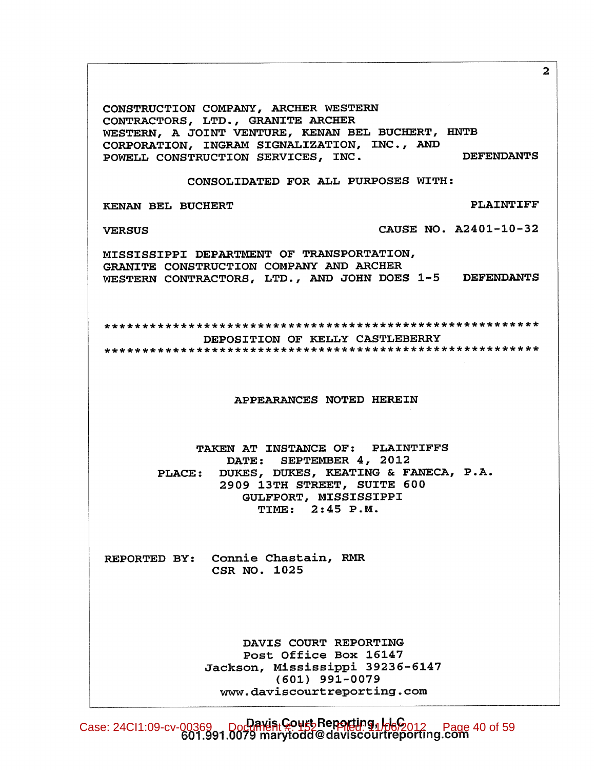CONSTRUCTION COMPANY, ARCHER WESTERN CONTRACTORS, LTD., GRANITE ARCHER WESTERN, A JOINT VENTURE, KENAN BEL BUCHERT, HNTB CORPORATION, INGRAM SIGNALIZATION, INC., AND POWELL CONSTRUCTION SERVICES, INC. DEFENDANTS

CONSOLIDATED FOR ALL PURPOSES WITH:

KENAN BEL BUCHERT PLAINTIFF

VERSUS CAUSE NO. A2401-10-32

MISSISSIPPI DEPARTMENT OF TRANSPORTATION, GRANITE CONSTRUCTION COMPANY AND ARCHER WESTERN CONTRACTORS, LTD., AND JOHN DOES 1-5 DEFENDANTS

*********************************************************

DEPOSITION OF KELLY CASTLEBERRY

*********************************************************

APPEARANCES NOTED HEREIN

TAKEN AT INSTANCE OF: PLAINTIFFS
DATE: SEPTEMBER 4, 2012
PLACE: DUKES, DUKES, KEATING & FANECA, P.A.
2909 13TH STREET, SUITE 600
GULFPORT, MISSISSIPPI
TIME: 2:45 P.M.

REPORTED BY: Connie Chastain, RMR
CSR NO. 1025

DAVIS COURT REPORTING
Post Office Box 16147
Jackson, Mississippi 39236-6147
(601) 991-0079
www.daviscourtreporting.com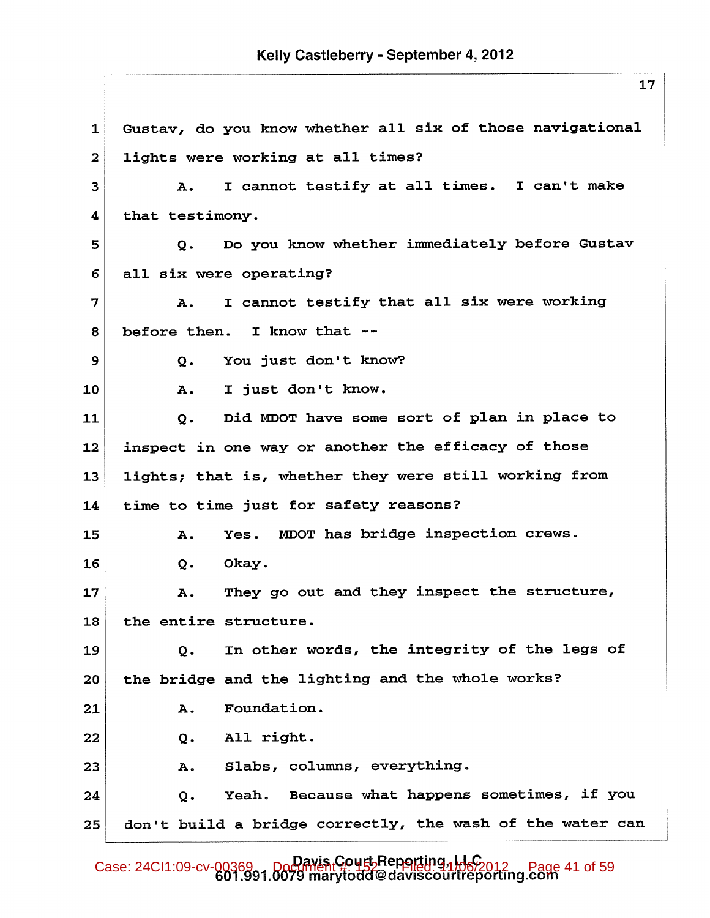1 Gustav, do you know whether all six of those navigational
2 lights were working at all times?
3 A. I cannot testify at all times. I can't make
4 that testimony.
5 Q. Do you know whether immediately before Gustav
6 all six were operating?
7 A. I cannot testify that all six were working
8 before then. I know that --
9 Q. You just don't know?
10 A. I just don't know.
11 Q. Did MDOT have some sort of plan in place to
12 inspect in one way or another the efficacy of those
13 lights; that is, whether they were still working from
14 time to time just for safety reasons?
15 A. Yes. MDOT has bridge inspection crews.
16 Q. Okay.
17 A. They go out and they inspect the structure,
18 the entire structure.
19 Q. In other words, the integrity of the legs of
20 the bridge and the lighting and the whole works?
21 A. Foundation.
22 Q. All right.
23 A. Slabs, columns, everything.
24 Q. Yeah. Because what happens sometimes, if you
25 don't build a bridge correctly, the wash of the water can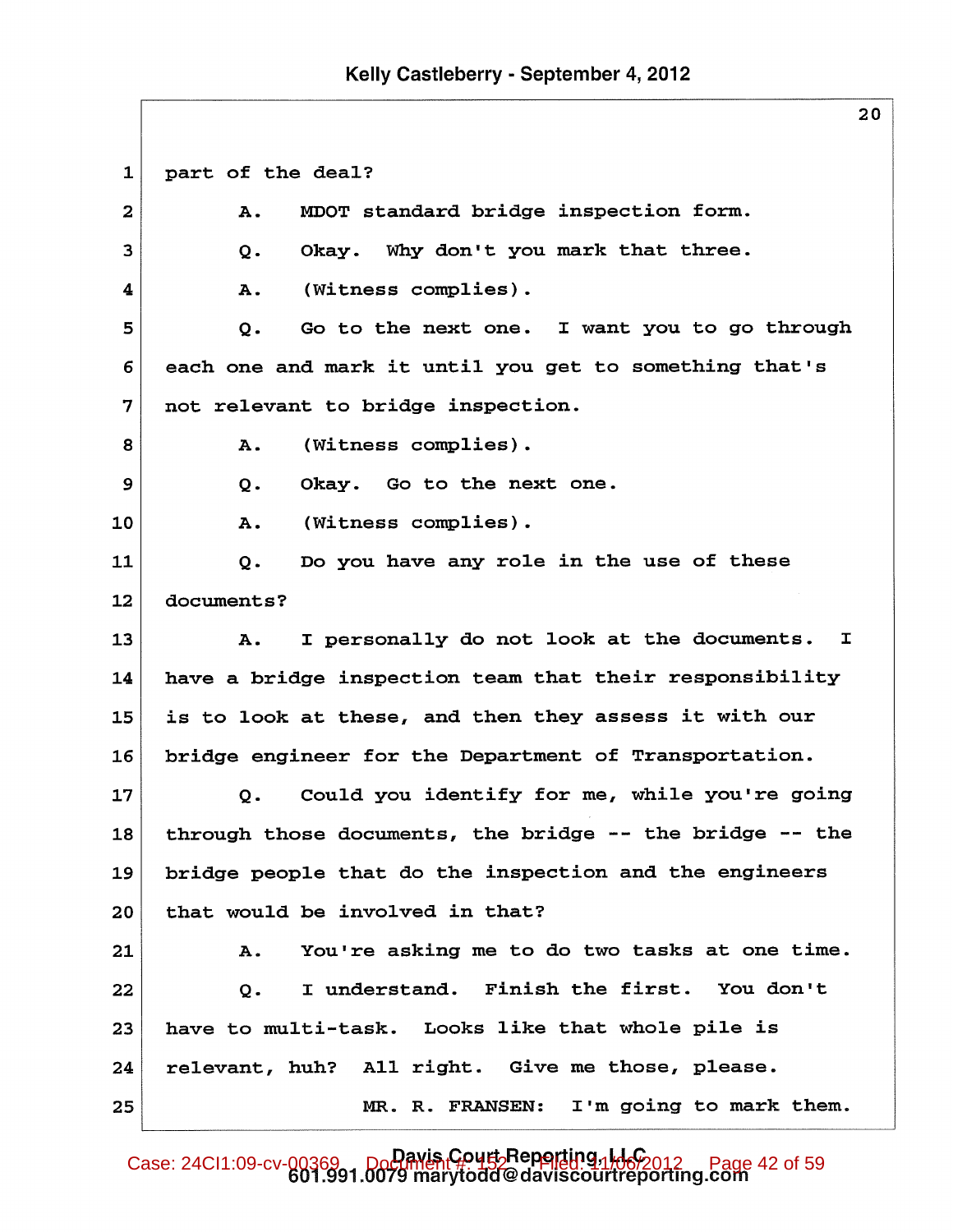1 part of the deal?

2 A. MDOT standard bridge inspection form.

3 Q. Okay. Why don't you mark that three.

4 A. (Witness complies).

5 Q. Go to the next one. I want you to go through

6 each one and mark it until you get to something that's

7 not relevant to bridge inspection.

8 A. (Witness complies).

9 Q. Okay. Go to the next one.

10 A. (Witness complies).

11 Q. Do you have any role in the use of these

12 documents?

13 A. I personally do not look at the documents. I

14 have a bridge inspection team that their responsibility

15 is to look at these, and then they assess it with our

16 bridge engineer for the Department of Transportation.

17 Q. Could you identify for me, while you're going

18 through those documents, the bridge -- the bridge -- the

19 bridge people that do the inspection and the engineers

20 that would be involved in that?

21 A. You're asking me to do two tasks at one time.

22 Q. I understand. Finish the first. You don't

23 have to multi-task. Looks like that whole pile is

24 relevant, huh? All right. Give me those, please.

25 MR. R. FRANSEN: I'm going to mark them.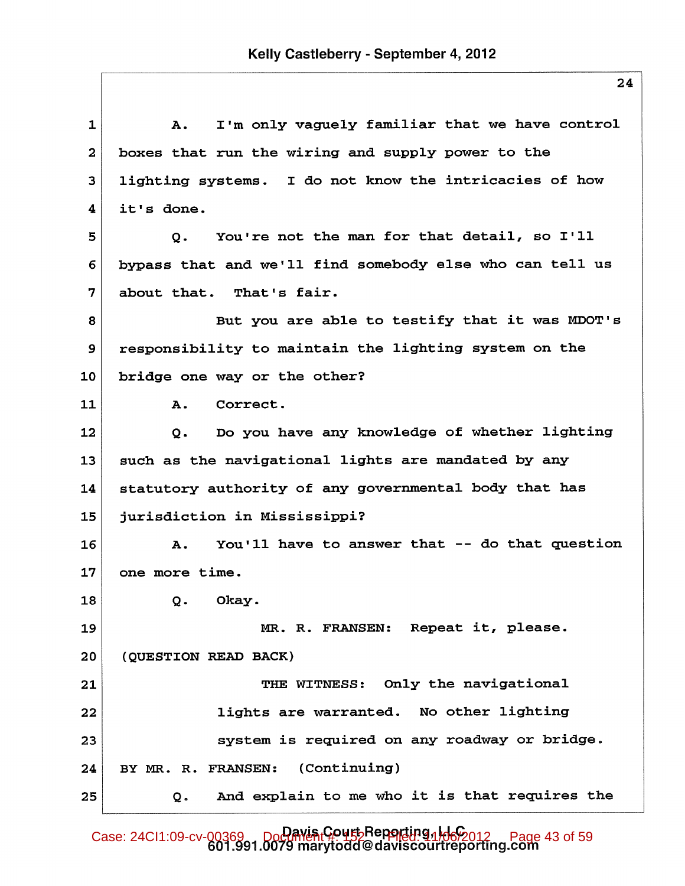A. I'm only vaguely familiar that we have control boxes that run the wiring and supply power to the lighting systems. I do not know the intricacies of how it's done.

Q. You're not the man for that detail, so I'll bypass that and we'll find somebody else who can tell us about that. That's fair.

But you are able to testify that it was MDOT's responsibility to maintain the lighting system on the bridge one way or the other?

A. Correct.

Q. Do you have any knowledge of whether lighting such as the navigational lights are mandated by any statutory authority of any governmental body that has jurisdiction in Mississippi?

A. You'll have to answer that -- do that question one more time.

Q. Okay.

MR. R. FRANSEN: Repeat it, please.

(QUESTION READ BACK)

THE WITNESS: Only the navigational lights are warranted. No other lighting system is required on any roadway or bridge.

BY MR. R. FRANSEN: (Continuing)

Q. And explain to me who it is that requires the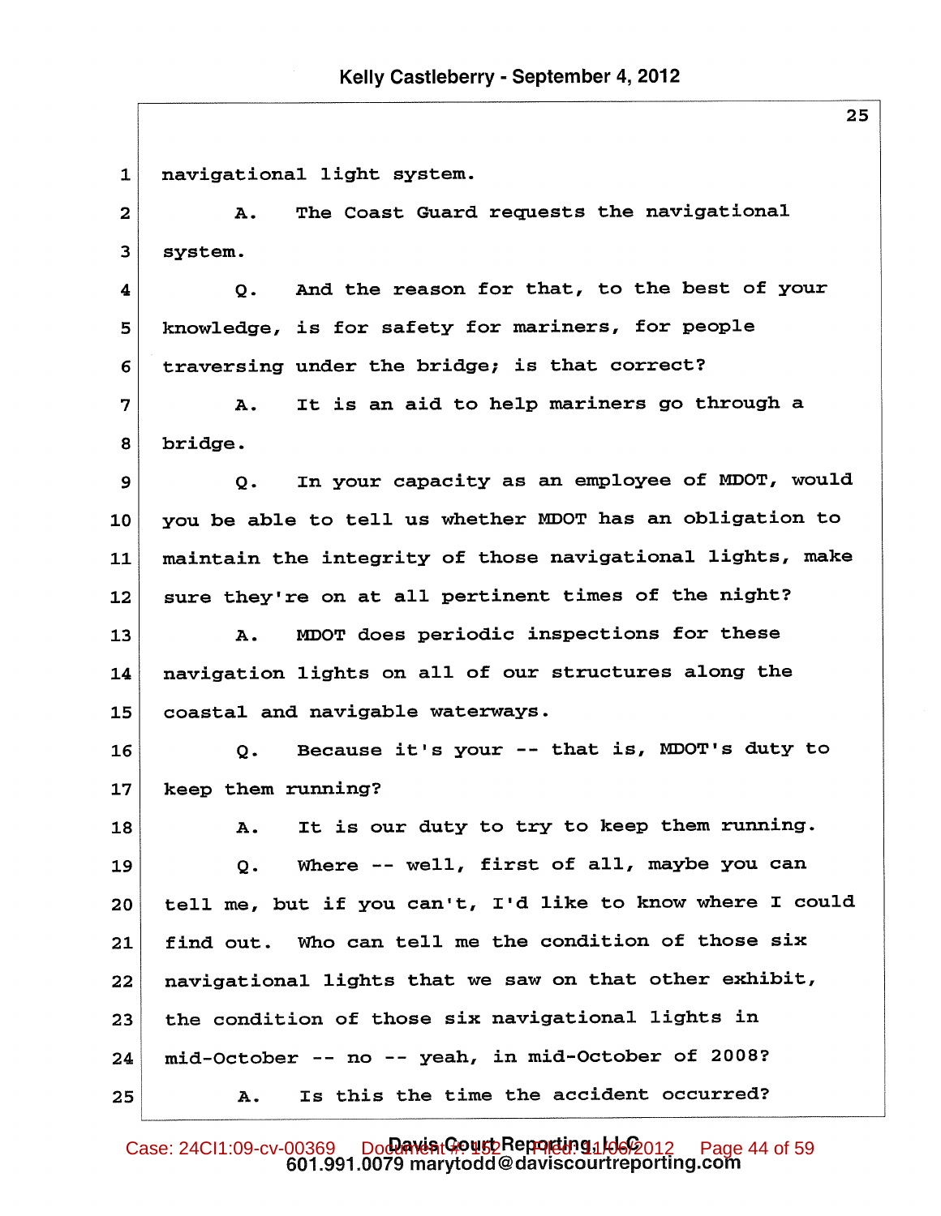1 navigational light system.

2 A. The Coast Guard requests the navigational

3 system.

4 Q. And the reason for that, to the best of your

5 knowledge, is for safety for mariners, for people

6 traversing under the bridge; is that correct?

7 A. It is an aid to help mariners go through a

8 bridge.

9 Q. In your capacity as an employee of MDOT, would

10 you be able to tell us whether MDOT has an obligation to

11 maintain the integrity of those navigational lights, make

12 sure they're on at all pertinent times of the night?

13 A. MDOT does periodic inspections for these

14 navigation lights on all of our structures along the

15 coastal and navigable waterways.

16 Q. Because it's your -- that is, MDOT's duty to

17 keep them running?

18 A. It is our duty to try to keep them running.

19 Q. Where -- well, first of all, maybe you can

20 tell me, but if you can't, I'd like to know where I could

21 find out. Who can tell me the condition of those six

22 navigational lights that we saw on that other exhibit,

23 the condition of those six navigational lights in

24 mid-October -- no -- yeah, in mid-October of 2008?

25 A. Is this the time the accident occurred?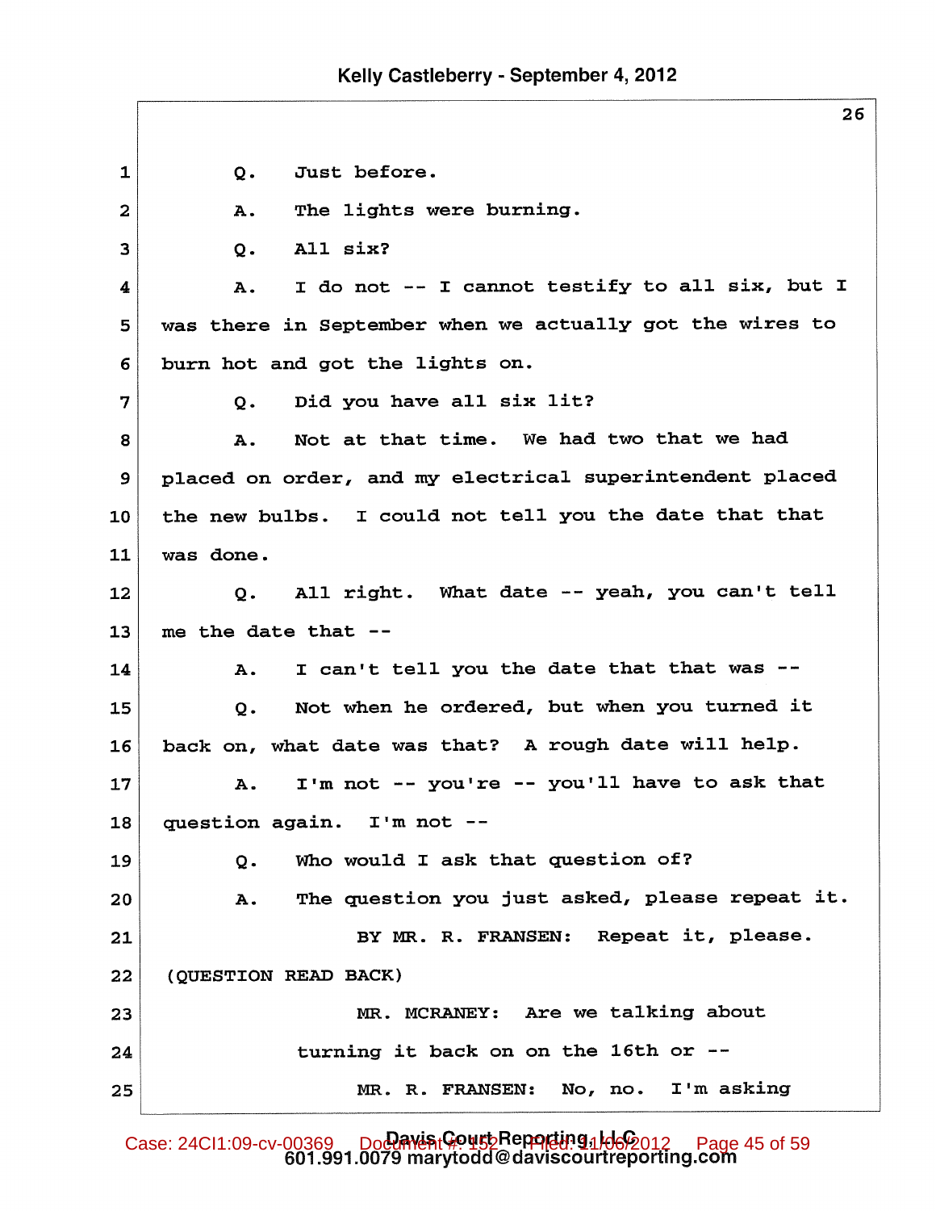1 Q. Just before.

2 A. The lights were burning.

3 Q. All six?

4 A. I do not -- I cannot testify to all six, but I

5 was there in September when we actually got the wires to

6 burn hot and got the lights on.

7 Q. Did you have all six lit?

8 A. Not at that time. We had two that we had

9 placed on order, and my electrical superintendent placed

10 the new bulbs. I could not tell you the date that that

11 was done.

12 Q. All right. What date -- yeah, you can't tell

13 me the date that --

14 A. I can't tell you the date that that was --

15 Q. Not when he ordered, but when you turned it

16 back on, what date was that? A rough date will help.

17 A. I'm not -- you're -- you'll have to ask that

18 question again. I'm not --

19 Q. Who would I ask that question of?

20 A. The question you just asked, please repeat it.

21 BY MR. R. FRANSEN: Repeat it, please.

22 (QUESTION READ BACK)

23 MR. MCRANEY: Are we talking about

24 turning it back on on the 16th or --

25 MR. R. FRANSEN: No, no. I'm asking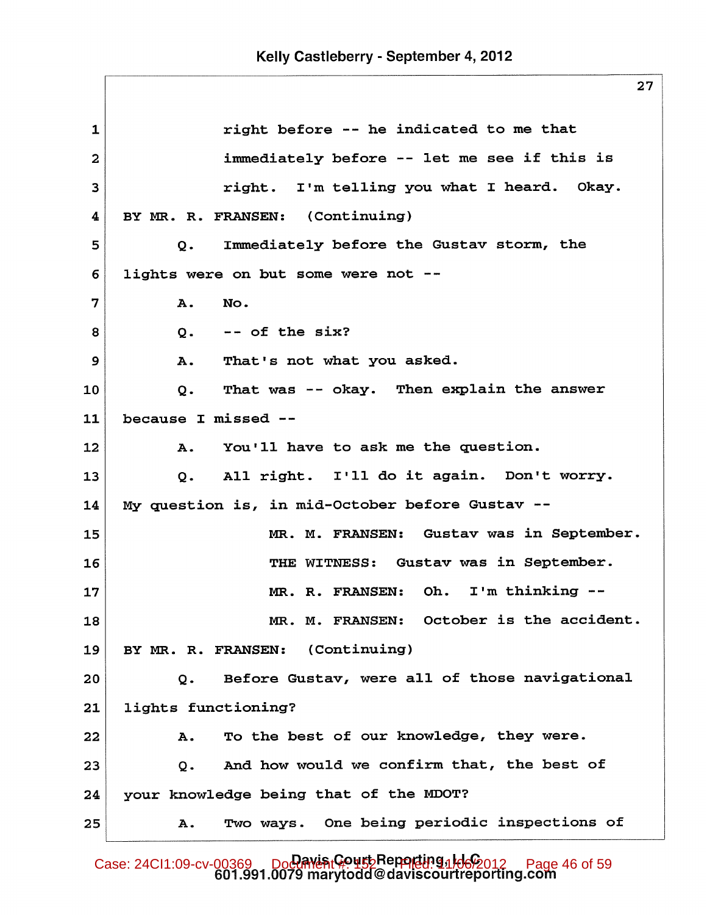1 right before -- he indicated to me that

2 immediately before -- let me see if this is

3 right. I'm telling you what I heard. Okay.

4 BY MR. R. FRANSEN: (Continuing)

5 Q. Immediately before the Gustav storm, the

6 lights were on but some were not --

7 A. No.

8 Q. -- of the six?

9 A. That's not what you asked.

10 Q. That was -- okay. Then explain the answer

11 because I missed --

12 A. You'll have to ask me the question.

13 Q. All right. I'll do it again. Don't worry.

14 My question is, in mid-October before Gustav --

15 MR. M. FRANSEN: Gustav was in September.

16 THE WITNESS: Gustav was in September.

17 MR. R. FRANSEN: Oh. I'm thinking --

18 MR. M. FRANSEN: October is the accident.

19 BY MR. R. FRANSEN: (Continuing)

20 Q. Before Gustav, were all of those navigational

21 lights functioning?

22 A. To the best of our knowledge, they were.

23 Q. And how would we confirm that, the best of

24 your knowledge being that of the MDOT?

25 A. Two ways. One being periodic inspections of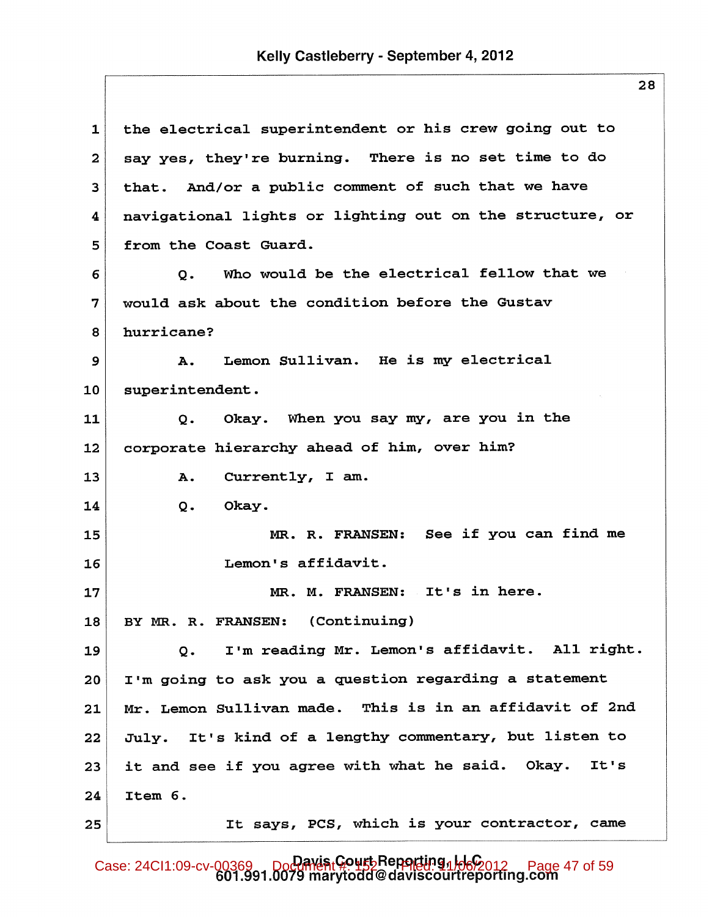1 the electrical superintendent or his crew going out to
2 say yes, they're burning. There is no set time to do
3 that. And/or a public comment of such that we have
4 navigational lights or lighting out on the structure, or
5 from the Coast Guard.

6 Q. Who would be the electrical fellow that we
7 would ask about the condition before the Gustav
8 hurricane?

9 A. Lemon Sullivan. He is my electrical
10 superintendent.

11 Q. Okay. When you say my, are you in the
12 corporate hierarchy ahead of him, over him?

13 A. Currently, I am.

14 Q. Okay.

15 MR. R. FRANSEN: See if you can find me
16 Lemon's affidavit.

17 MR. M. FRANSEN: It's in here.

18 BY MR. R. FRANSEN: (Continuing)

19 Q. I'm reading Mr. Lemon's affidavit. All right.
20 I'm going to ask you a question regarding a statement
21 Mr. Lemon Sullivan made. This is in an affidavit of 2nd
22 July. It's kind of a lengthy commentary, but listen to
23 it and see if you agree with what he said. Okay. It's
24 Item 6.

25 It says, PCS, which is your contractor, came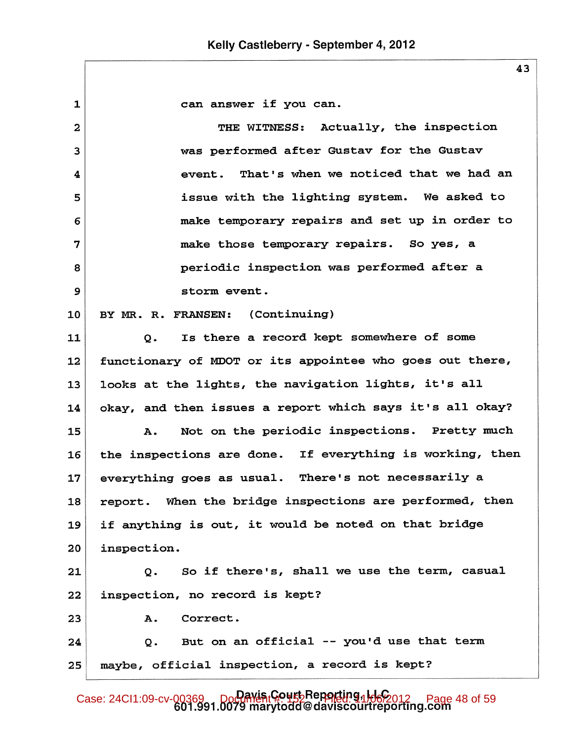1 can answer if you can.

2 THE WITNESS: Actually, the inspection

3 was performed after Gustav for the Gustav

4 event. That's when we noticed that we had an

5 issue with the lighting system. We asked to

6 make temporary repairs and set up in order to

7 make those temporary repairs. So yes, a

8 periodic inspection was performed after a

9 storm event.

10 BY MR. R. FRANSEN: (Continuing)

11 Q. Is there a record kept somewhere of some

12 functionary of MDOT or its appointee who goes out there,

13 looks at the lights, the navigation lights, it's all

14 okay, and then issues a report which says it's all okay?

15 A. Not on the periodic inspections. Pretty much

16 the inspections are done. If everything is working, then

17 everything goes as usual. There's not necessarily a

18 report. When the bridge inspections are performed, then

19 if anything is out, it would be noted on that bridge

20 inspection.

21 Q. So if there's, shall we use the term, casual

22 inspection, no record is kept?

23 A. Correct.

24 Q. But on an official -- you'd use that term

25 maybe, official inspection, a record is kept?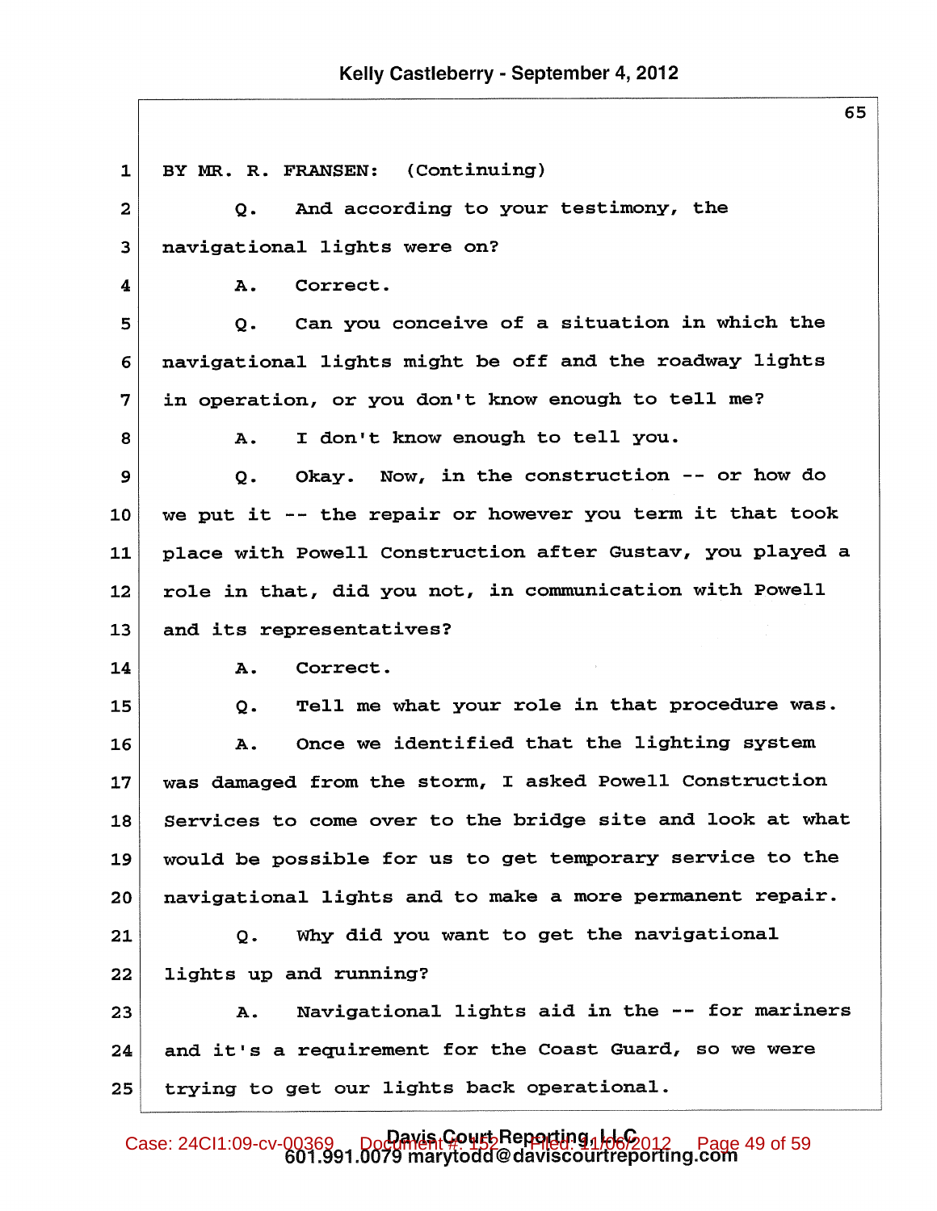BY MR. R. FRANSEN: (Continuing)

Q. And according to your testimony, the navigational lights were on?

A. Correct.

Q. Can you conceive of a situation in which the navigational lights might be off and the roadway lights in operation, or you don't know enough to tell me?

A. I don't know enough to tell you.

Q. Okay. Now, in the construction -- or how do we put it -- the repair or however you term it that took place with Powell Construction after Gustav, you played a role in that, did you not, in communication with Powell and its representatives?

A. Correct.

Q. Tell me what your role in that procedure was.

A. Once we identified that the lighting system was damaged from the storm, I asked Powell Construction Services to come over to the bridge site and look at what would be possible for us to get temporary service to the navigational lights and to make a more permanent repair.

Q. Why did you want to get the navigational lights up and running?

A. Navigational lights aid in the -- for mariners and it's a requirement for the Coast Guard, so we were trying to get our lights back operational.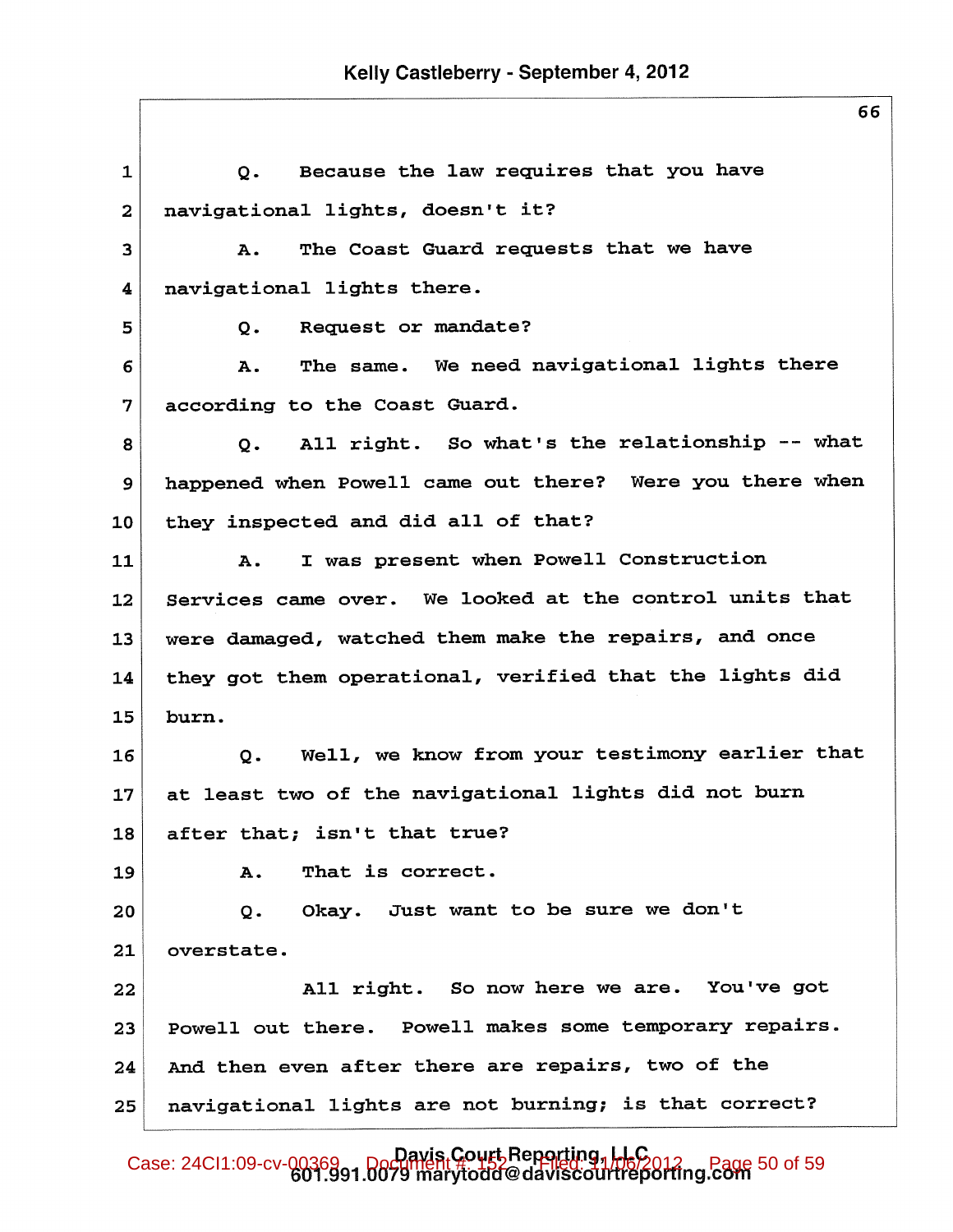1 Q. Because the law requires that you have
2 navigational lights, doesn't it?
3 A. The Coast Guard requests that we have
4 navigational lights there.
5 Q. Request or mandate?
6 A. The same. We need navigational lights there
7 according to the Coast Guard.
8 Q. All right. So what's the relationship -- what
9 happened when Powell came out there? Were you there when
10 they inspected and did all of that?
11 A. I was present when Powell Construction
12 Services came over. We looked at the control units that
13 were damaged, watched them make the repairs, and once
14 they got them operational, verified that the lights did
15 burn.
16 Q. Well, we know from your testimony earlier that
17 at least two of the navigational lights did not burn
18 after that; isn't that true?
19 A. That is correct.
20 Q. Okay. Just want to be sure we don't
21 overstate.
22 All right. So now here we are. You've got
23 Powell out there. Powell makes some temporary repairs.
24 And then even after there are repairs, two of the
25 navigational lights are not burning; is that correct?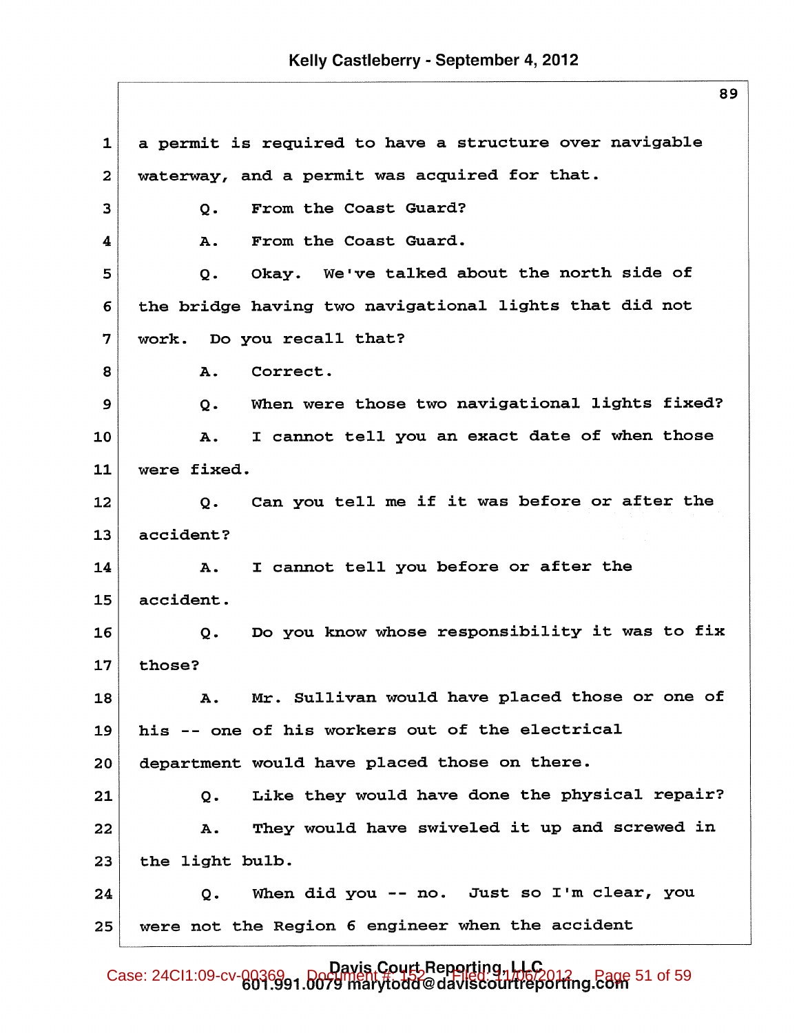1 a permit is required to have a structure over navigable

2 waterway, and a permit was acquired for that.

3 Q. From the Coast Guard?

4 A. From the Coast Guard.

5 Q. Okay. We've talked about the north side of

6 the bridge having two navigational lights that did not

7 work. Do you recall that?

8 A. Correct.

9 Q. When were those two navigational lights fixed?

10 A. I cannot tell you an exact date of when those

11 were fixed.

12 Q. Can you tell me if it was before or after the

13 accident?

14 A. I cannot tell you before or after the

15 accident.

16 Q. Do you know whose responsibility it was to fix

17 those?

18 A. Mr. Sullivan would have placed those or one of

19 his -- one of his workers out of the electrical

20 department would have placed those on there.

21 Q. Like they would have done the physical repair?

22 A. They would have swiveled it up and screwed in

23 the light bulb.

24 Q. When did you -- no. Just so I'm clear, you

25 were not the Region 6 engineer when the accident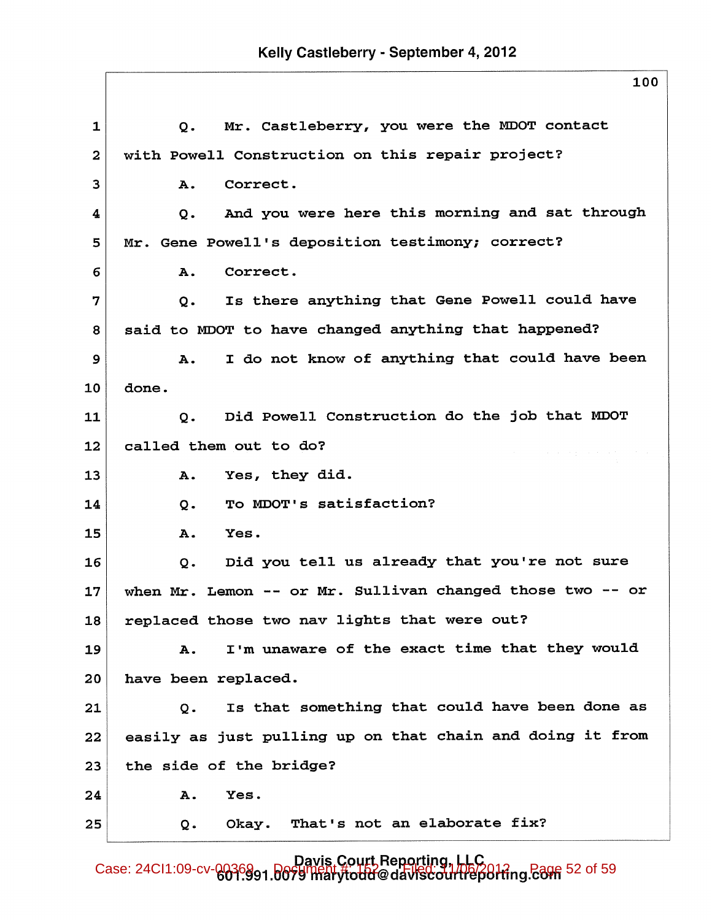1 Q. Mr. Castleberry, you were the MDOT contact
2 with Powell Construction on this repair project?
3 A. Correct.
4 Q. And you were here this morning and sat through
5 Mr. Gene Powell's deposition testimony; correct?
6 A. Correct.
7 Q. Is there anything that Gene Powell could have
8 said to MDOT to have changed anything that happened?
9 A. I do not know of anything that could have been
10 done.
11 Q. Did Powell Construction do the job that MDOT
12 called them out to do?
13 A. Yes, they did.
14 Q. To MDOT's satisfaction?
15 A. Yes.
16 Q. Did you tell us already that you're not sure
17 when Mr. Lemon -- or Mr. Sullivan changed those two -- or
18 replaced those two nav lights that were out?
19 A. I'm unaware of the exact time that they would
20 have been replaced.
21 Q. Is that something that could have been done as
22 easily as just pulling up on that chain and doing it from
23 the side of the bridge?
24 A. Yes.
25 Q. Okay. That's not an elaborate fix?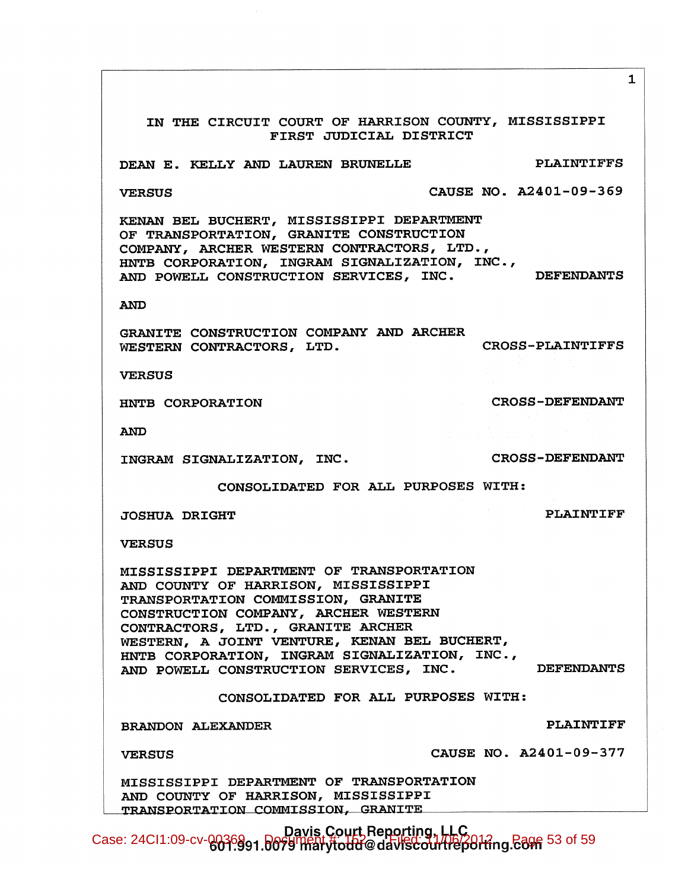IN THE CIRCUIT COURT OF HARRISON COUNTY, MISSISSIPPI
FIRST JUDICIAL DISTRICT

DEAN E. KELLY AND LAUREN BRUNELLE — PLAINTIFFS

VERSUS — CAUSE NO. A2401-09-369

KENAN BEL BUCHERT, MISSISSIPPI DEPARTMENT OF TRANSPORTATION, GRANITE CONSTRUCTION COMPANY, ARCHER WESTERN CONTRACTORS, LTD., HNTB CORPORATION, INGRAM SIGNALIZATION, INC., AND POWELL CONSTRUCTION SERVICES, INC. — DEFENDANTS

AND

GRANITE CONSTRUCTION COMPANY AND ARCHER WESTERN CONTRACTORS, LTD. — CROSS-PLAINTIFFS

VERSUS

HNTB CORPORATION — CROSS-DEFENDANT

AND

INGRAM SIGNALIZATION, INC. — CROSS-DEFENDANT

CONSOLIDATED FOR ALL PURPOSES WITH:

JOSHUA DRIGHT — PLAINTIFF

VERSUS

MISSISSIPPI DEPARTMENT OF TRANSPORTATION AND COUNTY OF HARRISON, MISSISSIPPI TRANSPORTATION COMMISSION, GRANITE CONSTRUCTION COMPANY, ARCHER WESTERN CONTRACTORS, LTD., GRANITE ARCHER WESTERN, A JOINT VENTURE, KENAN BEL BUCHERT, HNTB CORPORATION, INGRAM SIGNALIZATION, INC., AND POWELL CONSTRUCTION SERVICES, INC. — DEFENDANTS

CONSOLIDATED FOR ALL PURPOSES WITH:

BRANDON ALEXANDER — PLAINTIFF

VERSUS — CAUSE NO. A2401-09-377

MISSISSIPPI DEPARTMENT OF TRANSPORTATION AND COUNTY OF HARRISON, MISSISSIPPI TRANSPORTATION COMMISSION, GRANITE

Davis Court Reporting, LLC
601.991.0079 marytodd@daviscourtreporting.com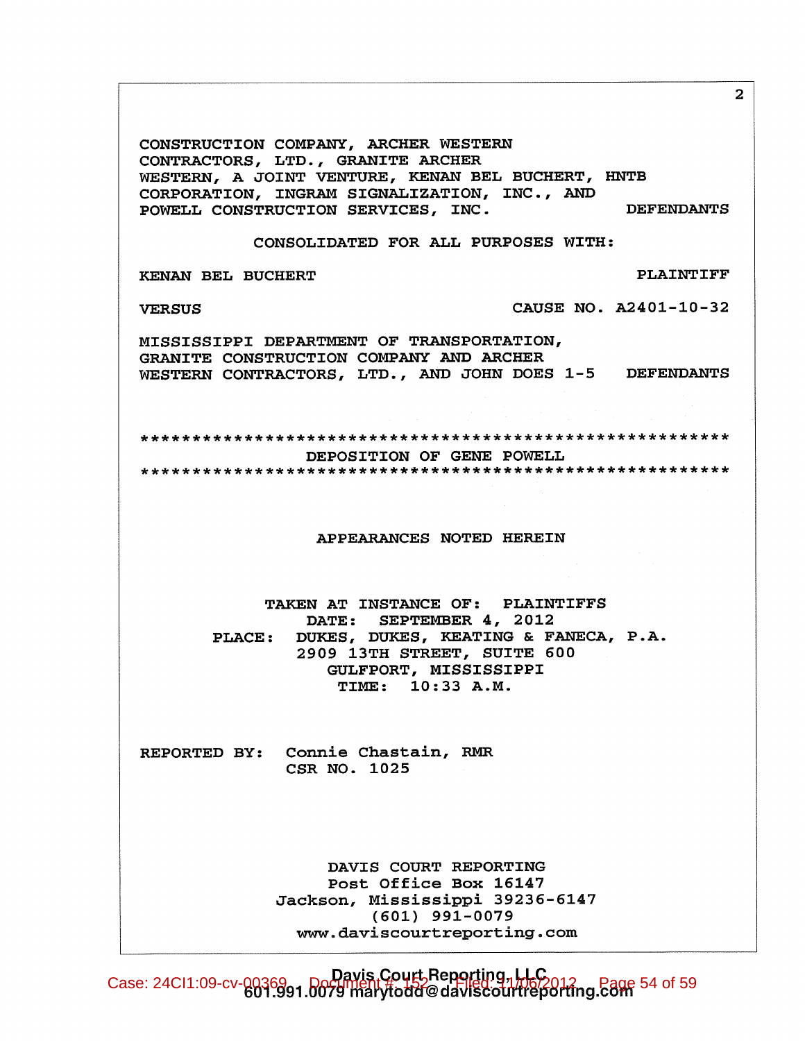CONSTRUCTION COMPANY, ARCHER WESTERN CONTRACTORS, LTD., GRANITE ARCHER WESTERN, A JOINT VENTURE, KENAN BEL BUCHERT, HNTB CORPORATION, INGRAM SIGNALIZATION, INC., AND POWELL CONSTRUCTION SERVICES, INC. DEFENDANTS

CONSOLIDATED FOR ALL PURPOSES WITH:

KENAN BEL BUCHERT PLAINTIFF

VERSUS CAUSE NO. A2401-10-32

MISSISSIPPI DEPARTMENT OF TRANSPORTATION, GRANITE CONSTRUCTION COMPANY AND ARCHER WESTERN CONTRACTORS, LTD., AND JOHN DOES 1-5 DEFENDANTS

*********************************************************

DEPOSITION OF GENE POWELL

*********************************************************

APPEARANCES NOTED HEREIN

TAKEN AT INSTANCE OF: PLAINTIFFS
DATE: SEPTEMBER 4, 2012
PLACE: DUKES, DUKES, KEATING & FANECA, P.A.
2909 13TH STREET, SUITE 600
GULFPORT, MISSISSIPPI
TIME: 10:33 A.M.

REPORTED BY: Connie Chastain, RMR
CSR NO. 1025

DAVIS COURT REPORTING
Post Office Box 16147
Jackson, Mississippi 39236-6147
(601) 991-0079
www.daviscourtreporting.com

Davis Court Reporting, LLC
601.991.0079 marytodd@daviscourtreporting.com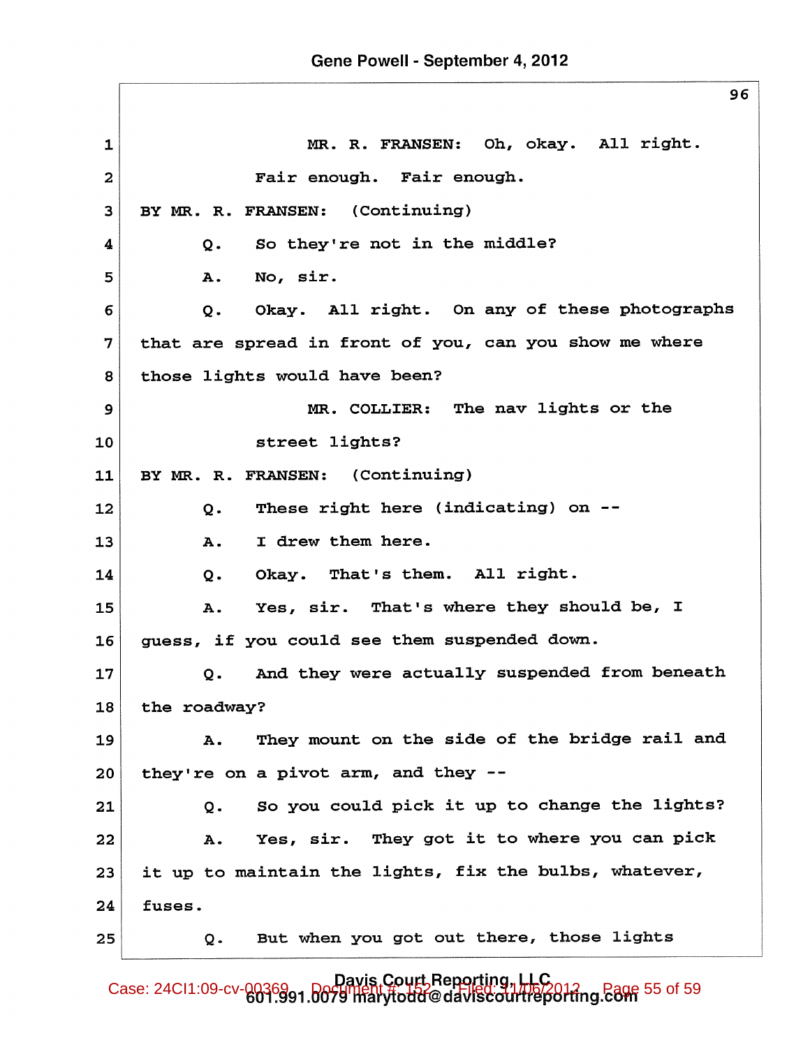1 MR. R. FRANSEN: Oh, okay. All right.

2 Fair enough. Fair enough.

3 BY MR. R. FRANSEN: (Continuing)

4 Q. So they're not in the middle?

5 A. No, sir.

6 Q. Okay. All right. On any of these photographs

7 that are spread in front of you, can you show me where

8 those lights would have been?

9 MR. COLLIER: The nav lights or the

10 street lights?

11 BY MR. R. FRANSEN: (Continuing)

12 Q. These right here (indicating) on --

13 A. I drew them here.

14 Q. Okay. That's them. All right.

15 A. Yes, sir. That's where they should be, I

16 guess, if you could see them suspended down.

17 Q. And they were actually suspended from beneath

18 the roadway?

19 A. They mount on the side of the bridge rail and

20 they're on a pivot arm, and they --

21 Q. So you could pick it up to change the lights?

22 A. Yes, sir. They got it to where you can pick

23 it up to maintain the lights, fix the bulbs, whatever,

24 fuses.

25 Q. But when you got out there, those lights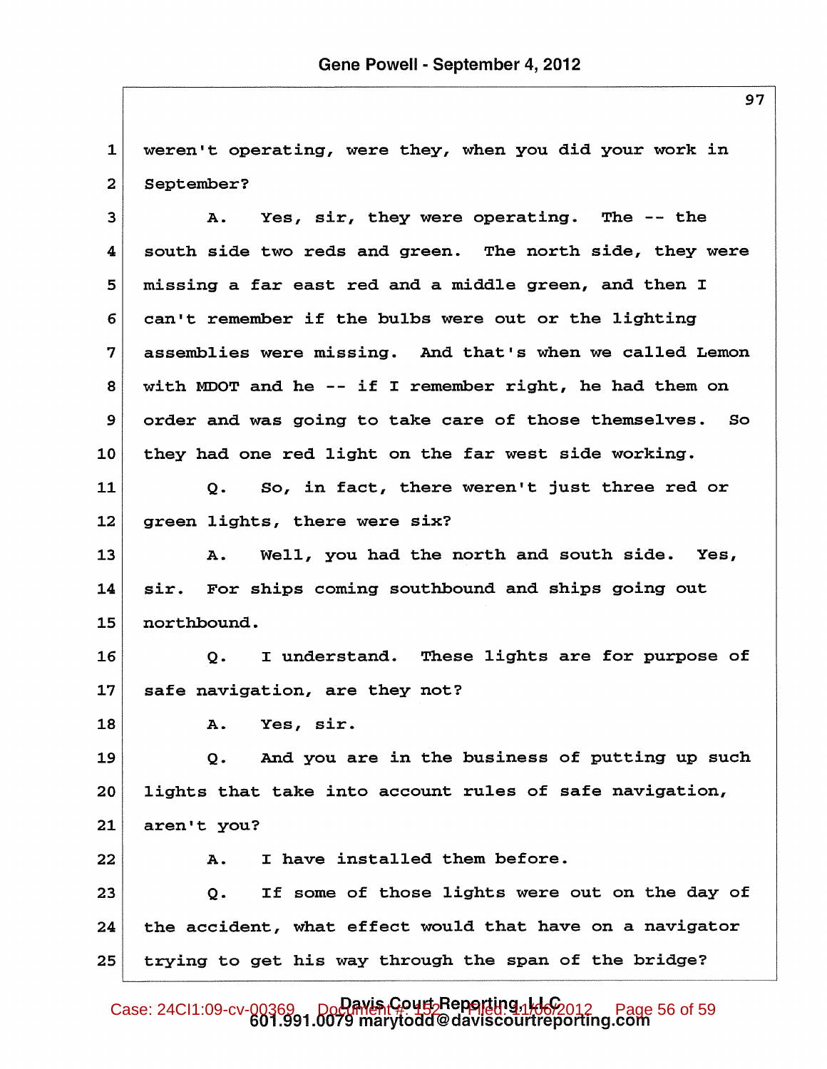weren't operating, were they, when you did your work in September?

A. Yes, sir, they were operating. The -- the south side two reds and green. The north side, they were missing a far east red and a middle green, and then I can't remember if the bulbs were out or the lighting assemblies were missing. And that's when we called Lemon with MDOT and he -- if I remember right, he had them on order and was going to take care of those themselves. So they had one red light on the far west side working.

Q. So, in fact, there weren't just three red or green lights, there were six?

A. Well, you had the north and south side. Yes, sir. For ships coming southbound and ships going out northbound.

Q. I understand. These lights are for purpose of safe navigation, are they not?

A. Yes, sir.

Q. And you are in the business of putting up such lights that take into account rules of safe navigation, aren't you?

A. I have installed them before.

Q. If some of those lights were out on the day of the accident, what effect would that have on a navigator trying to get his way through the span of the bridge?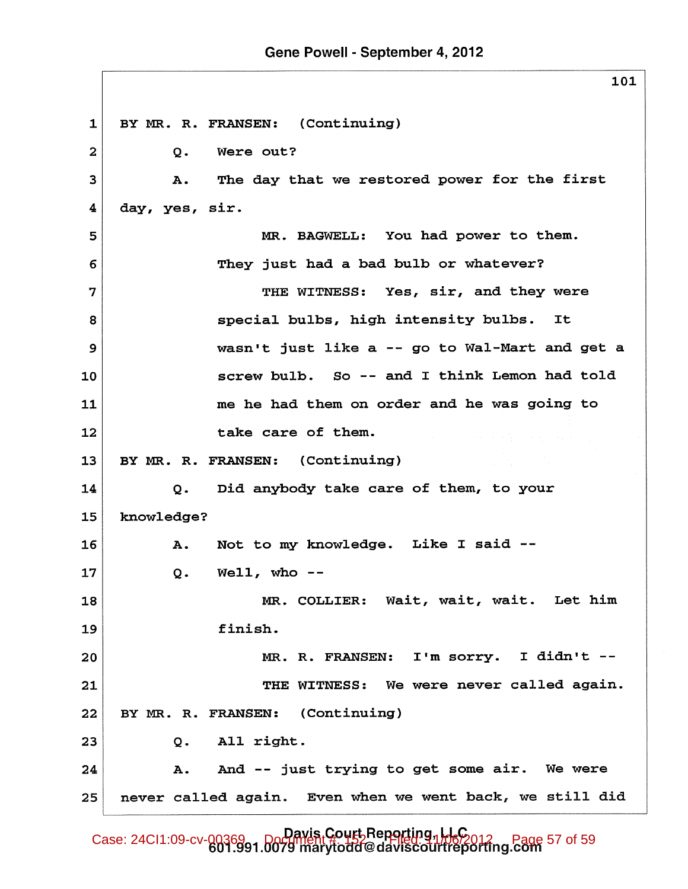1 BY MR. R. FRANSEN: (Continuing)

2 Q. Were out?

3 A. The day that we restored power for the first

4 day, yes, sir.

5 MR. BAGWELL: You had power to them.

6 They just had a bad bulb or whatever?

7 THE WITNESS: Yes, sir, and they were

8 special bulbs, high intensity bulbs. It

9 wasn't just like a -- go to Wal-Mart and get a

10 screw bulb. So -- and I think Lemon had told

11 me he had them on order and he was going to

12 take care of them.

13 BY MR. R. FRANSEN: (Continuing)

14 Q. Did anybody take care of them, to your

15 knowledge?

16 A. Not to my knowledge. Like I said --

17 Q. Well, who --

18 MR. COLLIER: Wait, wait, wait. Let him

19 finish.

20 MR. R. FRANSEN: I'm sorry. I didn't --

21 THE WITNESS: We were never called again.

22 BY MR. R. FRANSEN: (Continuing)

23 Q. All right.

24 A. And -- just trying to get some air. We were

25 never called again. Even when we went back, we still did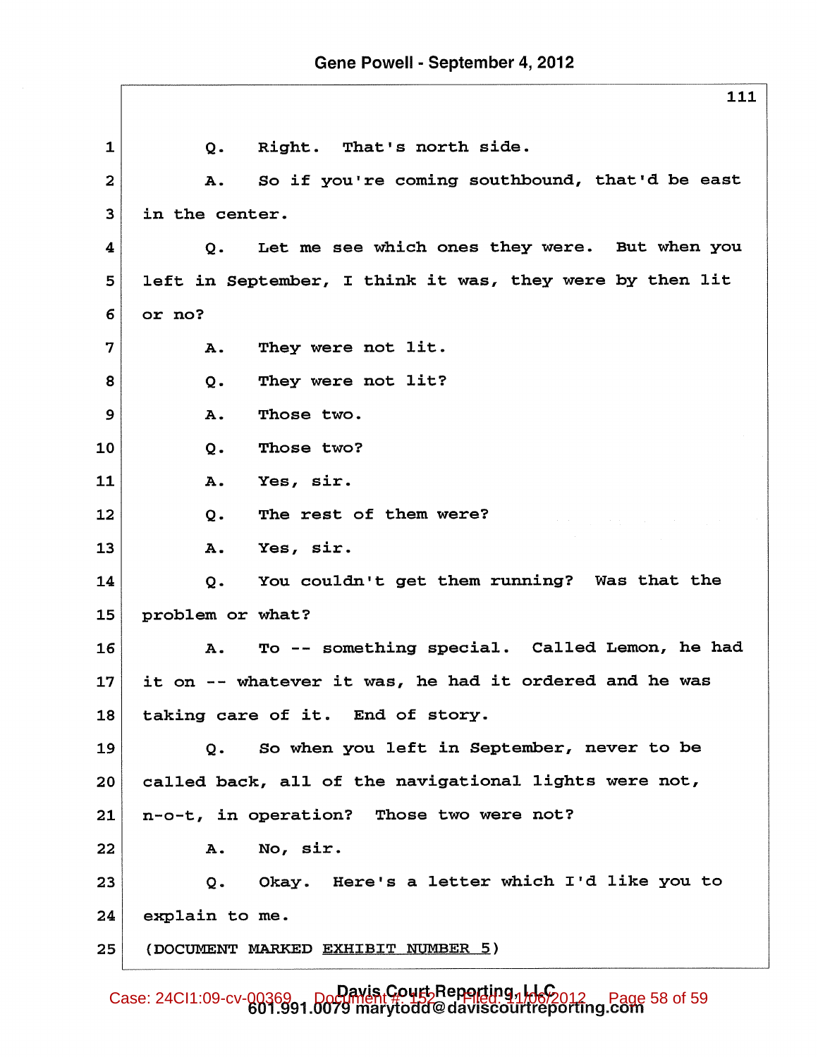1 Q. Right. That's north side.

2 A. So if you're coming southbound, that'd be east

3 in the center.

4 Q. Let me see which ones they were. But when you

5 left in September, I think it was, they were by then lit

6 or no?

7 A. They were not lit.

8 Q. They were not lit?

9 A. Those two.

10 Q. Those two?

11 A. Yes, sir.

12 Q. The rest of them were?

13 A. Yes, sir.

14 Q. You couldn't get them running? Was that the

15 problem or what?

16 A. To -- something special. Called Lemon, he had

17 it on -- whatever it was, he had it ordered and he was

18 taking care of it. End of story.

19 Q. So when you left in September, never to be

20 called back, all of the navigational lights were not,

21 n-o-t, in operation? Those two were not?

22 A. No, sir.

23 Q. Okay. Here's a letter which I'd like you to

24 explain to me.

25 (DOCUMENT MARKED EXHIBIT NUMBER 5)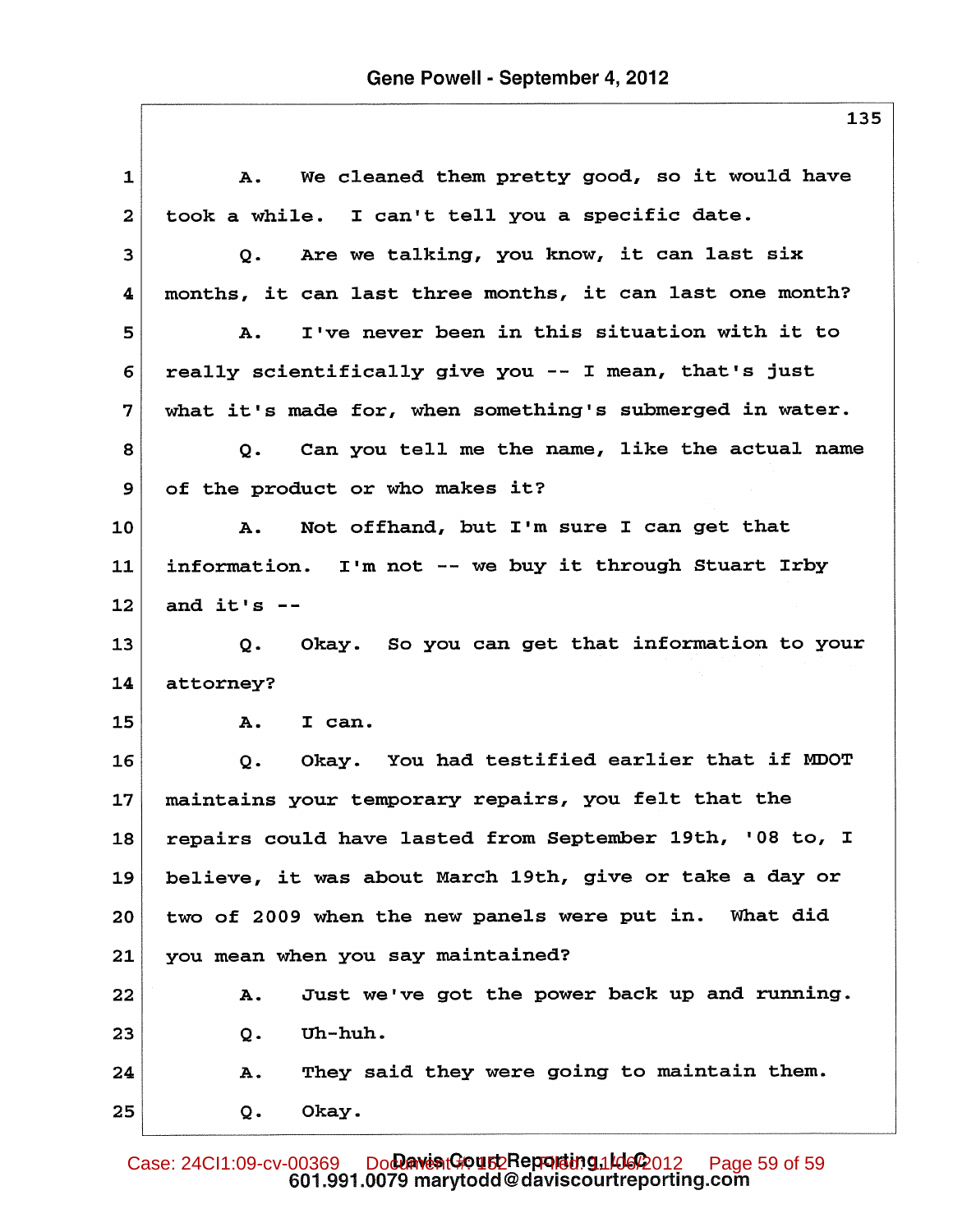1 A. We cleaned them pretty good, so it would have
2 took a while. I can't tell you a specific date.
3 Q. Are we talking, you know, it can last six
4 months, it can last three months, it can last one month?
5 A. I've never been in this situation with it to
6 really scientifically give you -- I mean, that's just
7 what it's made for, when something's submerged in water.
8 Q. Can you tell me the name, like the actual name
9 of the product or who makes it?
10 A. Not offhand, but I'm sure I can get that
11 information. I'm not -- we buy it through Stuart Irby
12 and it's --
13 Q. Okay. So you can get that information to your
14 attorney?
15 A. I can.
16 Q. Okay. You had testified earlier that if MDOT
17 maintains your temporary repairs, you felt that the
18 repairs could have lasted from September 19th, '08 to, I
19 believe, it was about March 19th, give or take a day or
20 two of 2009 when the new panels were put in. What did
21 you mean when you say maintained?
22 A. Just we've got the power back up and running.
23 Q. Uh-huh.
24 A. They said they were going to maintain them.
25 Q. Okay.